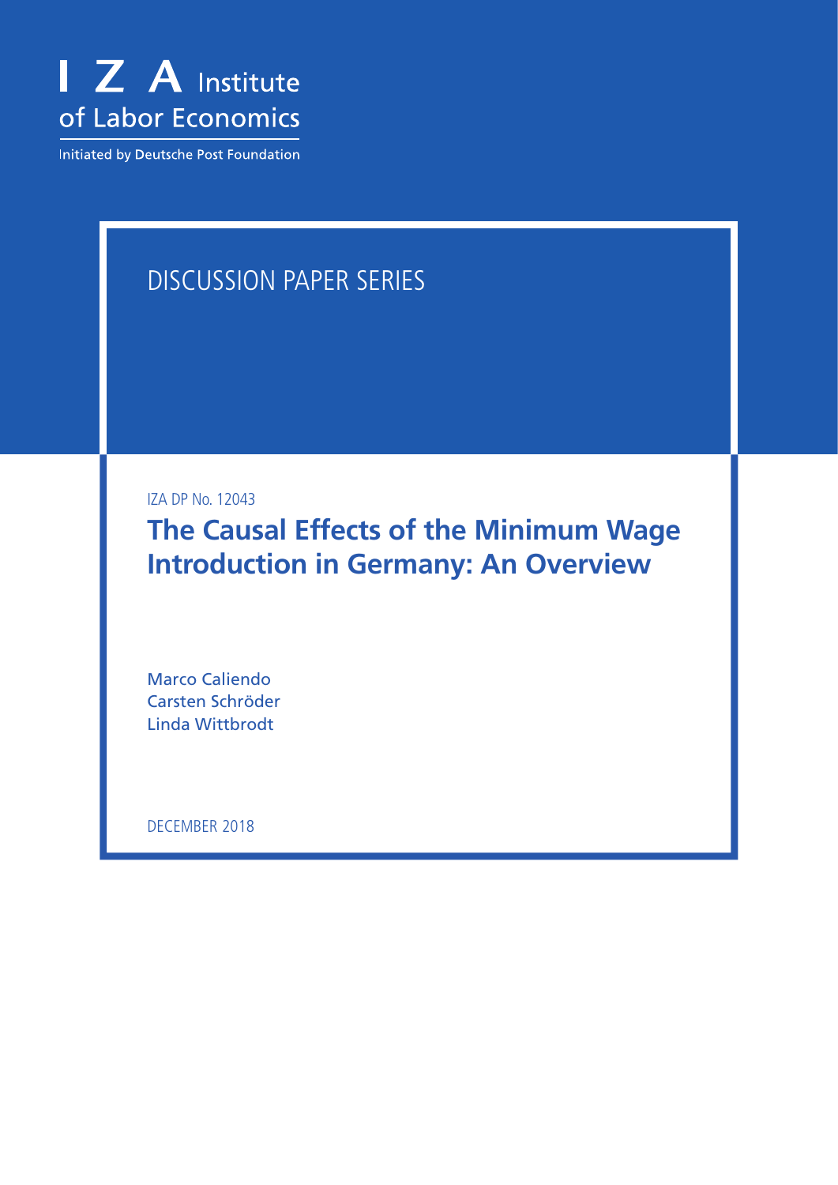I Z A Institute of Labor Economics

Initiated by Deutsche Post Foundation

DISCUSSION PAPER SERIES

IZA DP No. 12043

# The Causal Effects of the Minimum Wage Introduction in Germany: An Overview

Marco Caliendo
Carsten Schröder
Linda Wittbrodt

DECEMBER 2018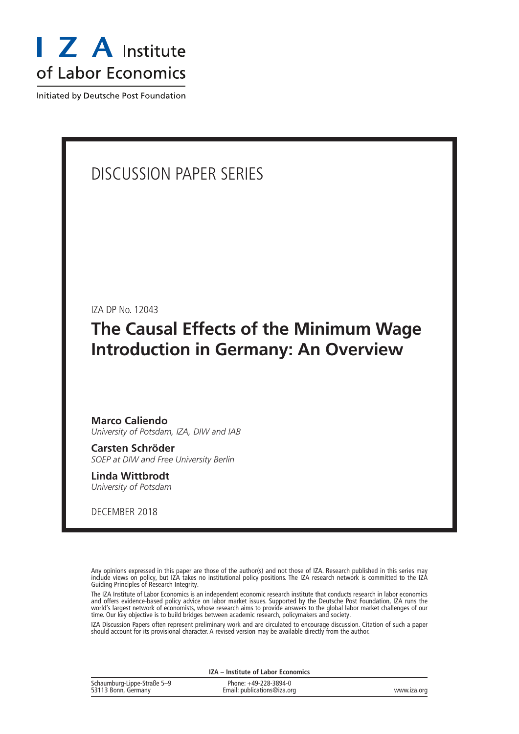# I Z A Institute of Labor Economics

Initiated by Deutsche Post Foundation

DISCUSSION PAPER SERIES

IZA DP No. 12043

## The Causal Effects of the Minimum Wage Introduction in Germany: An Overview

**Marco Caliendo**
*University of Potsdam, IZA, DIW and IAB*

**Carsten Schröder**
*SOEP at DIW and Free University Berlin*

**Linda Wittbrodt**
*University of Potsdam*

DECEMBER 2018

Any opinions expressed in this paper are those of the author(s) and not those of IZA. Research published in this series may include views on policy, but IZA takes no institutional policy positions. The IZA research network is committed to the IZA Guiding Principles of Research Integrity.

The IZA Institute of Labor Economics is an independent economic research institute that conducts research in labor economics and offers evidence-based policy advice on labor market issues. Supported by the Deutsche Post Foundation, IZA runs the world's largest network of economists, whose research aims to provide answers to the global labor market challenges of our time. Our key objective is to build bridges between academic research, policymakers and society.

IZA Discussion Papers often represent preliminary work and are circulated to encourage discussion. Citation of such a paper should account for its provisional character. A revised version may be available directly from the author.

**IZA – Institute of Labor Economics**

Schaumburg-Lippe-Straße 5–9
53113 Bonn, Germany

Phone: +49-228-3894-0
Email: publications@iza.org

www.iza.org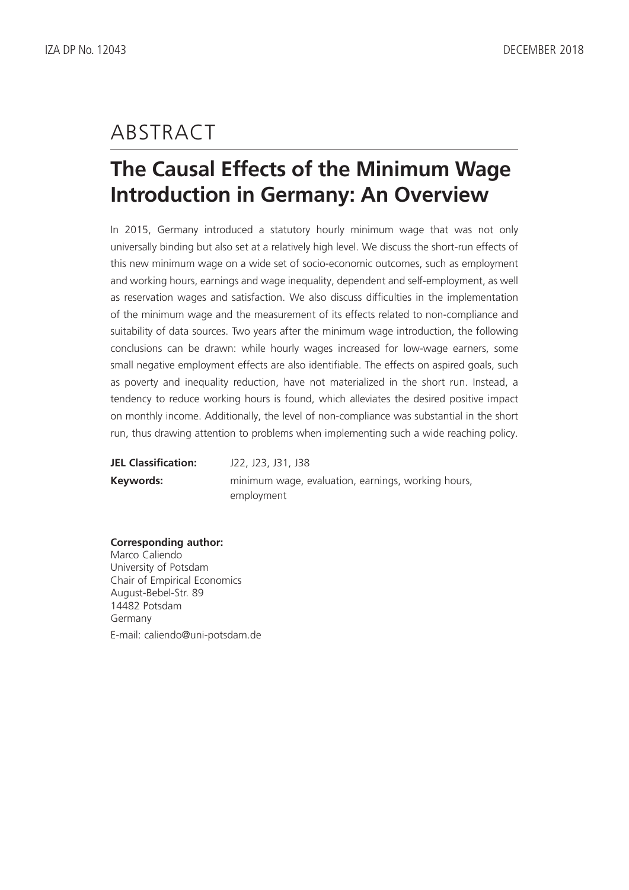# ABSTRACT

## The Causal Effects of the Minimum Wage Introduction in Germany: An Overview

In 2015, Germany introduced a statutory hourly minimum wage that was not only universally binding but also set at a relatively high level. We discuss the short-run effects of this new minimum wage on a wide set of socio-economic outcomes, such as employment and working hours, earnings and wage inequality, dependent and self-employment, as well as reservation wages and satisfaction. We also discuss difficulties in the implementation of the minimum wage and the measurement of its effects related to non-compliance and suitability of data sources. Two years after the minimum wage introduction, the following conclusions can be drawn: while hourly wages increased for low-wage earners, some small negative employment effects are also identifiable. The effects on aspired goals, such as poverty and inequality reduction, have not materialized in the short run. Instead, a tendency to reduce working hours is found, which alleviates the desired positive impact on monthly income. Additionally, the level of non-compliance was substantial in the short run, thus drawing attention to problems when implementing such a wide reaching policy.

**JEL Classification:** J22, J23, J31, J38

**Keywords:** minimum wage, evaluation, earnings, working hours, employment

**Corresponding author:**
Marco Caliendo
University of Potsdam
Chair of Empirical Economics
August-Bebel-Str. 89
14482 Potsdam
Germany

E-mail: caliendo@uni-potsdam.de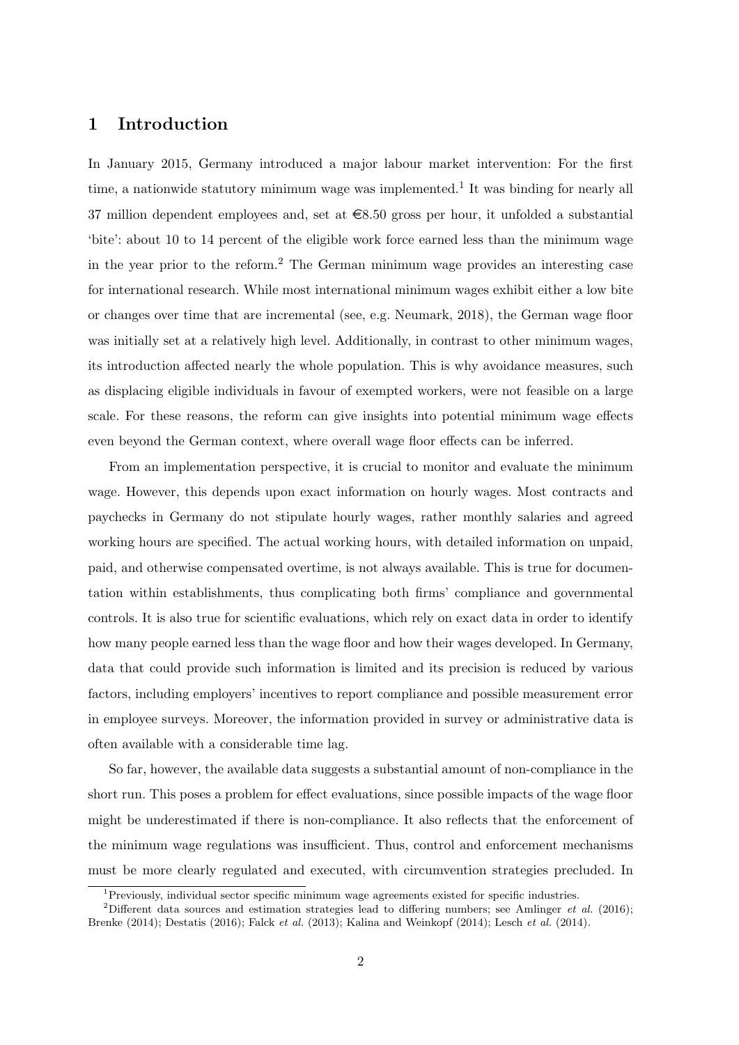# 1 Introduction

In January 2015, Germany introduced a major labour market intervention: For the first time, a nationwide statutory minimum wage was implemented.[1] It was binding for nearly all 37 million dependent employees and, set at €8.50 gross per hour, it unfolded a substantial 'bite': about 10 to 14 percent of the eligible work force earned less than the minimum wage in the year prior to the reform.[2] The German minimum wage provides an interesting case for international research. While most international minimum wages exhibit either a low bite or changes over time that are incremental (see, e.g. Neumark, 2018), the German wage floor was initially set at a relatively high level. Additionally, in contrast to other minimum wages, its introduction affected nearly the whole population. This is why avoidance measures, such as displacing eligible individuals in favour of exempted workers, were not feasible on a large scale. For these reasons, the reform can give insights into potential minimum wage effects even beyond the German context, where overall wage floor effects can be inferred.

From an implementation perspective, it is crucial to monitor and evaluate the minimum wage. However, this depends upon exact information on hourly wages. Most contracts and paychecks in Germany do not stipulate hourly wages, rather monthly salaries and agreed working hours are specified. The actual working hours, with detailed information on unpaid, paid, and otherwise compensated overtime, is not always available. This is true for documentation within establishments, thus complicating both firms' compliance and governmental controls. It is also true for scientific evaluations, which rely on exact data in order to identify how many people earned less than the wage floor and how their wages developed. In Germany, data that could provide such information is limited and its precision is reduced by various factors, including employers' incentives to report compliance and possible measurement error in employee surveys. Moreover, the information provided in survey or administrative data is often available with a considerable time lag.

So far, however, the available data suggests a substantial amount of non-compliance in the short run. This poses a problem for effect evaluations, since possible impacts of the wage floor might be underestimated if there is non-compliance. It also reflects that the enforcement of the minimum wage regulations was insufficient. Thus, control and enforcement mechanisms must be more clearly regulated and executed, with circumvention strategies precluded. In

[1] Previously, individual sector specific minimum wage agreements existed for specific industries.

[2] Different data sources and estimation strategies lead to differing numbers; see Amlinger *et al.* (2016); Brenke (2014); Destatis (2016); Falck *et al.* (2013); Kalina and Weinkopf (2014); Lesch *et al.* (2014).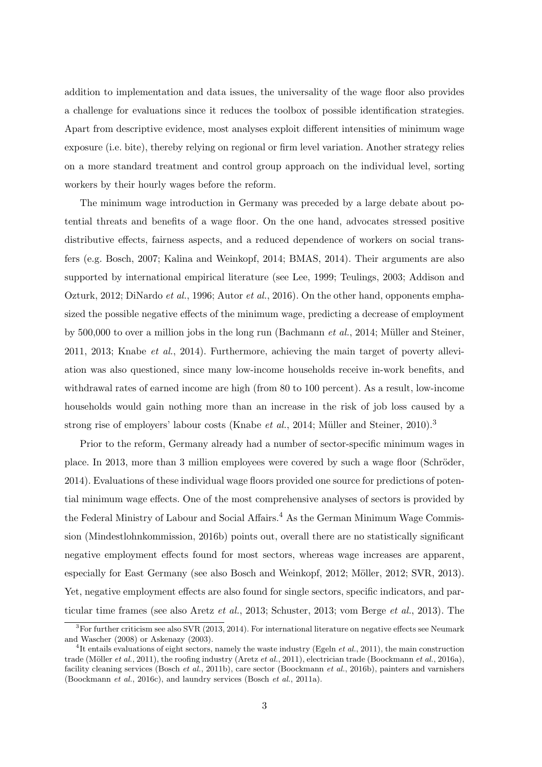addition to implementation and data issues, the universality of the wage floor also provides a challenge for evaluations since it reduces the toolbox of possible identification strategies. Apart from descriptive evidence, most analyses exploit different intensities of minimum wage exposure (i.e. bite), thereby relying on regional or firm level variation. Another strategy relies on a more standard treatment and control group approach on the individual level, sorting workers by their hourly wages before the reform.

The minimum wage introduction in Germany was preceded by a large debate about potential threats and benefits of a wage floor. On the one hand, advocates stressed positive distributive effects, fairness aspects, and a reduced dependence of workers on social transfers (e.g. Bosch, 2007; Kalina and Weinkopf, 2014; BMAS, 2014). Their arguments are also supported by international empirical literature (see Lee, 1999; Teulings, 2003; Addison and Ozturk, 2012; DiNardo *et al.*, 1996; Autor *et al.*, 2016). On the other hand, opponents emphasized the possible negative effects of the minimum wage, predicting a decrease of employment by 500,000 to over a million jobs in the long run (Bachmann *et al.*, 2014; Müller and Steiner, 2011, 2013; Knabe *et al.*, 2014). Furthermore, achieving the main target of poverty alleviation was also questioned, since many low-income households receive in-work benefits, and withdrawal rates of earned income are high (from 80 to 100 percent). As a result, low-income households would gain nothing more than an increase in the risk of job loss caused by a strong rise of employers' labour costs (Knabe *et al.*, 2014; Müller and Steiner, 2010).[3]

Prior to the reform, Germany already had a number of sector-specific minimum wages in place. In 2013, more than 3 million employees were covered by such a wage floor (Schröder, 2014). Evaluations of these individual wage floors provided one source for predictions of potential minimum wage effects. One of the most comprehensive analyses of sectors is provided by the Federal Ministry of Labour and Social Affairs.[4] As the German Minimum Wage Commission (Mindestlohnkommission, 2016b) points out, overall there are no statistically significant negative employment effects found for most sectors, whereas wage increases are apparent, especially for East Germany (see also Bosch and Weinkopf, 2012; Möller, 2012; SVR, 2013). Yet, negative employment effects are also found for single sectors, specific indicators, and particular time frames (see also Aretz *et al.*, 2013; Schuster, 2013; vom Berge *et al.*, 2013). The

[3] For further criticism see also SVR (2013, 2014). For international literature on negative effects see Neumark and Wascher (2008) or Askenazy (2003).

[4] It entails evaluations of eight sectors, namely the waste industry (Egeln *et al.*, 2011), the main construction trade (Möller *et al.*, 2011), the roofing industry (Aretz *et al.*, 2011), electrician trade (Boockmann *et al.*, 2016a), facility cleaning services (Bosch *et al.*, 2011b), care sector (Boockmann *et al.*, 2016b), painters and varnishers (Boockmann *et al.*, 2016c), and laundry services (Bosch *et al.*, 2011a).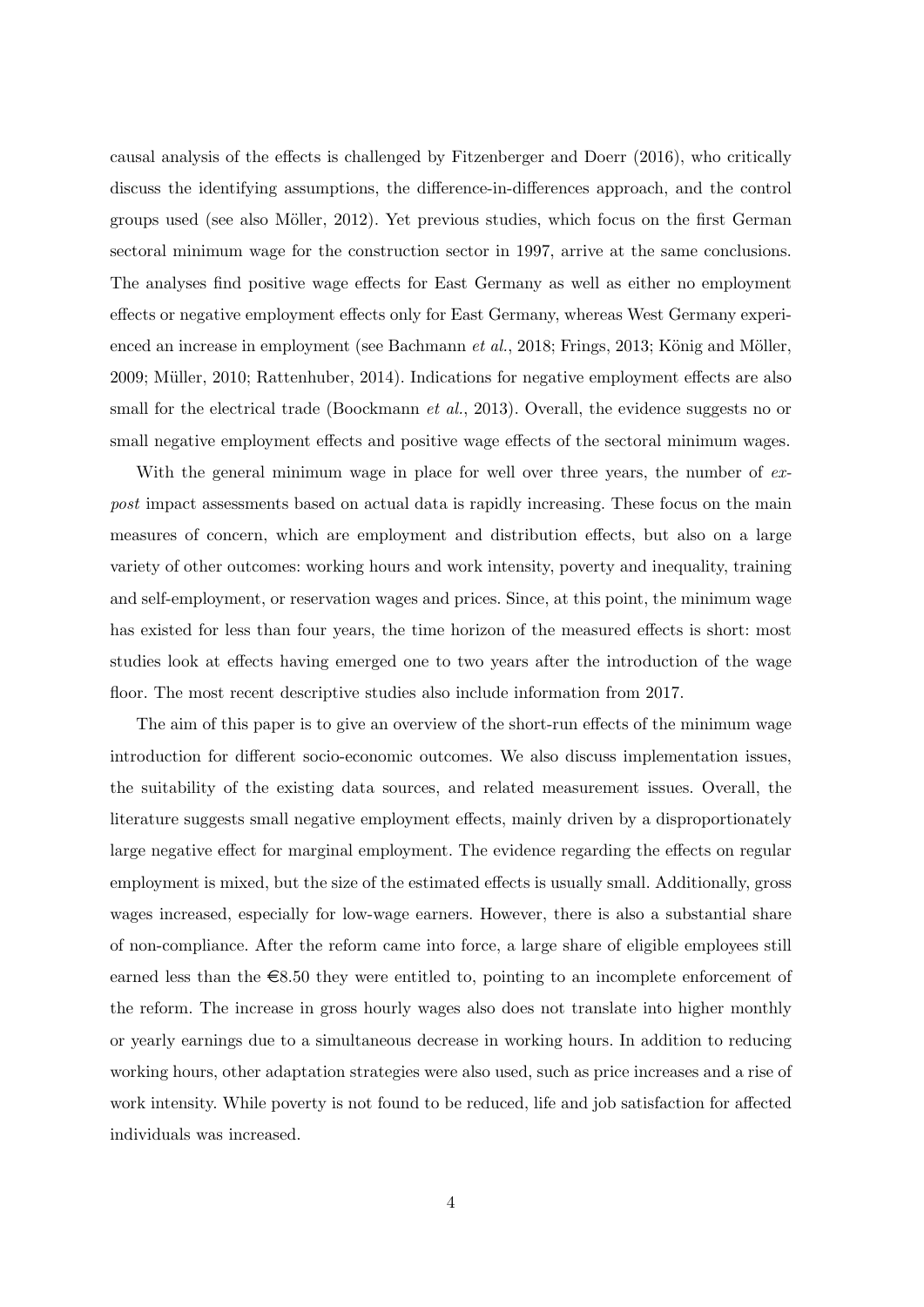causal analysis of the effects is challenged by Fitzenberger and Doerr (2016), who critically discuss the identifying assumptions, the difference-in-differences approach, and the control groups used (see also Möller, 2012). Yet previous studies, which focus on the first German sectoral minimum wage for the construction sector in 1997, arrive at the same conclusions. The analyses find positive wage effects for East Germany as well as either no employment effects or negative employment effects only for East Germany, whereas West Germany experienced an increase in employment (see Bachmann *et al.*, 2018; Frings, 2013; König and Möller, 2009; Müller, 2010; Rattenhuber, 2014). Indications for negative employment effects are also small for the electrical trade (Boockmann *et al.*, 2013). Overall, the evidence suggests no or small negative employment effects and positive wage effects of the sectoral minimum wages.

With the general minimum wage in place for well over three years, the number of *ex-post* impact assessments based on actual data is rapidly increasing. These focus on the main measures of concern, which are employment and distribution effects, but also on a large variety of other outcomes: working hours and work intensity, poverty and inequality, training and self-employment, or reservation wages and prices. Since, at this point, the minimum wage has existed for less than four years, the time horizon of the measured effects is short: most studies look at effects having emerged one to two years after the introduction of the wage floor. The most recent descriptive studies also include information from 2017.

The aim of this paper is to give an overview of the short-run effects of the minimum wage introduction for different socio-economic outcomes. We also discuss implementation issues, the suitability of the existing data sources, and related measurement issues. Overall, the literature suggests small negative employment effects, mainly driven by a disproportionately large negative effect for marginal employment. The evidence regarding the effects on regular employment is mixed, but the size of the estimated effects is usually small. Additionally, gross wages increased, especially for low-wage earners. However, there is also a substantial share of non-compliance. After the reform came into force, a large share of eligible employees still earned less than the €8.50 they were entitled to, pointing to an incomplete enforcement of the reform. The increase in gross hourly wages also does not translate into higher monthly or yearly earnings due to a simultaneous decrease in working hours. In addition to reducing working hours, other adaptation strategies were also used, such as price increases and a rise of work intensity. While poverty is not found to be reduced, life and job satisfaction for affected individuals was increased.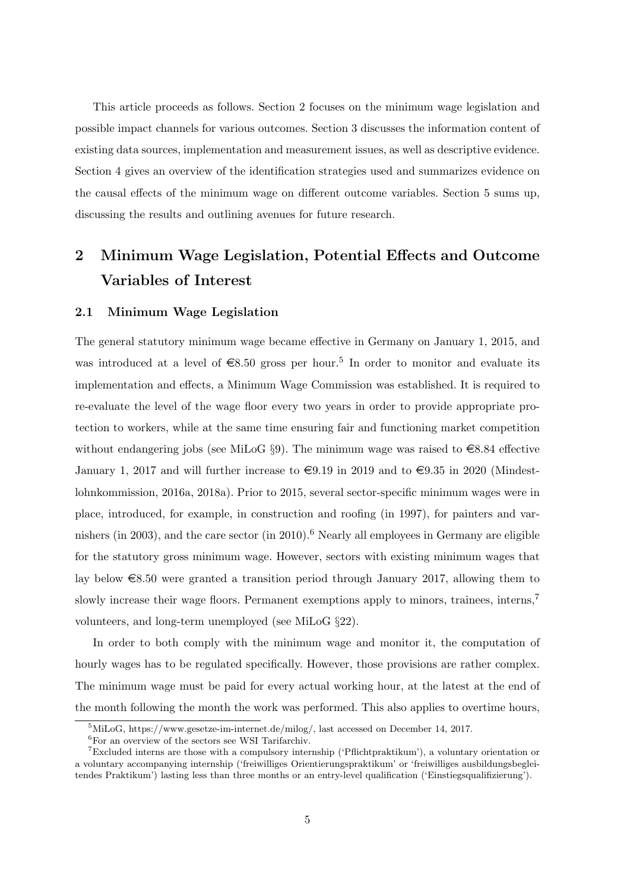This article proceeds as follows. Section 2 focuses on the minimum wage legislation and possible impact channels for various outcomes. Section 3 discusses the information content of existing data sources, implementation and measurement issues, as well as descriptive evidence. Section 4 gives an overview of the identification strategies used and summarizes evidence on the causal effects of the minimum wage on different outcome variables. Section 5 sums up, discussing the results and outlining avenues for future research.

## 2 Minimum Wage Legislation, Potential Effects and Outcome Variables of Interest

### 2.1 Minimum Wage Legislation

The general statutory minimum wage became effective in Germany on January 1, 2015, and was introduced at a level of €8.50 gross per hour.[5] In order to monitor and evaluate its implementation and effects, a Minimum Wage Commission was established. It is required to re-evaluate the level of the wage floor every two years in order to provide appropriate protection to workers, while at the same time ensuring fair and functioning market competition without endangering jobs (see MiLoG §9). The minimum wage was raised to €8.84 effective January 1, 2017 and will further increase to €9.19 in 2019 and to €9.35 in 2020 (Mindestlohnkommission, 2016a, 2018a). Prior to 2015, several sector-specific minimum wages were in place, introduced, for example, in construction and roofing (in 1997), for painters and varnishers (in 2003), and the care sector (in 2010).[6] Nearly all employees in Germany are eligible for the statutory gross minimum wage. However, sectors with existing minimum wages that lay below €8.50 were granted a transition period through January 2017, allowing them to slowly increase their wage floors. Permanent exemptions apply to minors, trainees, interns,[7] volunteers, and long-term unemployed (see MiLoG §22).

In order to both comply with the minimum wage and monitor it, the computation of hourly wages has to be regulated specifically. However, those provisions are rather complex. The minimum wage must be paid for every actual working hour, at the latest at the end of the month following the month the work was performed. This also applies to overtime hours,

[5] MiLoG, https://www.gesetze-im-internet.de/milog/, last accessed on December 14, 2017.

[6] For an overview of the sectors see WSI Tarifarchiv.

[7] Excluded interns are those with a compulsory internship ('Pflichtpraktikum'), a voluntary orientation or a voluntary accompanying internship ('freiwilliges Orientierungspraktikum' or 'freiwilliges ausbildungsbegleitendes Praktikum') lasting less than three months or an entry-level qualification ('Einstiegsqualifizierung').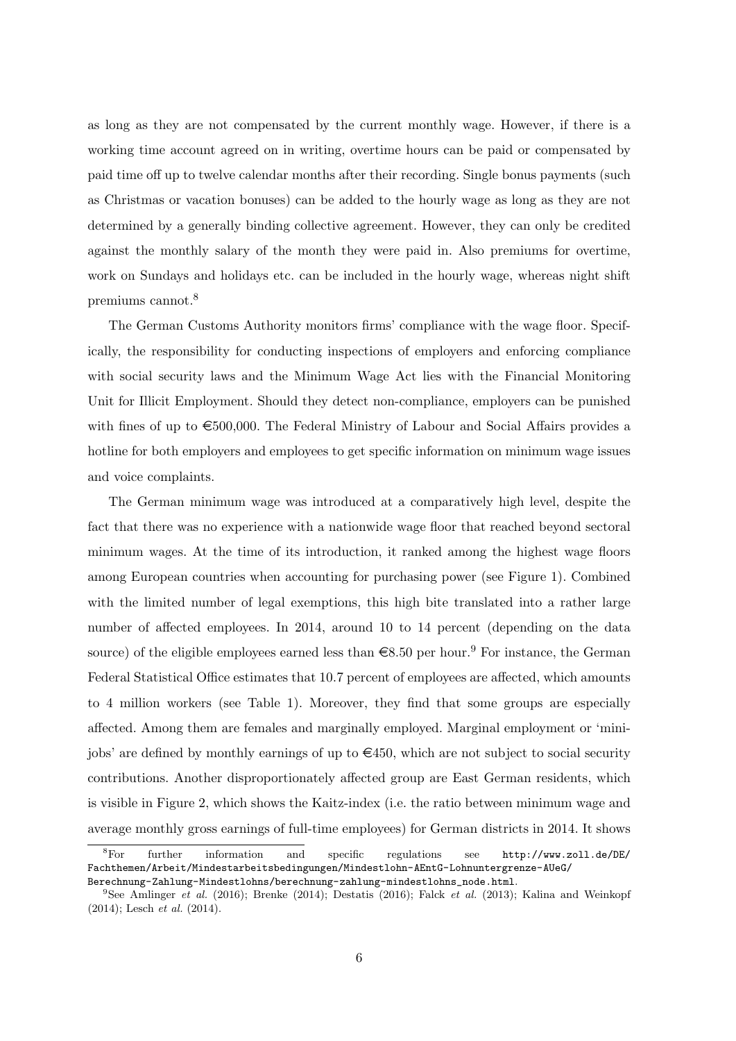as long as they are not compensated by the current monthly wage. However, if there is a working time account agreed on in writing, overtime hours can be paid or compensated by paid time off up to twelve calendar months after their recording. Single bonus payments (such as Christmas or vacation bonuses) can be added to the hourly wage as long as they are not determined by a generally binding collective agreement. However, they can only be credited against the monthly salary of the month they were paid in. Also premiums for overtime, work on Sundays and holidays etc. can be included in the hourly wage, whereas night shift premiums cannot.[8]

The German Customs Authority monitors firms' compliance with the wage floor. Specifically, the responsibility for conducting inspections of employers and enforcing compliance with social security laws and the Minimum Wage Act lies with the Financial Monitoring Unit for Illicit Employment. Should they detect non-compliance, employers can be punished with fines of up to €500,000. The Federal Ministry of Labour and Social Affairs provides a hotline for both employers and employees to get specific information on minimum wage issues and voice complaints.

The German minimum wage was introduced at a comparatively high level, despite the fact that there was no experience with a nationwide wage floor that reached beyond sectoral minimum wages. At the time of its introduction, it ranked among the highest wage floors among European countries when accounting for purchasing power (see Figure 1). Combined with the limited number of legal exemptions, this high bite translated into a rather large number of affected employees. In 2014, around 10 to 14 percent (depending on the data source) of the eligible employees earned less than €8.50 per hour.[9] For instance, the German Federal Statistical Office estimates that 10.7 percent of employees are affected, which amounts to 4 million workers (see Table 1). Moreover, they find that some groups are especially affected. Among them are females and marginally employed. Marginal employment or 'mini-jobs' are defined by monthly earnings of up to €450, which are not subject to social security contributions. Another disproportionately affected group are East German residents, which is visible in Figure 2, which shows the Kaitz-index (i.e. the ratio between minimum wage and average monthly gross earnings of full-time employees) for German districts in 2014. It shows

[8] For further information and specific regulations see http://www.zoll.de/DE/Fachthemen/Arbeit/Mindestarbeitsbedingungen/Mindestlohn-AEntG-Lohnuntergrenze-AUeG/Berechnung-Zahlung-Mindestlohns/berechnung-zahlung-mindestlohns_node.html.

[9] See Amlinger *et al.* (2016); Brenke (2014); Destatis (2016); Falck *et al.* (2013); Kalina and Weinkopf (2014); Lesch *et al.* (2014).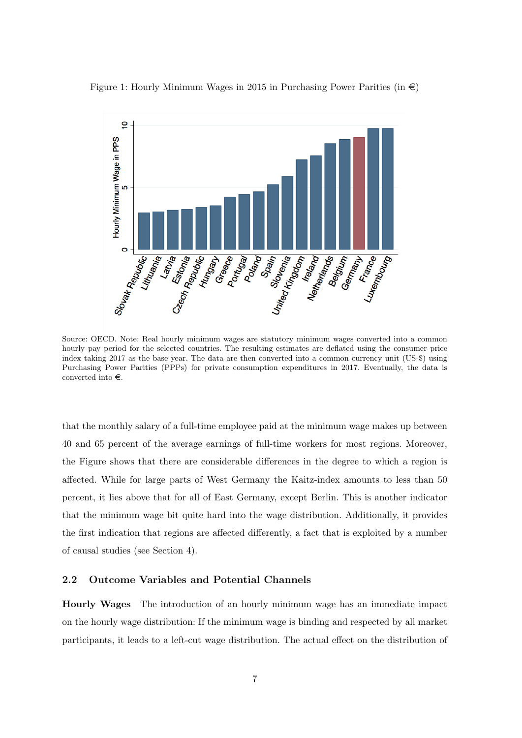Figure 1: Hourly Minimum Wages in 2015 in Purchasing Power Parities (in €)

Source: OECD. Note: Real hourly minimum wages are statutory minimum wages converted into a common hourly pay period for the selected countries. The resulting estimates are deflated using the consumer price index taking 2017 as the base year. The data are then converted into a common currency unit (US-$) using Purchasing Power Parities (PPPs) for private consumption expenditures in 2017. Eventually, the data is converted into €.

that the monthly salary of a full-time employee paid at the minimum wage makes up between 40 and 65 percent of the average earnings of full-time workers for most regions. Moreover, the Figure shows that there are considerable differences in the degree to which a region is affected. While for large parts of West Germany the Kaitz-index amounts to less than 50 percent, it lies above that for all of East Germany, except Berlin. This is another indicator that the minimum wage bit quite hard into the wage distribution. Additionally, it provides the first indication that regions are affected differently, a fact that is exploited by a number of causal studies (see Section 4).

### 2.2 Outcome Variables and Potential Channels

**Hourly Wages** The introduction of an hourly minimum wage has an immediate impact on the hourly wage distribution: If the minimum wage is binding and respected by all market participants, it leads to a left-cut wage distribution. The actual effect on the distribution of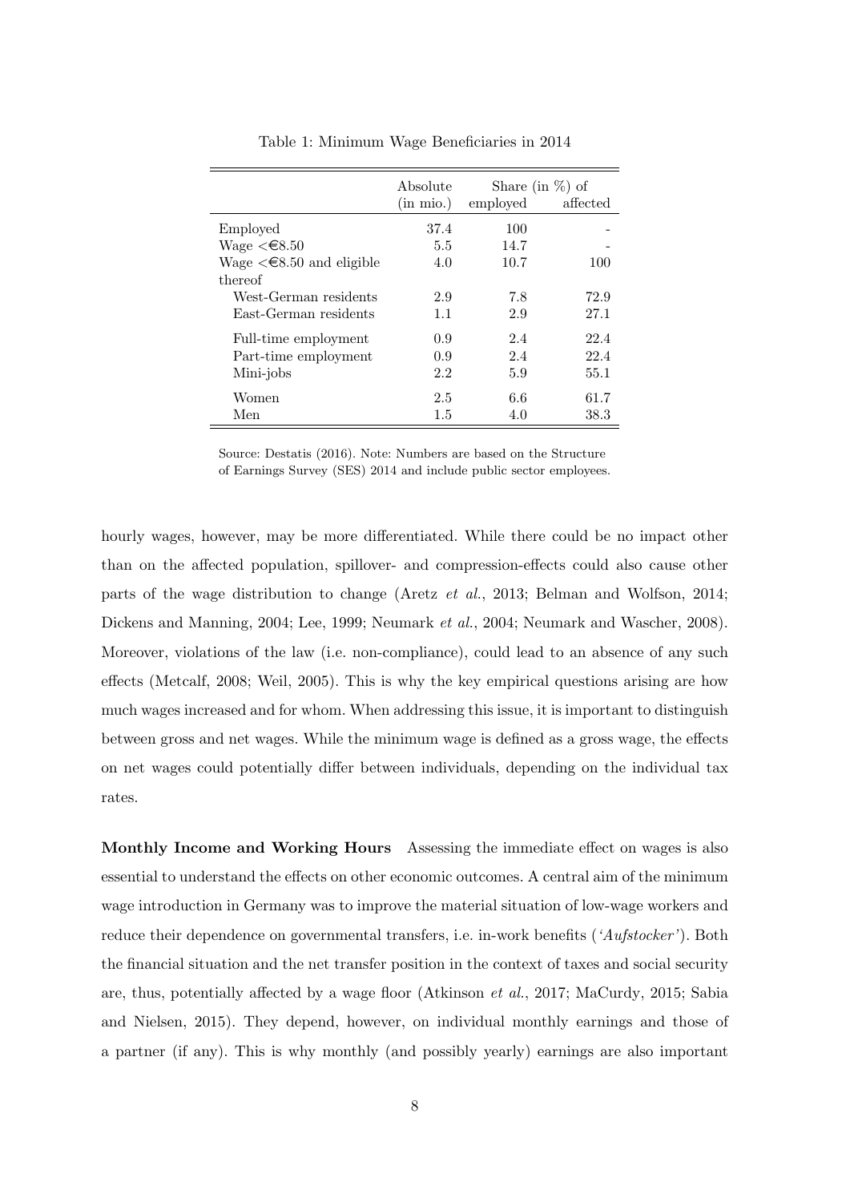Table 1: Minimum Wage Beneficiaries in 2014

| | Absolute (in mio.) | Share (in %) of employed | Share (in %) of affected |
|---|---|---|---|
| Employed | 37.4 | 100 | - |
| Wage <€8.50 | 5.5 | 14.7 | - |
| Wage <€8.50 and eligible | 4.0 | 10.7 | 100 |
| thereof | | | |
| West-German residents | 2.9 | 7.8 | 72.9 |
| East-German residents | 1.1 | 2.9 | 27.1 |
| Full-time employment | 0.9 | 2.4 | 22.4 |
| Part-time employment | 0.9 | 2.4 | 22.4 |
| Mini-jobs | 2.2 | 5.9 | 55.1 |
| Women | 2.5 | 6.6 | 61.7 |
| Men | 1.5 | 4.0 | 38.3 |

Source: Destatis (2016). Note: Numbers are based on the Structure of Earnings Survey (SES) 2014 and include public sector employees.

hourly wages, however, may be more differentiated. While there could be no impact other than on the affected population, spillover- and compression-effects could also cause other parts of the wage distribution to change (Aretz *et al.*, 2013; Belman and Wolfson, 2014; Dickens and Manning, 2004; Lee, 1999; Neumark *et al.*, 2004; Neumark and Wascher, 2008). Moreover, violations of the law (i.e. non-compliance), could lead to an absence of any such effects (Metcalf, 2008; Weil, 2005). This is why the key empirical questions arising are how much wages increased and for whom. When addressing this issue, it is important to distinguish between gross and net wages. While the minimum wage is defined as a gross wage, the effects on net wages could potentially differ between individuals, depending on the individual tax rates.

**Monthly Income and Working Hours** Assessing the immediate effect on wages is also essential to understand the effects on other economic outcomes. A central aim of the minimum wage introduction in Germany was to improve the material situation of low-wage workers and reduce their dependence on governmental transfers, i.e. in-work benefits (*'Aufstocker'*). Both the financial situation and the net transfer position in the context of taxes and social security are, thus, potentially affected by a wage floor (Atkinson *et al.*, 2017; MaCurdy, 2015; Sabia and Nielsen, 2015). They depend, however, on individual monthly earnings and those of a partner (if any). This is why monthly (and possibly yearly) earnings are also important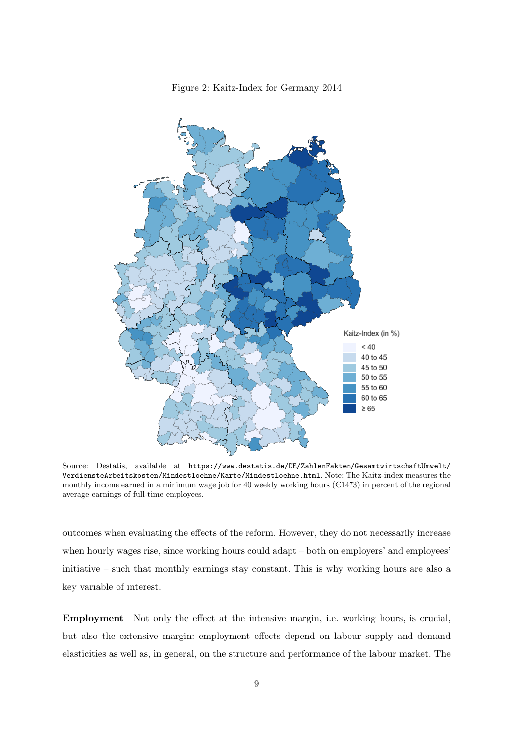Figure 2: Kaitz-Index for Germany 2014

Source: Destatis, available at https://www.destatis.de/DE/ZahlenFakten/GesamtwirtschaftUmwelt/VerdiensteArbeitskosten/Mindestloehne/Karte/Mindestloehne.html. Note: The Kaitz-index measures the monthly income earned in a minimum wage job for 40 weekly working hours (€1473) in percent of the regional average earnings of full-time employees.

outcomes when evaluating the effects of the reform. However, they do not necessarily increase when hourly wages rise, since working hours could adapt – both on employers' and employees' initiative – such that monthly earnings stay constant. This is why working hours are also a key variable of interest.

**Employment** Not only the effect at the intensive margin, i.e. working hours, is crucial, but also the extensive margin: employment effects depend on labour supply and demand elasticities as well as, in general, on the structure and performance of the labour market. The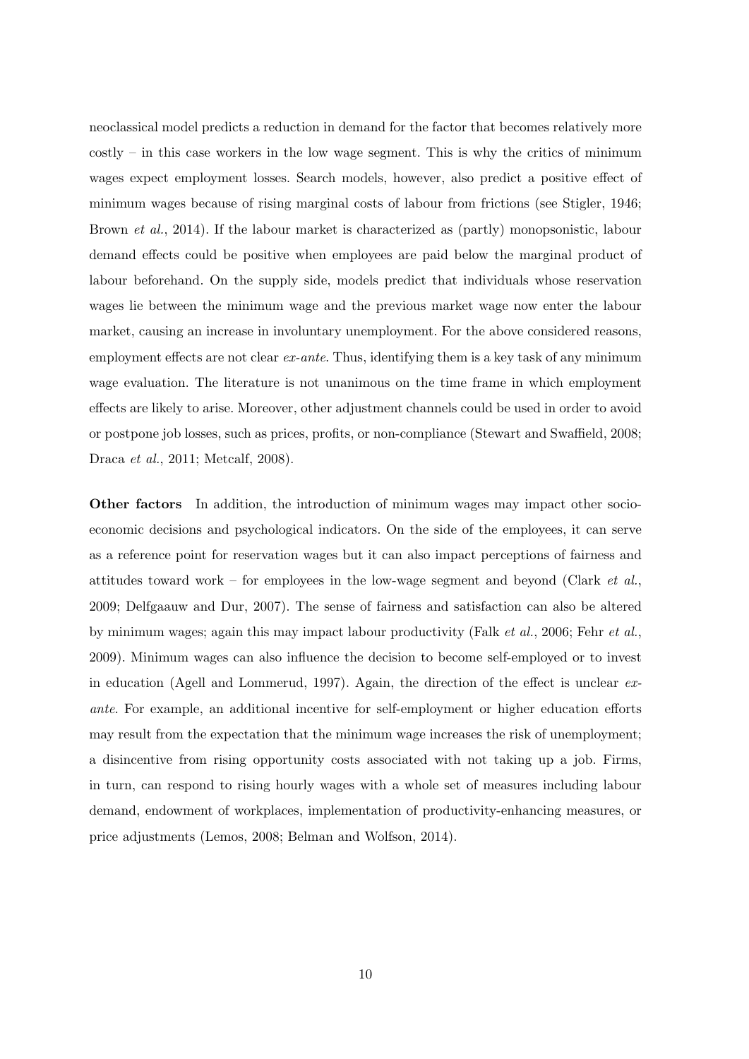neoclassical model predicts a reduction in demand for the factor that becomes relatively more costly – in this case workers in the low wage segment. This is why the critics of minimum wages expect employment losses. Search models, however, also predict a positive effect of minimum wages because of rising marginal costs of labour from frictions (see Stigler, 1946; Brown *et al.*, 2014). If the labour market is characterized as (partly) monopsonistic, labour demand effects could be positive when employees are paid below the marginal product of labour beforehand. On the supply side, models predict that individuals whose reservation wages lie between the minimum wage and the previous market wage now enter the labour market, causing an increase in involuntary unemployment. For the above considered reasons, employment effects are not clear *ex-ante*. Thus, identifying them is a key task of any minimum wage evaluation. The literature is not unanimous on the time frame in which employment effects are likely to arise. Moreover, other adjustment channels could be used in order to avoid or postpone job losses, such as prices, profits, or non-compliance (Stewart and Swaffield, 2008; Draca *et al.*, 2011; Metcalf, 2008).

**Other factors** In addition, the introduction of minimum wages may impact other socio-economic decisions and psychological indicators. On the side of the employees, it can serve as a reference point for reservation wages but it can also impact perceptions of fairness and attitudes toward work – for employees in the low-wage segment and beyond (Clark *et al.*, 2009; Delfgaauw and Dur, 2007). The sense of fairness and satisfaction can also be altered by minimum wages; again this may impact labour productivity (Falk *et al.*, 2006; Fehr *et al.*, 2009). Minimum wages can also influence the decision to become self-employed or to invest in education (Agell and Lommerud, 1997). Again, the direction of the effect is unclear *ex-ante*. For example, an additional incentive for self-employment or higher education efforts may result from the expectation that the minimum wage increases the risk of unemployment; a disincentive from rising opportunity costs associated with not taking up a job. Firms, in turn, can respond to rising hourly wages with a whole set of measures including labour demand, endowment of workplaces, implementation of productivity-enhancing measures, or price adjustments (Lemos, 2008; Belman and Wolfson, 2014).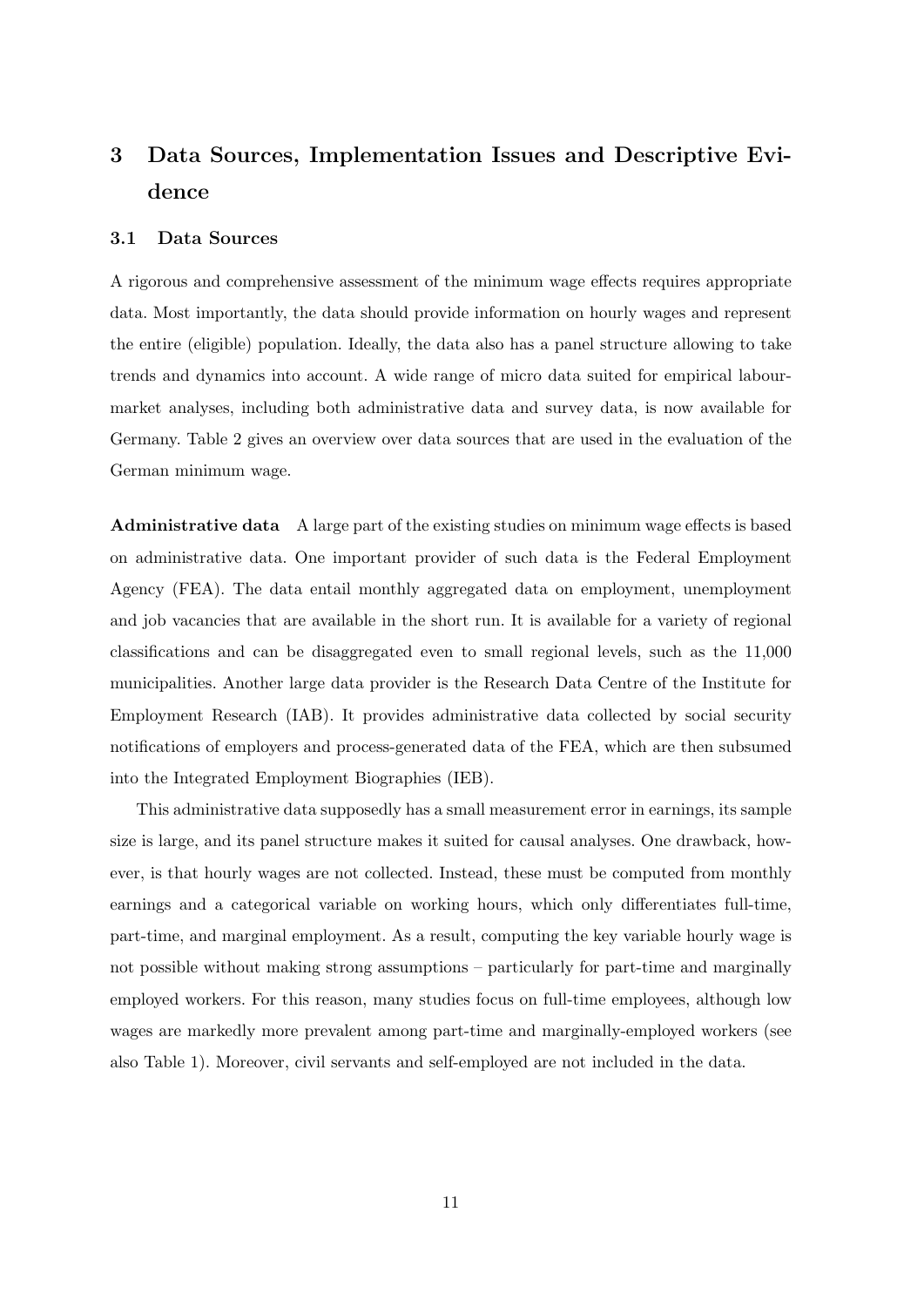## 3 Data Sources, Implementation Issues and Descriptive Evidence

### 3.1 Data Sources

A rigorous and comprehensive assessment of the minimum wage effects requires appropriate data. Most importantly, the data should provide information on hourly wages and represent the entire (eligible) population. Ideally, the data also has a panel structure allowing to take trends and dynamics into account. A wide range of micro data suited for empirical labour-market analyses, including both administrative data and survey data, is now available for Germany. Table 2 gives an overview over data sources that are used in the evaluation of the German minimum wage.

**Administrative data** A large part of the existing studies on minimum wage effects is based on administrative data. One important provider of such data is the Federal Employment Agency (FEA). The data entail monthly aggregated data on employment, unemployment and job vacancies that are available in the short run. It is available for a variety of regional classifications and can be disaggregated even to small regional levels, such as the 11,000 municipalities. Another large data provider is the Research Data Centre of the Institute for Employment Research (IAB). It provides administrative data collected by social security notifications of employers and process-generated data of the FEA, which are then subsumed into the Integrated Employment Biographies (IEB).

This administrative data supposedly has a small measurement error in earnings, its sample size is large, and its panel structure makes it suited for causal analyses. One drawback, however, is that hourly wages are not collected. Instead, these must be computed from monthly earnings and a categorical variable on working hours, which only differentiates full-time, part-time, and marginal employment. As a result, computing the key variable hourly wage is not possible without making strong assumptions – particularly for part-time and marginally employed workers. For this reason, many studies focus on full-time employees, although low wages are markedly more prevalent among part-time and marginally-employed workers (see also Table 1). Moreover, civil servants and self-employed are not included in the data.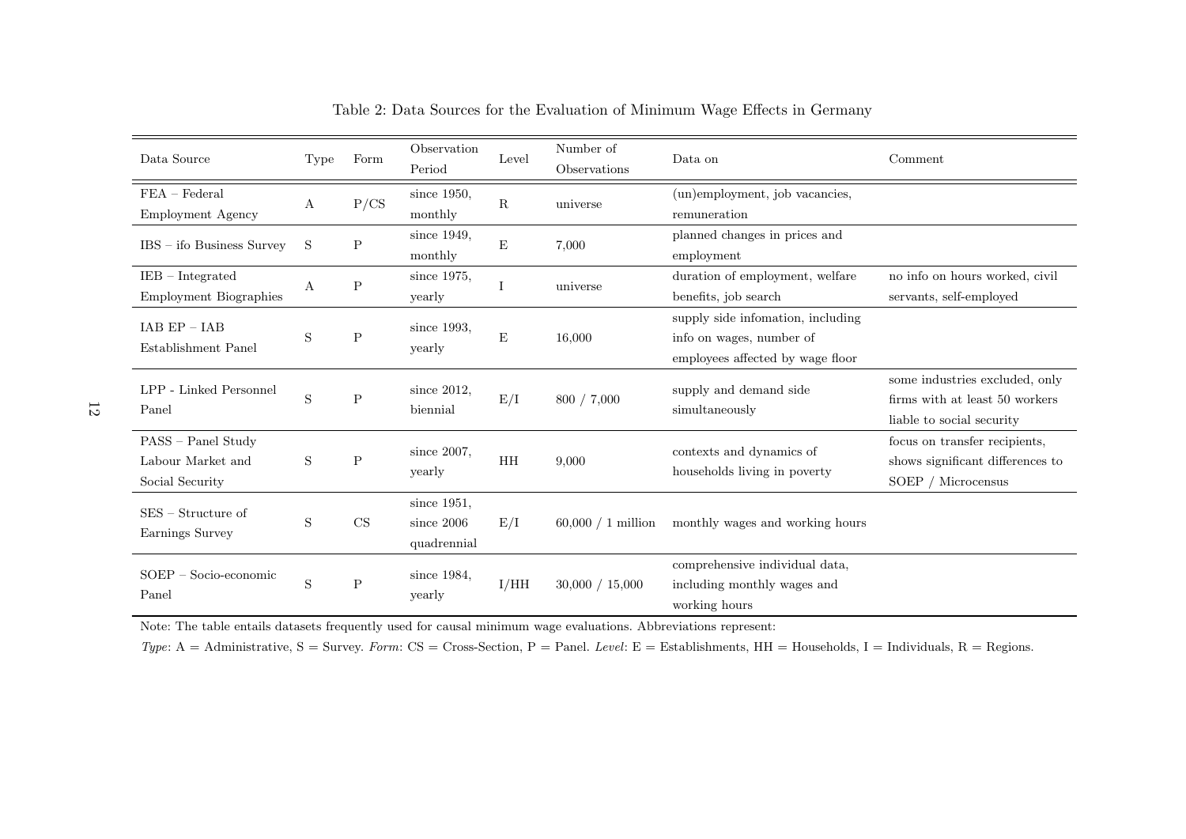Table 2: Data Sources for the Evaluation of Minimum Wage Effects in Germany

| Data Source | Type | Form | Observation Period | Level | Number of Observations | Data on | Comment |
|---|---|---|---|---|---|---|---|
| FEA – Federal Employment Agency | A | P/CS | since 1950, monthly | R | universe | (un)employment, job vacancies, remuneration | |
| IBS – ifo Business Survey | S | P | since 1949, monthly | E | 7,000 | planned changes in prices and employment | |
| IEB – Integrated Employment Biographies | A | P | since 1975, yearly | I | universe | duration of employment, welfare benefits, job search | no info on hours worked, civil servants, self-employed |
| IAB EP – IAB Establishment Panel | S | P | since 1993, yearly | E | 16,000 | supply side infomation, including info on wages, number of employees affected by wage floor | |
| LPP - Linked Personnel Panel | S | P | since 2012, biennial | E/I | 800 / 7,000 | supply and demand side simultaneously | some industries excluded, only firms with at least 50 workers liable to social security |
| PASS – Panel Study Labour Market and Social Security | S | P | since 2007, yearly | HH | 9,000 | contexts and dynamics of households living in poverty | focus on transfer recipients, shows significant differences to SOEP / Microcensus |
| SES – Structure of Earnings Survey | S | CS | since 1951, since 2006 quadrennial | E/I | 60,000 / 1 million | monthly wages and working hours | |
| SOEP – Socio-economic Panel | S | P | since 1984, yearly | I/HH | 30,000 / 15,000 | comprehensive individual data, including monthly wages and working hours | |

Note: The table entails datasets frequently used for causal minimum wage evaluations. Abbreviations represent:
*Type*: A = Administrative, S = Survey. *Form*: CS = Cross-Section, P = Panel. *Level*: E = Establishments, HH = Households, I = Individuals, R = Regions.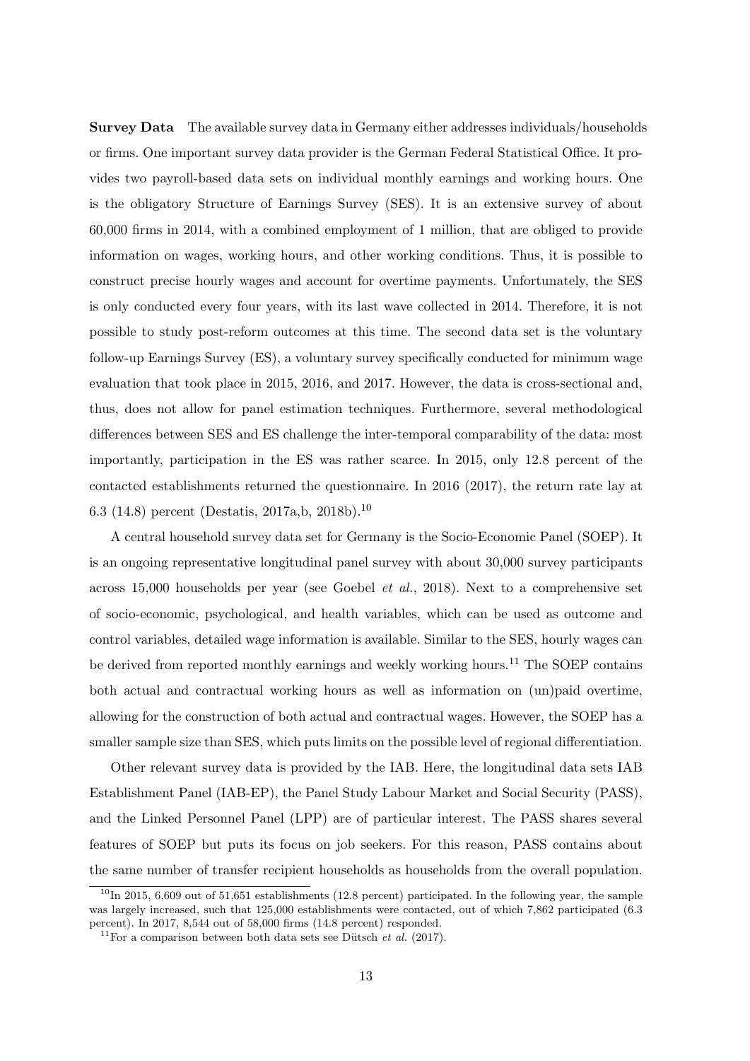**Survey Data** The available survey data in Germany either addresses individuals/households or firms. One important survey data provider is the German Federal Statistical Office. It provides two payroll-based data sets on individual monthly earnings and working hours. One is the obligatory Structure of Earnings Survey (SES). It is an extensive survey of about 60,000 firms in 2014, with a combined employment of 1 million, that are obliged to provide information on wages, working hours, and other working conditions. Thus, it is possible to construct precise hourly wages and account for overtime payments. Unfortunately, the SES is only conducted every four years, with its last wave collected in 2014. Therefore, it is not possible to study post-reform outcomes at this time. The second data set is the voluntary follow-up Earnings Survey (ES), a voluntary survey specifically conducted for minimum wage evaluation that took place in 2015, 2016, and 2017. However, the data is cross-sectional and, thus, does not allow for panel estimation techniques. Furthermore, several methodological differences between SES and ES challenge the inter-temporal comparability of the data: most importantly, participation in the ES was rather scarce. In 2015, only 12.8 percent of the contacted establishments returned the questionnaire. In 2016 (2017), the return rate lay at 6.3 (14.8) percent (Destatis, 2017a,b, 2018b).[10]

A central household survey data set for Germany is the Socio-Economic Panel (SOEP). It is an ongoing representative longitudinal panel survey with about 30,000 survey participants across 15,000 households per year (see Goebel *et al.*, 2018). Next to a comprehensive set of socio-economic, psychological, and health variables, which can be used as outcome and control variables, detailed wage information is available. Similar to the SES, hourly wages can be derived from reported monthly earnings and weekly working hours.[11] The SOEP contains both actual and contractual working hours as well as information on (un)paid overtime, allowing for the construction of both actual and contractual wages. However, the SOEP has a smaller sample size than SES, which puts limits on the possible level of regional differentiation.

Other relevant survey data is provided by the IAB. Here, the longitudinal data sets IAB Establishment Panel (IAB-EP), the Panel Study Labour Market and Social Security (PASS), and the Linked Personnel Panel (LPP) are of particular interest. The PASS shares several features of SOEP but puts its focus on job seekers. For this reason, PASS contains about the same number of transfer recipient households as households from the overall population.

[10] In 2015, 6,609 out of 51,651 establishments (12.8 percent) participated. In the following year, the sample was largely increased, such that 125,000 establishments were contacted, out of which 7,862 participated (6.3 percent). In 2017, 8,544 out of 58,000 firms (14.8 percent) responded.

[11] For a comparison between both data sets see Dütsch *et al.* (2017).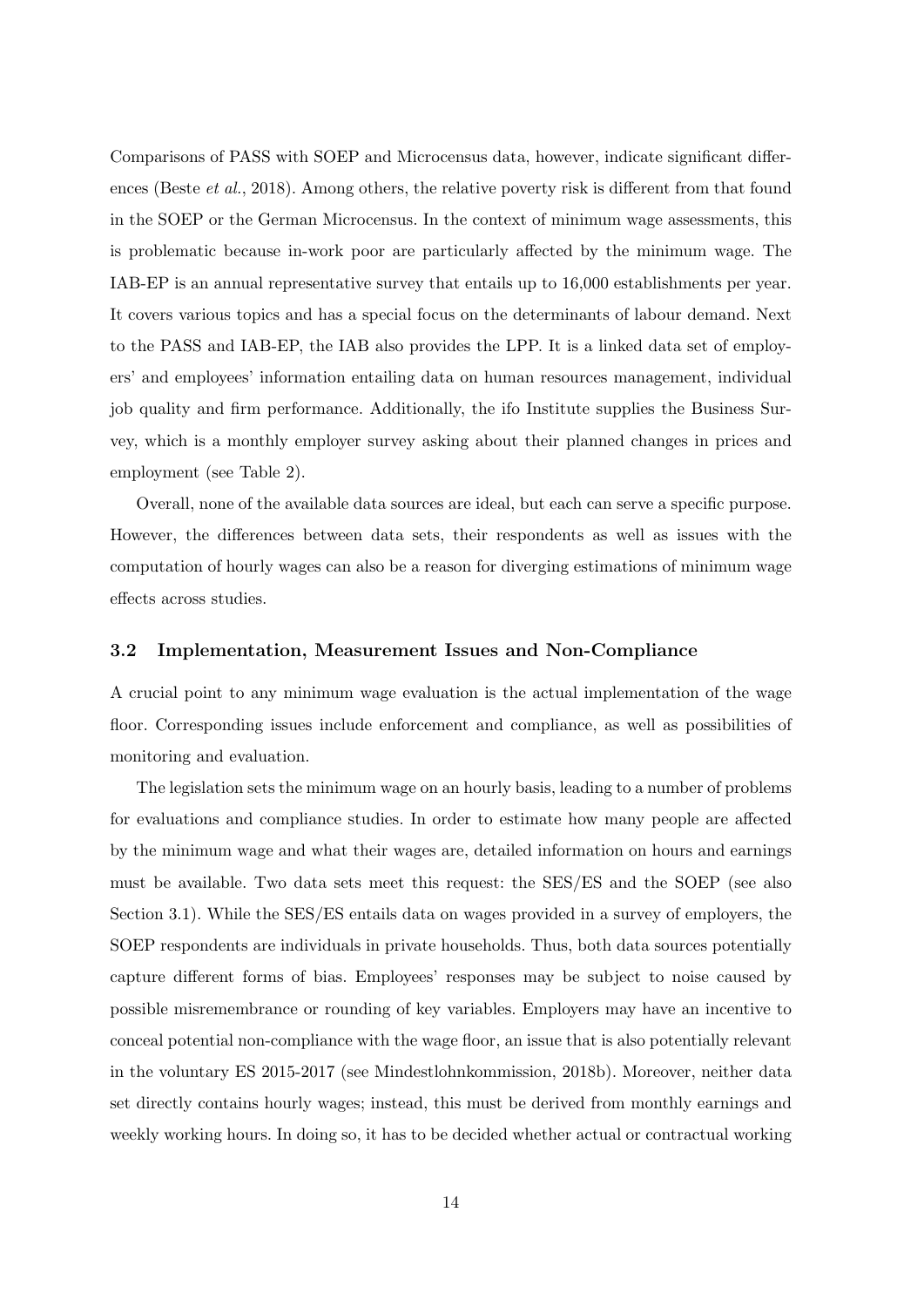Comparisons of PASS with SOEP and Microcensus data, however, indicate significant differences (Beste *et al.*, 2018). Among others, the relative poverty risk is different from that found in the SOEP or the German Microcensus. In the context of minimum wage assessments, this is problematic because in-work poor are particularly affected by the minimum wage. The IAB-EP is an annual representative survey that entails up to 16,000 establishments per year. It covers various topics and has a special focus on the determinants of labour demand. Next to the PASS and IAB-EP, the IAB also provides the LPP. It is a linked data set of employers' and employees' information entailing data on human resources management, individual job quality and firm performance. Additionally, the ifo Institute supplies the Business Survey, which is a monthly employer survey asking about their planned changes in prices and employment (see Table 2).

Overall, none of the available data sources are ideal, but each can serve a specific purpose. However, the differences between data sets, their respondents as well as issues with the computation of hourly wages can also be a reason for diverging estimations of minimum wage effects across studies.

### 3.2 Implementation, Measurement Issues and Non-Compliance

A crucial point to any minimum wage evaluation is the actual implementation of the wage floor. Corresponding issues include enforcement and compliance, as well as possibilities of monitoring and evaluation.

The legislation sets the minimum wage on an hourly basis, leading to a number of problems for evaluations and compliance studies. In order to estimate how many people are affected by the minimum wage and what their wages are, detailed information on hours and earnings must be available. Two data sets meet this request: the SES/ES and the SOEP (see also Section 3.1). While the SES/ES entails data on wages provided in a survey of employers, the SOEP respondents are individuals in private households. Thus, both data sources potentially capture different forms of bias. Employees' responses may be subject to noise caused by possible misremembrance or rounding of key variables. Employers may have an incentive to conceal potential non-compliance with the wage floor, an issue that is also potentially relevant in the voluntary ES 2015-2017 (see Mindestlohnkommission, 2018b). Moreover, neither data set directly contains hourly wages; instead, this must be derived from monthly earnings and weekly working hours. In doing so, it has to be decided whether actual or contractual working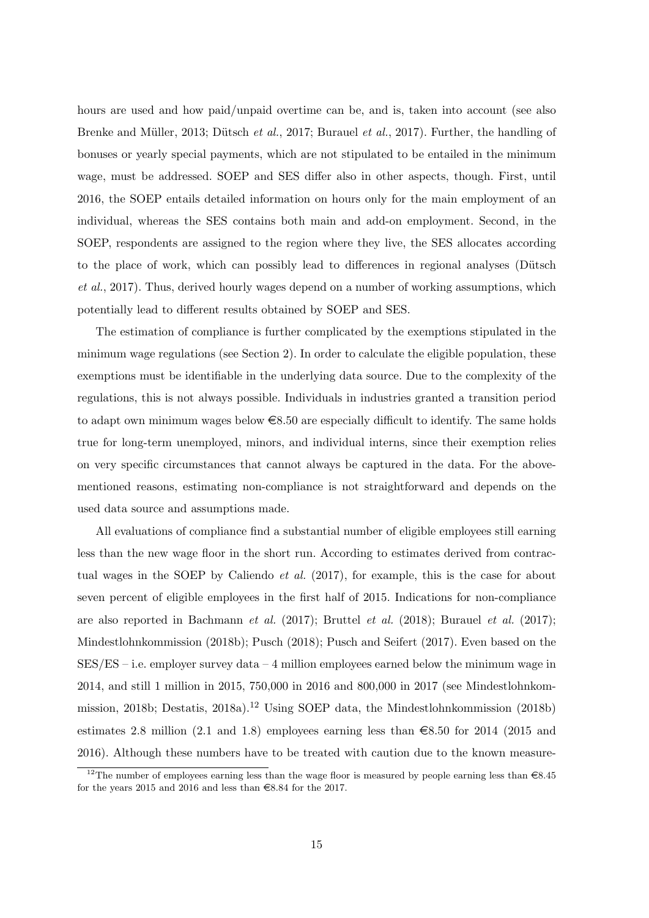hours are used and how paid/unpaid overtime can be, and is, taken into account (see also Brenke and Müller, 2013; Dütsch *et al.*, 2017; Burauel *et al.*, 2017). Further, the handling of bonuses or yearly special payments, which are not stipulated to be entailed in the minimum wage, must be addressed. SOEP and SES differ also in other aspects, though. First, until 2016, the SOEP entails detailed information on hours only for the main employment of an individual, whereas the SES contains both main and add-on employment. Second, in the SOEP, respondents are assigned to the region where they live, the SES allocates according to the place of work, which can possibly lead to differences in regional analyses (Dütsch *et al.*, 2017). Thus, derived hourly wages depend on a number of working assumptions, which potentially lead to different results obtained by SOEP and SES.

The estimation of compliance is further complicated by the exemptions stipulated in the minimum wage regulations (see Section 2). In order to calculate the eligible population, these exemptions must be identifiable in the underlying data source. Due to the complexity of the regulations, this is not always possible. Individuals in industries granted a transition period to adapt own minimum wages below €8.50 are especially difficult to identify. The same holds true for long-term unemployed, minors, and individual interns, since their exemption relies on very specific circumstances that cannot always be captured in the data. For the above-mentioned reasons, estimating non-compliance is not straightforward and depends on the used data source and assumptions made.

All evaluations of compliance find a substantial number of eligible employees still earning less than the new wage floor in the short run. According to estimates derived from contractual wages in the SOEP by Caliendo *et al.* (2017), for example, this is the case for about seven percent of eligible employees in the first half of 2015. Indications for non-compliance are also reported in Bachmann *et al.* (2017); Bruttel *et al.* (2018); Burauel *et al.* (2017); Mindestlohnkommission (2018b); Pusch (2018); Pusch and Seifert (2017). Even based on the SES/ES – i.e. employer survey data – 4 million employees earned below the minimum wage in 2014, and still 1 million in 2015, 750,000 in 2016 and 800,000 in 2017 (see Mindestlohnkommission, 2018b; Destatis, 2018a).[12] Using SOEP data, the Mindestlohnkommission (2018b) estimates 2.8 million (2.1 and 1.8) employees earning less than €8.50 for 2014 (2015 and 2016). Although these numbers have to be treated with caution due to the known measure-

[12] The number of employees earning less than the wage floor is measured by people earning less than €8.45 for the years 2015 and 2016 and less than €8.84 for the 2017.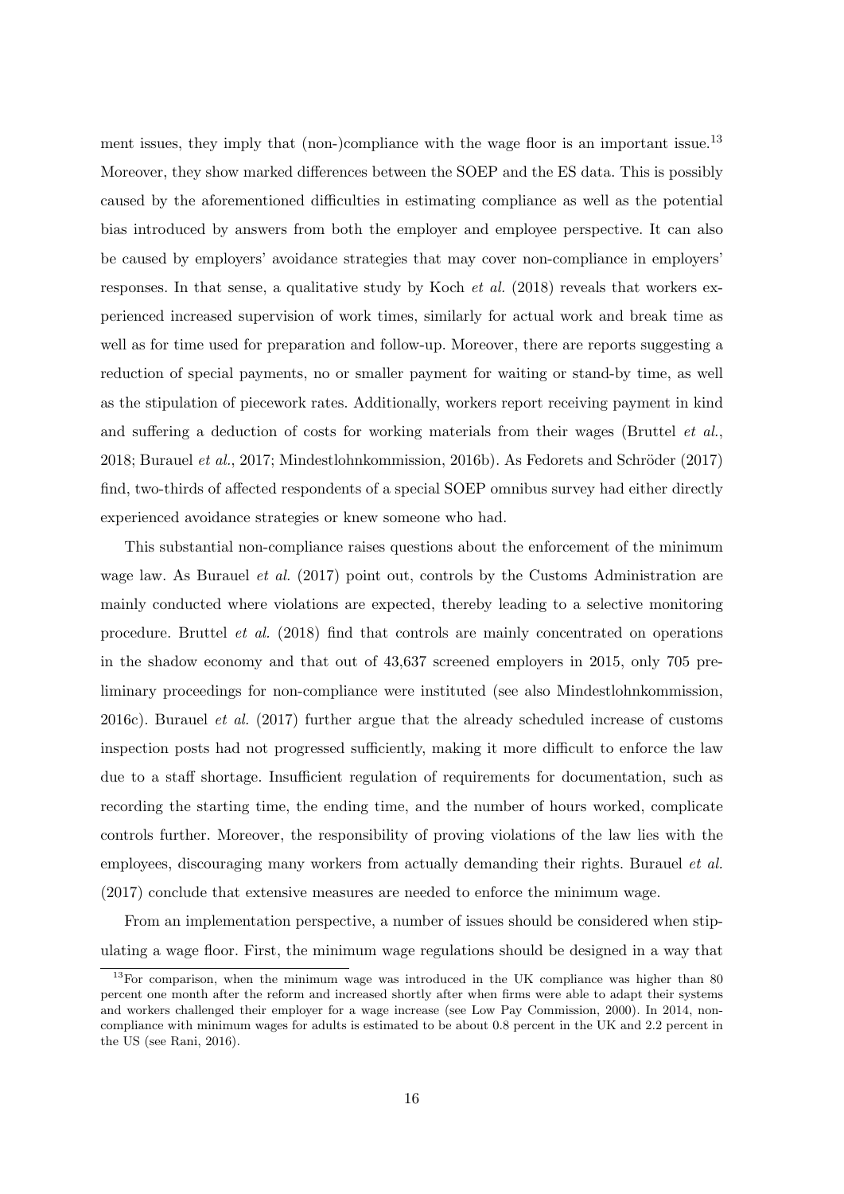ment issues, they imply that (non-)compliance with the wage floor is an important issue.[13] Moreover, they show marked differences between the SOEP and the ES data. This is possibly caused by the aforementioned difficulties in estimating compliance as well as the potential bias introduced by answers from both the employer and employee perspective. It can also be caused by employers' avoidance strategies that may cover non-compliance in employers' responses. In that sense, a qualitative study by Koch *et al.* (2018) reveals that workers experienced increased supervision of work times, similarly for actual work and break time as well as for time used for preparation and follow-up. Moreover, there are reports suggesting a reduction of special payments, no or smaller payment for waiting or stand-by time, as well as the stipulation of piecework rates. Additionally, workers report receiving payment in kind and suffering a deduction of costs for working materials from their wages (Bruttel *et al.*, 2018; Burauel *et al.*, 2017; Mindestlohnkommission, 2016b). As Fedorets and Schröder (2017) find, two-thirds of affected respondents of a special SOEP omnibus survey had either directly experienced avoidance strategies or knew someone who had.

This substantial non-compliance raises questions about the enforcement of the minimum wage law. As Burauel *et al.* (2017) point out, controls by the Customs Administration are mainly conducted where violations are expected, thereby leading to a selective monitoring procedure. Bruttel *et al.* (2018) find that controls are mainly concentrated on operations in the shadow economy and that out of 43,637 screened employers in 2015, only 705 preliminary proceedings for non-compliance were instituted (see also Mindestlohnkommission, 2016c). Burauel *et al.* (2017) further argue that the already scheduled increase of customs inspection posts had not progressed sufficiently, making it more difficult to enforce the law due to a staff shortage. Insufficient regulation of requirements for documentation, such as recording the starting time, the ending time, and the number of hours worked, complicate controls further. Moreover, the responsibility of proving violations of the law lies with the employees, discouraging many workers from actually demanding their rights. Burauel *et al.* (2017) conclude that extensive measures are needed to enforce the minimum wage.

From an implementation perspective, a number of issues should be considered when stipulating a wage floor. First, the minimum wage regulations should be designed in a way that

---

[13] For comparison, when the minimum wage was introduced in the UK compliance was higher than 80 percent one month after the reform and increased shortly after when firms were able to adapt their systems and workers challenged their employer for a wage increase (see Low Pay Commission, 2000). In 2014, non-compliance with minimum wages for adults is estimated to be about 0.8 percent in the UK and 2.2 percent in the US (see Rani, 2016).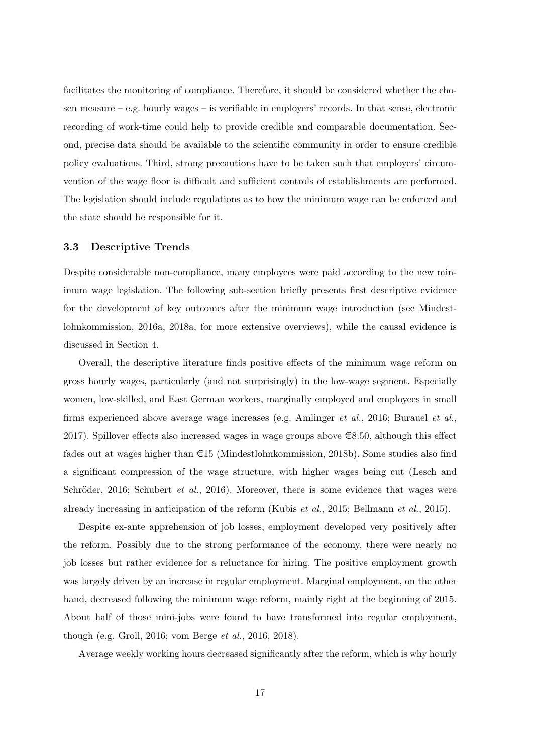facilitates the monitoring of compliance. Therefore, it should be considered whether the chosen measure – e.g. hourly wages – is verifiable in employers' records. In that sense, electronic recording of work-time could help to provide credible and comparable documentation. Second, precise data should be available to the scientific community in order to ensure credible policy evaluations. Third, strong precautions have to be taken such that employers' circumvention of the wage floor is difficult and sufficient controls of establishments are performed. The legislation should include regulations as to how the minimum wage can be enforced and the state should be responsible for it.

### 3.3 Descriptive Trends

Despite considerable non-compliance, many employees were paid according to the new minimum wage legislation. The following sub-section briefly presents first descriptive evidence for the development of key outcomes after the minimum wage introduction (see Mindestlohnkommission, 2016a, 2018a, for more extensive overviews), while the causal evidence is discussed in Section 4.

Overall, the descriptive literature finds positive effects of the minimum wage reform on gross hourly wages, particularly (and not surprisingly) in the low-wage segment. Especially women, low-skilled, and East German workers, marginally employed and employees in small firms experienced above average wage increases (e.g. Amlinger *et al.*, 2016; Burauel *et al.*, 2017). Spillover effects also increased wages in wage groups above €8.50, although this effect fades out at wages higher than €15 (Mindestlohnkommission, 2018b). Some studies also find a significant compression of the wage structure, with higher wages being cut (Lesch and Schröder, 2016; Schubert *et al.*, 2016). Moreover, there is some evidence that wages were already increasing in anticipation of the reform (Kubis *et al.*, 2015; Bellmann *et al.*, 2015).

Despite ex-ante apprehension of job losses, employment developed very positively after the reform. Possibly due to the strong performance of the economy, there were nearly no job losses but rather evidence for a reluctance for hiring. The positive employment growth was largely driven by an increase in regular employment. Marginal employment, on the other hand, decreased following the minimum wage reform, mainly right at the beginning of 2015. About half of those mini-jobs were found to have transformed into regular employment, though (e.g. Groll, 2016; vom Berge *et al.*, 2016, 2018).

Average weekly working hours decreased significantly after the reform, which is why hourly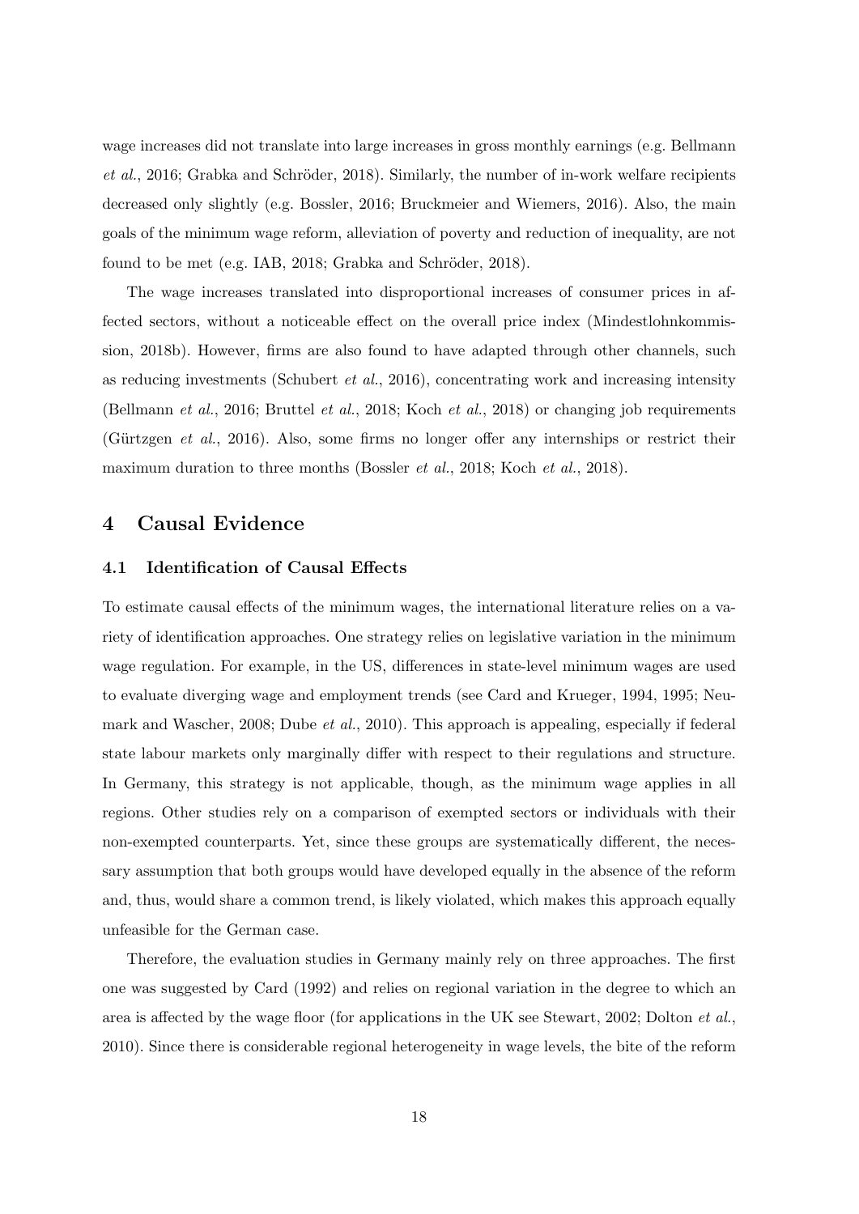wage increases did not translate into large increases in gross monthly earnings (e.g. Bellmann *et al.*, 2016; Grabka and Schröder, 2018). Similarly, the number of in-work welfare recipients decreased only slightly (e.g. Bossler, 2016; Bruckmeier and Wiemers, 2016). Also, the main goals of the minimum wage reform, alleviation of poverty and reduction of inequality, are not found to be met (e.g. IAB, 2018; Grabka and Schröder, 2018).

The wage increases translated into disproportional increases of consumer prices in affected sectors, without a noticeable effect on the overall price index (Mindestlohnkommission, 2018b). However, firms are also found to have adapted through other channels, such as reducing investments (Schubert *et al.*, 2016), concentrating work and increasing intensity (Bellmann *et al.*, 2016; Bruttel *et al.*, 2018; Koch *et al.*, 2018) or changing job requirements (Gürtzgen *et al.*, 2016). Also, some firms no longer offer any internships or restrict their maximum duration to three months (Bossler *et al.*, 2018; Koch *et al.*, 2018).

# 4 Causal Evidence

## 4.1 Identification of Causal Effects

To estimate causal effects of the minimum wages, the international literature relies on a variety of identification approaches. One strategy relies on legislative variation in the minimum wage regulation. For example, in the US, differences in state-level minimum wages are used to evaluate diverging wage and employment trends (see Card and Krueger, 1994, 1995; Neumark and Wascher, 2008; Dube *et al.*, 2010). This approach is appealing, especially if federal state labour markets only marginally differ with respect to their regulations and structure. In Germany, this strategy is not applicable, though, as the minimum wage applies in all regions. Other studies rely on a comparison of exempted sectors or individuals with their non-exempted counterparts. Yet, since these groups are systematically different, the necessary assumption that both groups would have developed equally in the absence of the reform and, thus, would share a common trend, is likely violated, which makes this approach equally unfeasible for the German case.

Therefore, the evaluation studies in Germany mainly rely on three approaches. The first one was suggested by Card (1992) and relies on regional variation in the degree to which an area is affected by the wage floor (for applications in the UK see Stewart, 2002; Dolton *et al.*, 2010). Since there is considerable regional heterogeneity in wage levels, the bite of the reform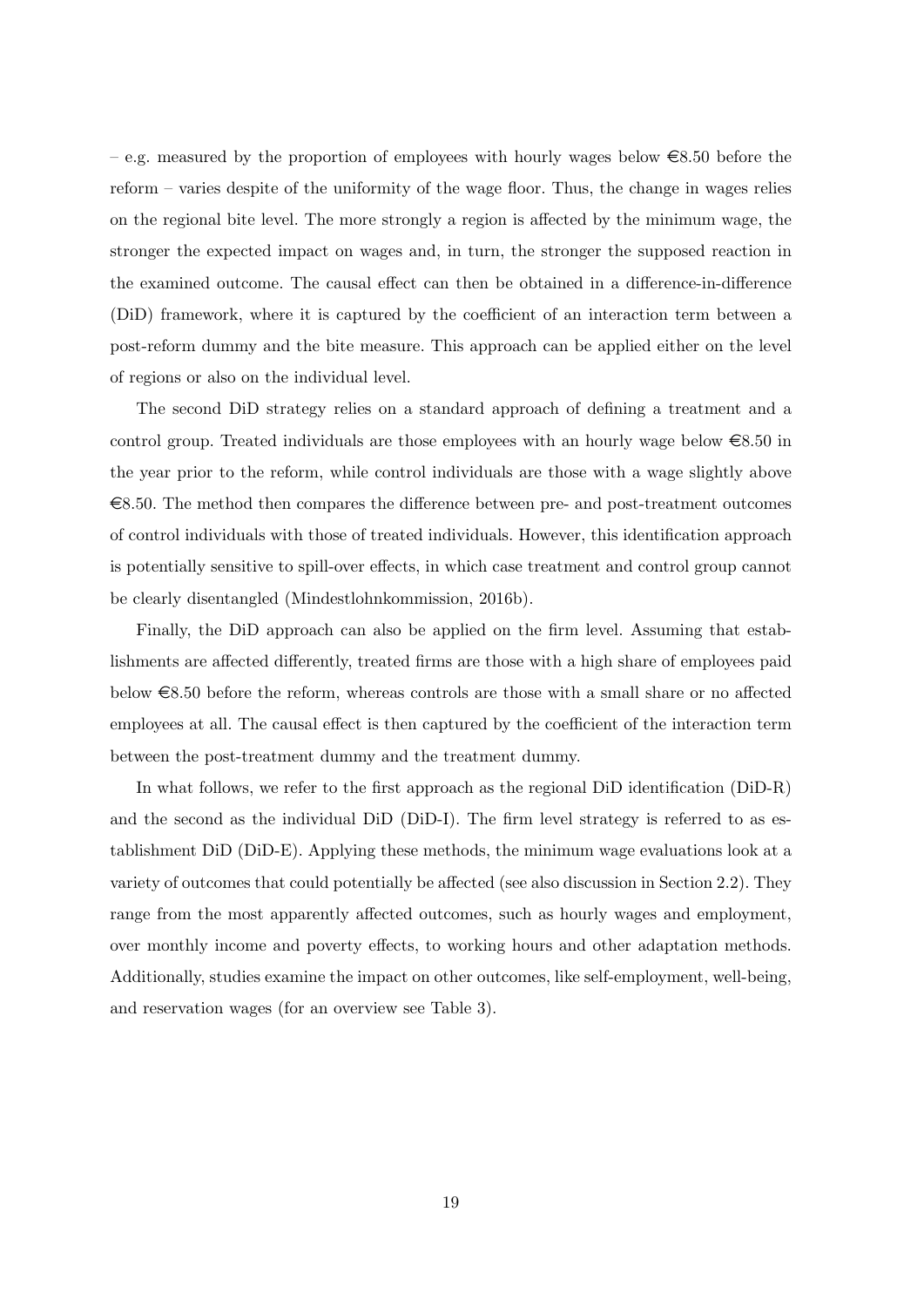– e.g. measured by the proportion of employees with hourly wages below €8.50 before the reform – varies despite of the uniformity of the wage floor. Thus, the change in wages relies on the regional bite level. The more strongly a region is affected by the minimum wage, the stronger the expected impact on wages and, in turn, the stronger the supposed reaction in the examined outcome. The causal effect can then be obtained in a difference-in-difference (DiD) framework, where it is captured by the coefficient of an interaction term between a post-reform dummy and the bite measure. This approach can be applied either on the level of regions or also on the individual level.

The second DiD strategy relies on a standard approach of defining a treatment and a control group. Treated individuals are those employees with an hourly wage below €8.50 in the year prior to the reform, while control individuals are those with a wage slightly above €8.50. The method then compares the difference between pre- and post-treatment outcomes of control individuals with those of treated individuals. However, this identification approach is potentially sensitive to spill-over effects, in which case treatment and control group cannot be clearly disentangled (Mindestlohnkommission, 2016b).

Finally, the DiD approach can also be applied on the firm level. Assuming that establishments are affected differently, treated firms are those with a high share of employees paid below €8.50 before the reform, whereas controls are those with a small share or no affected employees at all. The causal effect is then captured by the coefficient of the interaction term between the post-treatment dummy and the treatment dummy.

In what follows, we refer to the first approach as the regional DiD identification (DiD-R) and the second as the individual DiD (DiD-I). The firm level strategy is referred to as establishment DiD (DiD-E). Applying these methods, the minimum wage evaluations look at a variety of outcomes that could potentially be affected (see also discussion in Section 2.2). They range from the most apparently affected outcomes, such as hourly wages and employment, over monthly income and poverty effects, to working hours and other adaptation methods. Additionally, studies examine the impact on other outcomes, like self-employment, well-being, and reservation wages (for an overview see Table 3).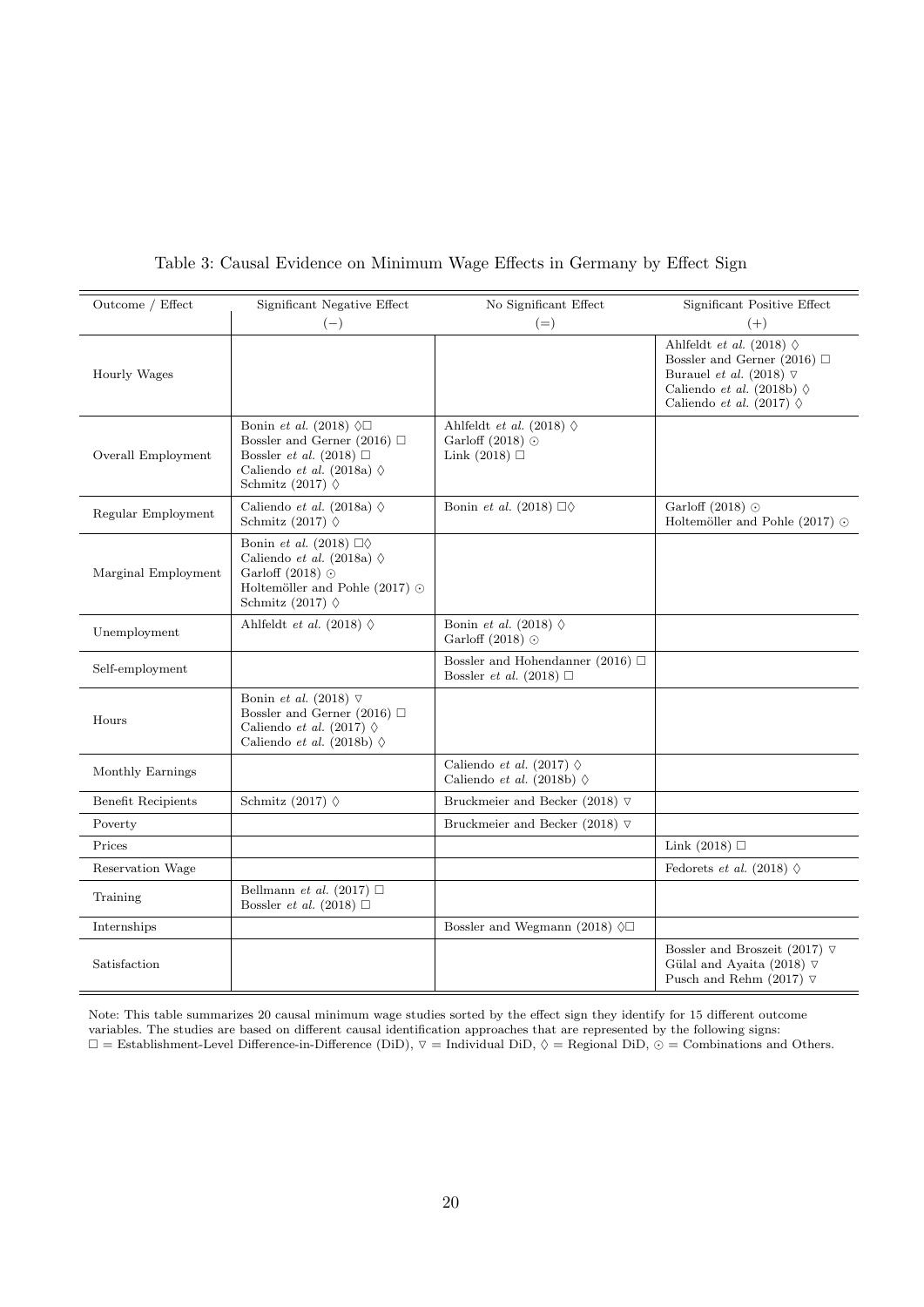Table 3: Causal Evidence on Minimum Wage Effects in Germany by Effect Sign

| Outcome / Effect | Significant Negative Effect (−) | No Significant Effect (=) | Significant Positive Effect (+) |
|---|---|---|---|
| Hourly Wages | | | Ahlfeldt *et al.* (2018) ◊<br>Bossler and Gerner (2016) □<br>Burauel *et al.* (2018) ▽<br>Caliendo *et al.* (2018b) ◊<br>Caliendo *et al.* (2017) ◊ |
| Overall Employment | Bonin *et al.* (2018) ◊□<br>Bossler and Gerner (2016) □<br>Bossler *et al.* (2018) □<br>Caliendo *et al.* (2018a) ◊<br>Schmitz (2017) ◊ | Ahlfeldt *et al.* (2018) ◊<br>Garloff (2018) ⊙<br>Link (2018) □ | |
| Regular Employment | Caliendo *et al.* (2018a) ◊<br>Schmitz (2017) ◊ | Bonin *et al.* (2018) □◊ | Garloff (2018) ⊙<br>Holtemöller and Pohle (2017) ⊙ |
| Marginal Employment | Bonin *et al.* (2018) □◊<br>Caliendo *et al.* (2018a) ◊<br>Garloff (2018) ⊙<br>Holtemöller and Pohle (2017) ⊙<br>Schmitz (2017) ◊ | | |
| Unemployment | Ahlfeldt *et al.* (2018) ◊ | Bonin *et al.* (2018) ◊<br>Garloff (2018) ⊙ | |
| Self-employment | | Bossler and Hohendanner (2016) □<br>Bossler *et al.* (2018) □ | |
| Hours | Bonin *et al.* (2018) ▽<br>Bossler and Gerner (2016) □<br>Caliendo *et al.* (2017) ◊<br>Caliendo *et al.* (2018b) ◊ | | |
| Monthly Earnings | | Caliendo *et al.* (2017) ◊<br>Caliendo *et al.* (2018b) ◊ | |
| Benefit Recipients | Schmitz (2017) ◊ | Bruckmeier and Becker (2018) ▽ | |
| Poverty | | Bruckmeier and Becker (2018) ▽ | |
| Prices | | | Link (2018) □ |
| Reservation Wage | | | Fedorets *et al.* (2018) ◊ |
| Training | Bellmann *et al.* (2017) □<br>Bossler *et al.* (2018) □ | | |
| Internships | | Bossler and Wegmann (2018) ◊□ | |
| Satisfaction | | | Bossler and Broszeit (2017) ▽<br>Gülal and Ayaita (2018) ▽<br>Pusch and Rehm (2017) ▽ |

Note: This table summarizes 20 causal minimum wage studies sorted by the effect sign they identify for 15 different outcome variables. The studies are based on different causal identification approaches that are represented by the following signs: □ = Establishment-Level Difference-in-Difference (DiD), ▽ = Individual DiD, ◊ = Regional DiD, ⊙ = Combinations and Others.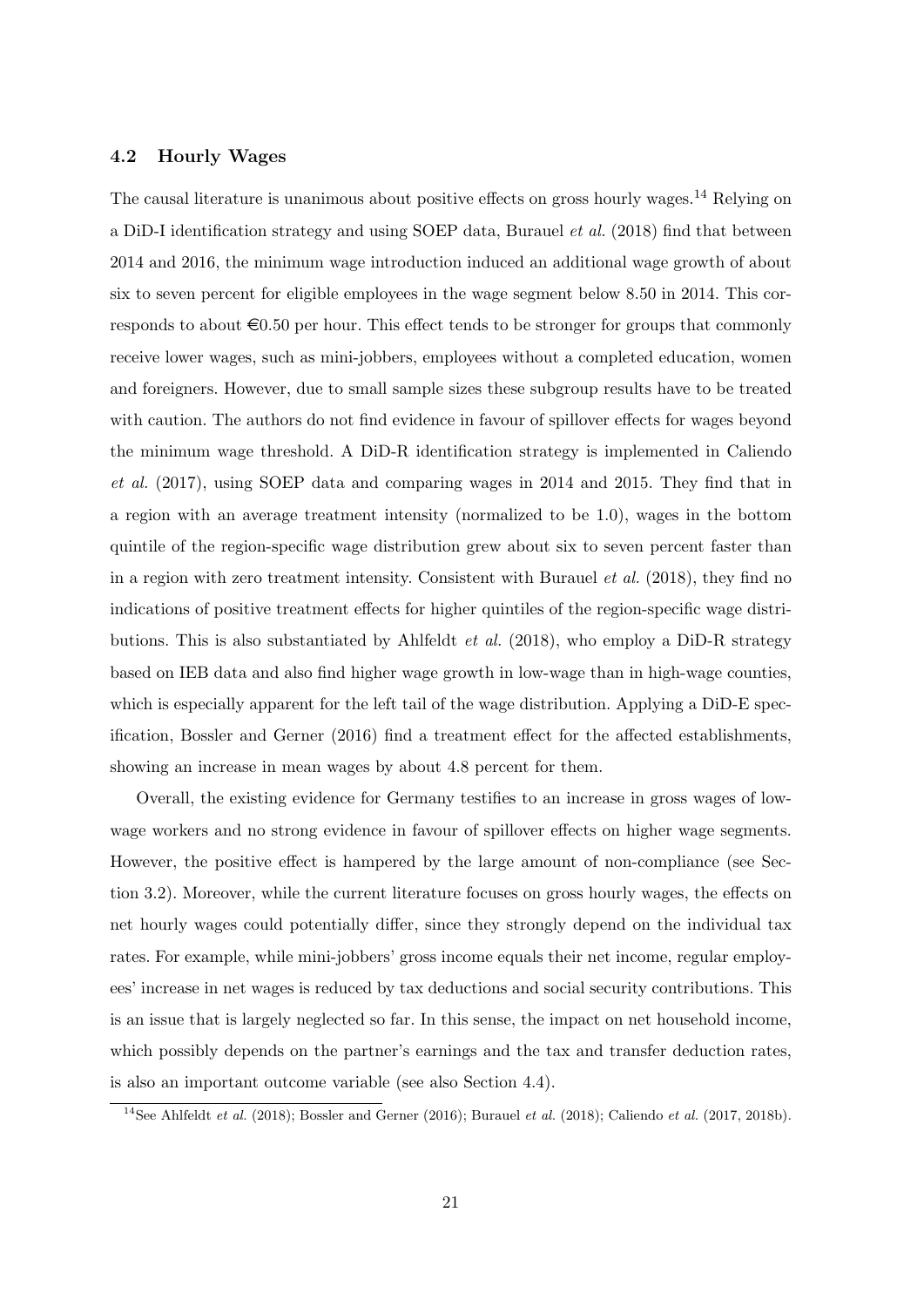### 4.2 Hourly Wages

The causal literature is unanimous about positive effects on gross hourly wages.[14] Relying on a DiD-I identification strategy and using SOEP data, Burauel *et al.* (2018) find that between 2014 and 2016, the minimum wage introduction induced an additional wage growth of about six to seven percent for eligible employees in the wage segment below 8.50 in 2014. This corresponds to about €0.50 per hour. This effect tends to be stronger for groups that commonly receive lower wages, such as mini-jobbers, employees without a completed education, women and foreigners. However, due to small sample sizes these subgroup results have to be treated with caution. The authors do not find evidence in favour of spillover effects for wages beyond the minimum wage threshold. A DiD-R identification strategy is implemented in Caliendo *et al.* (2017), using SOEP data and comparing wages in 2014 and 2015. They find that in a region with an average treatment intensity (normalized to be 1.0), wages in the bottom quintile of the region-specific wage distribution grew about six to seven percent faster than in a region with zero treatment intensity. Consistent with Burauel *et al.* (2018), they find no indications of positive treatment effects for higher quintiles of the region-specific wage distributions. This is also substantiated by Ahlfeldt *et al.* (2018), who employ a DiD-R strategy based on IEB data and also find higher wage growth in low-wage than in high-wage counties, which is especially apparent for the left tail of the wage distribution. Applying a DiD-E specification, Bossler and Gerner (2016) find a treatment effect for the affected establishments, showing an increase in mean wages by about 4.8 percent for them.

Overall, the existing evidence for Germany testifies to an increase in gross wages of low-wage workers and no strong evidence in favour of spillover effects on higher wage segments. However, the positive effect is hampered by the large amount of non-compliance (see Section 3.2). Moreover, while the current literature focuses on gross hourly wages, the effects on net hourly wages could potentially differ, since they strongly depend on the individual tax rates. For example, while mini-jobbers' gross income equals their net income, regular employees' increase in net wages is reduced by tax deductions and social security contributions. This is an issue that is largely neglected so far. In this sense, the impact on net household income, which possibly depends on the partner's earnings and the tax and transfer deduction rates, is also an important outcome variable (see also Section 4.4).

[14] See Ahlfeldt *et al.* (2018); Bossler and Gerner (2016); Burauel *et al.* (2018); Caliendo *et al.* (2017, 2018b).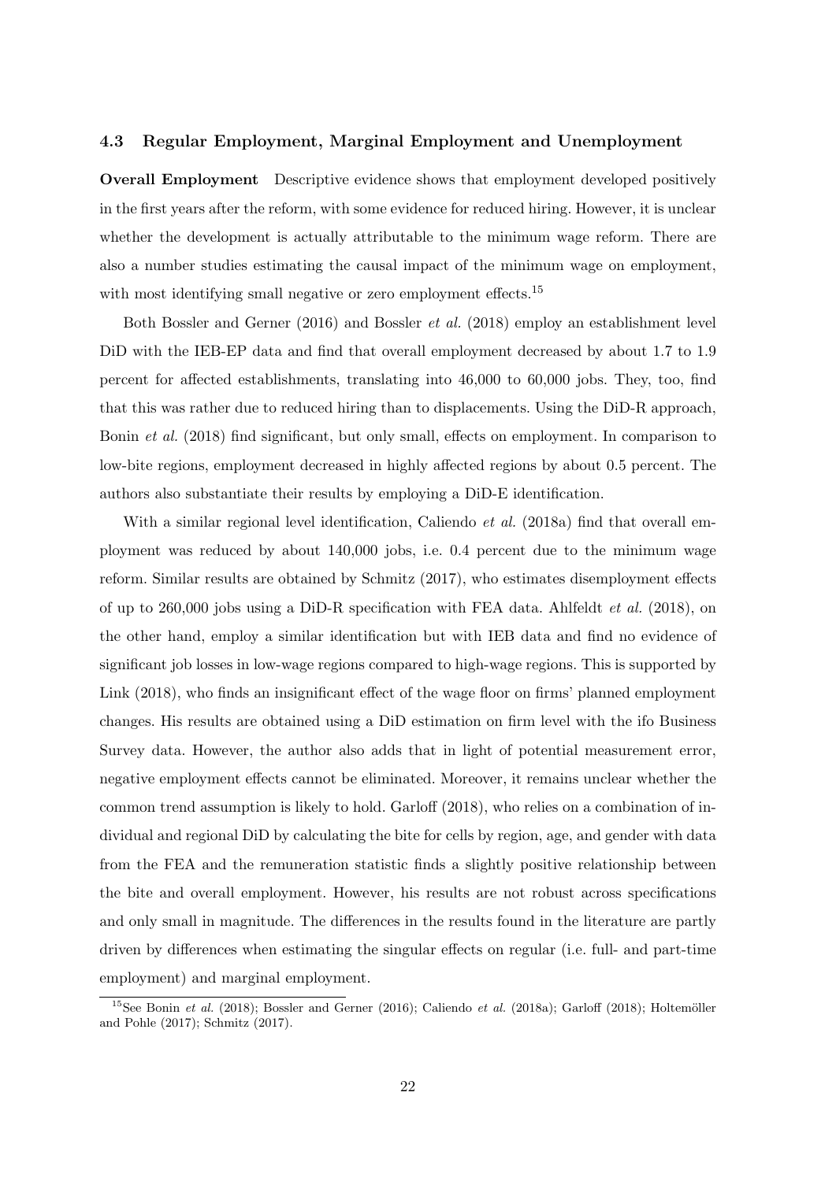### 4.3 Regular Employment, Marginal Employment and Unemployment

**Overall Employment** Descriptive evidence shows that employment developed positively in the first years after the reform, with some evidence for reduced hiring. However, it is unclear whether the development is actually attributable to the minimum wage reform. There are also a number studies estimating the causal impact of the minimum wage on employment, with most identifying small negative or zero employment effects.[15]

Both Bossler and Gerner (2016) and Bossler *et al.* (2018) employ an establishment level DiD with the IEB-EP data and find that overall employment decreased by about 1.7 to 1.9 percent for affected establishments, translating into 46,000 to 60,000 jobs. They, too, find that this was rather due to reduced hiring than to displacements. Using the DiD-R approach, Bonin *et al.* (2018) find significant, but only small, effects on employment. In comparison to low-bite regions, employment decreased in highly affected regions by about 0.5 percent. The authors also substantiate their results by employing a DiD-E identification.

With a similar regional level identification, Caliendo *et al.* (2018a) find that overall employment was reduced by about 140,000 jobs, i.e. 0.4 percent due to the minimum wage reform. Similar results are obtained by Schmitz (2017), who estimates disemployment effects of up to 260,000 jobs using a DiD-R specification with FEA data. Ahlfeldt *et al.* (2018), on the other hand, employ a similar identification but with IEB data and find no evidence of significant job losses in low-wage regions compared to high-wage regions. This is supported by Link (2018), who finds an insignificant effect of the wage floor on firms' planned employment changes. His results are obtained using a DiD estimation on firm level with the ifo Business Survey data. However, the author also adds that in light of potential measurement error, negative employment effects cannot be eliminated. Moreover, it remains unclear whether the common trend assumption is likely to hold. Garloff (2018), who relies on a combination of individual and regional DiD by calculating the bite for cells by region, age, and gender with data from the FEA and the remuneration statistic finds a slightly positive relationship between the bite and overall employment. However, his results are not robust across specifications and only small in magnitude. The differences in the results found in the literature are partly driven by differences when estimating the singular effects on regular (i.e. full- and part-time employment) and marginal employment.

[15] See Bonin *et al.* (2018); Bossler and Gerner (2016); Caliendo *et al.* (2018a); Garloff (2018); Holtemöller and Pohle (2017); Schmitz (2017).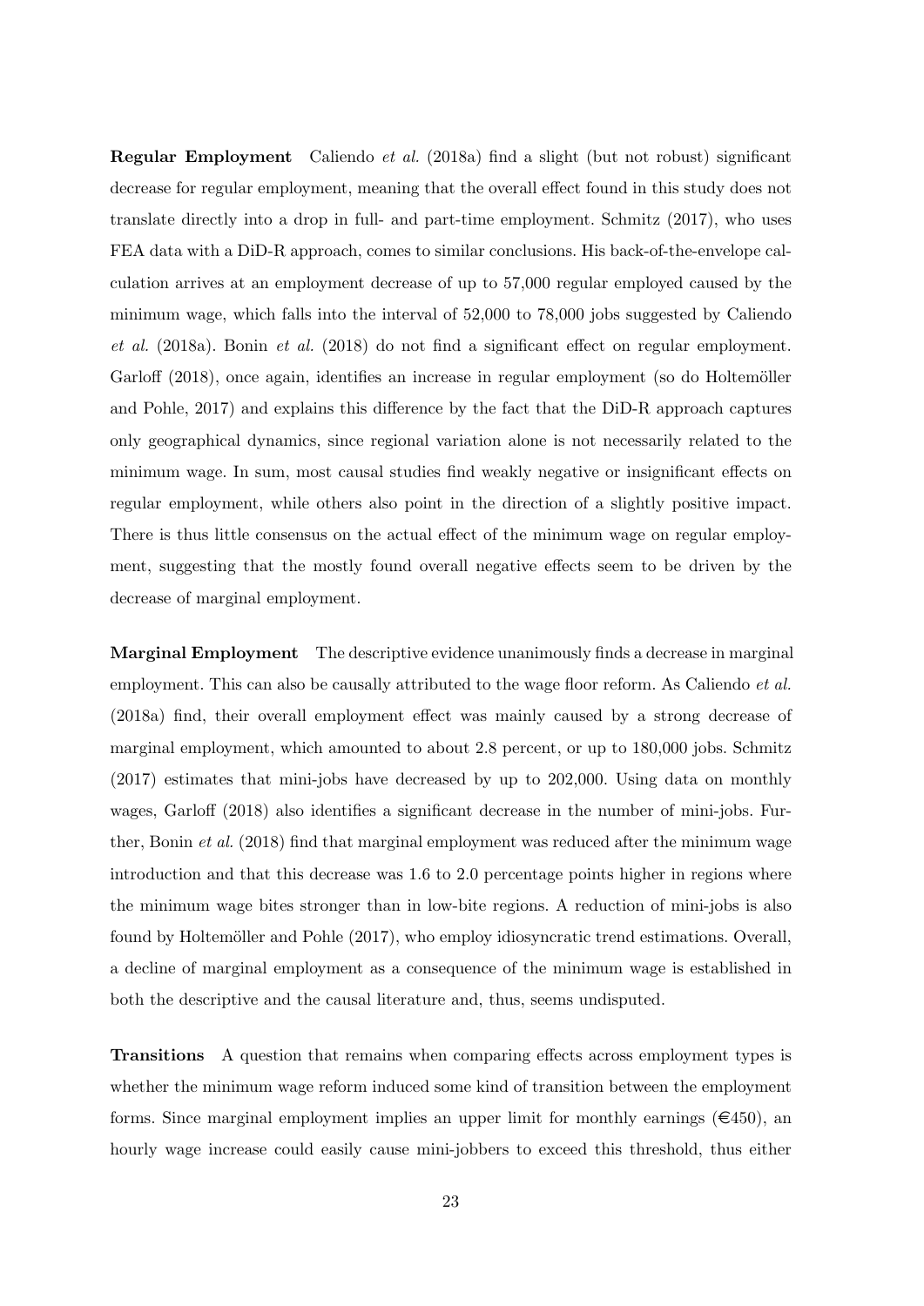**Regular Employment** Caliendo *et al.* (2018a) find a slight (but not robust) significant decrease for regular employment, meaning that the overall effect found in this study does not translate directly into a drop in full- and part-time employment. Schmitz (2017), who uses FEA data with a DiD-R approach, comes to similar conclusions. His back-of-the-envelope calculation arrives at an employment decrease of up to 57,000 regular employed caused by the minimum wage, which falls into the interval of 52,000 to 78,000 jobs suggested by Caliendo *et al.* (2018a). Bonin *et al.* (2018) do not find a significant effect on regular employment. Garloff (2018), once again, identifies an increase in regular employment (so do Holtemöller and Pohle, 2017) and explains this difference by the fact that the DiD-R approach captures only geographical dynamics, since regional variation alone is not necessarily related to the minimum wage. In sum, most causal studies find weakly negative or insignificant effects on regular employment, while others also point in the direction of a slightly positive impact. There is thus little consensus on the actual effect of the minimum wage on regular employment, suggesting that the mostly found overall negative effects seem to be driven by the decrease of marginal employment.

**Marginal Employment** The descriptive evidence unanimously finds a decrease in marginal employment. This can also be causally attributed to the wage floor reform. As Caliendo *et al.* (2018a) find, their overall employment effect was mainly caused by a strong decrease of marginal employment, which amounted to about 2.8 percent, or up to 180,000 jobs. Schmitz (2017) estimates that mini-jobs have decreased by up to 202,000. Using data on monthly wages, Garloff (2018) also identifies a significant decrease in the number of mini-jobs. Further, Bonin *et al.* (2018) find that marginal employment was reduced after the minimum wage introduction and that this decrease was 1.6 to 2.0 percentage points higher in regions where the minimum wage bites stronger than in low-bite regions. A reduction of mini-jobs is also found by Holtemöller and Pohle (2017), who employ idiosyncratic trend estimations. Overall, a decline of marginal employment as a consequence of the minimum wage is established in both the descriptive and the causal literature and, thus, seems undisputed.

**Transitions** A question that remains when comparing effects across employment types is whether the minimum wage reform induced some kind of transition between the employment forms. Since marginal employment implies an upper limit for monthly earnings (€450), an hourly wage increase could easily cause mini-jobbers to exceed this threshold, thus either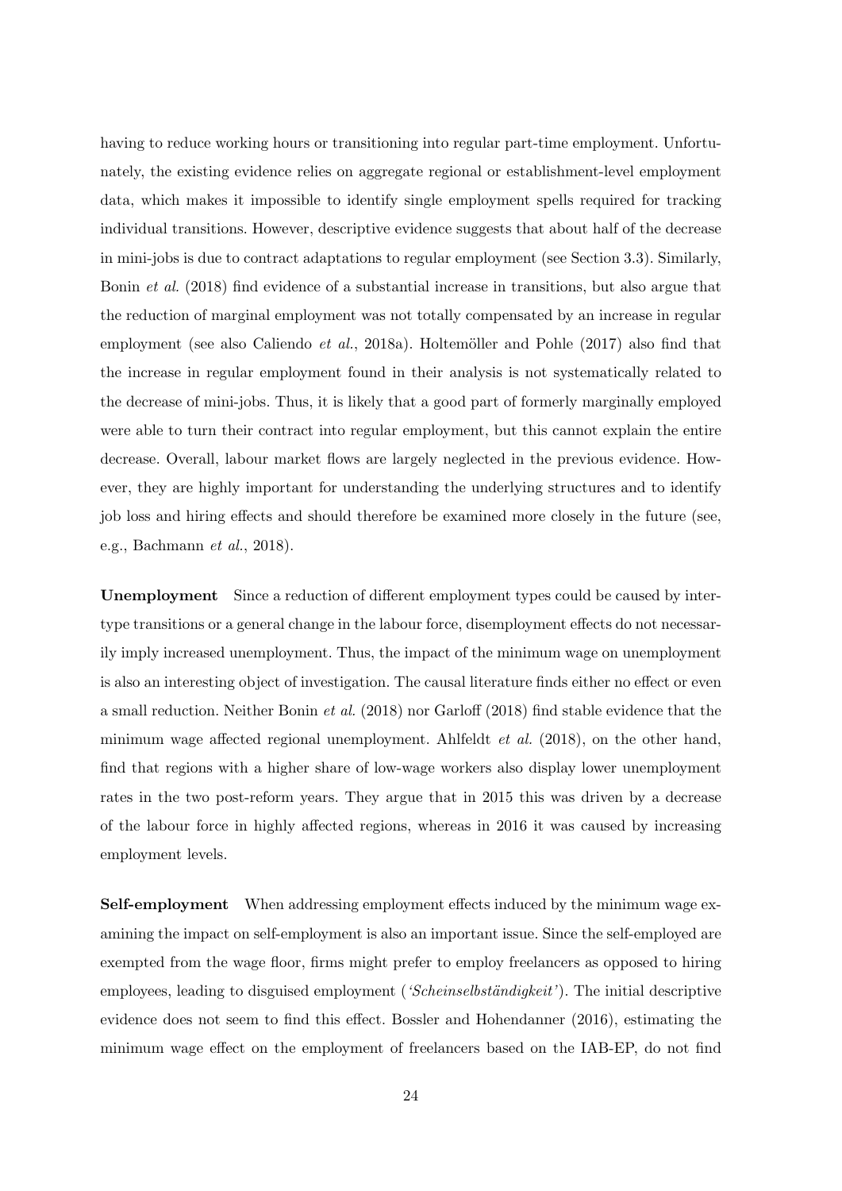having to reduce working hours or transitioning into regular part-time employment. Unfortunately, the existing evidence relies on aggregate regional or establishment-level employment data, which makes it impossible to identify single employment spells required for tracking individual transitions. However, descriptive evidence suggests that about half of the decrease in mini-jobs is due to contract adaptations to regular employment (see Section 3.3). Similarly, Bonin *et al.* (2018) find evidence of a substantial increase in transitions, but also argue that the reduction of marginal employment was not totally compensated by an increase in regular employment (see also Caliendo *et al.*, 2018a). Holtemöller and Pohle (2017) also find that the increase in regular employment found in their analysis is not systematically related to the decrease of mini-jobs. Thus, it is likely that a good part of formerly marginally employed were able to turn their contract into regular employment, but this cannot explain the entire decrease. Overall, labour market flows are largely neglected in the previous evidence. However, they are highly important for understanding the underlying structures and to identify job loss and hiring effects and should therefore be examined more closely in the future (see, e.g., Bachmann *et al.*, 2018).

**Unemployment** Since a reduction of different employment types could be caused by inter-type transitions or a general change in the labour force, disemployment effects do not necessarily imply increased unemployment. Thus, the impact of the minimum wage on unemployment is also an interesting object of investigation. The causal literature finds either no effect or even a small reduction. Neither Bonin *et al.* (2018) nor Garloff (2018) find stable evidence that the minimum wage affected regional unemployment. Ahlfeldt *et al.* (2018), on the other hand, find that regions with a higher share of low-wage workers also display lower unemployment rates in the two post-reform years. They argue that in 2015 this was driven by a decrease of the labour force in highly affected regions, whereas in 2016 it was caused by increasing employment levels.

**Self-employment** When addressing employment effects induced by the minimum wage examining the impact on self-employment is also an important issue. Since the self-employed are exempted from the wage floor, firms might prefer to employ freelancers as opposed to hiring employees, leading to disguised employment (*'Scheinselbständigkeit'*). The initial descriptive evidence does not seem to find this effect. Bossler and Hohendanner (2016), estimating the minimum wage effect on the employment of freelancers based on the IAB-EP, do not find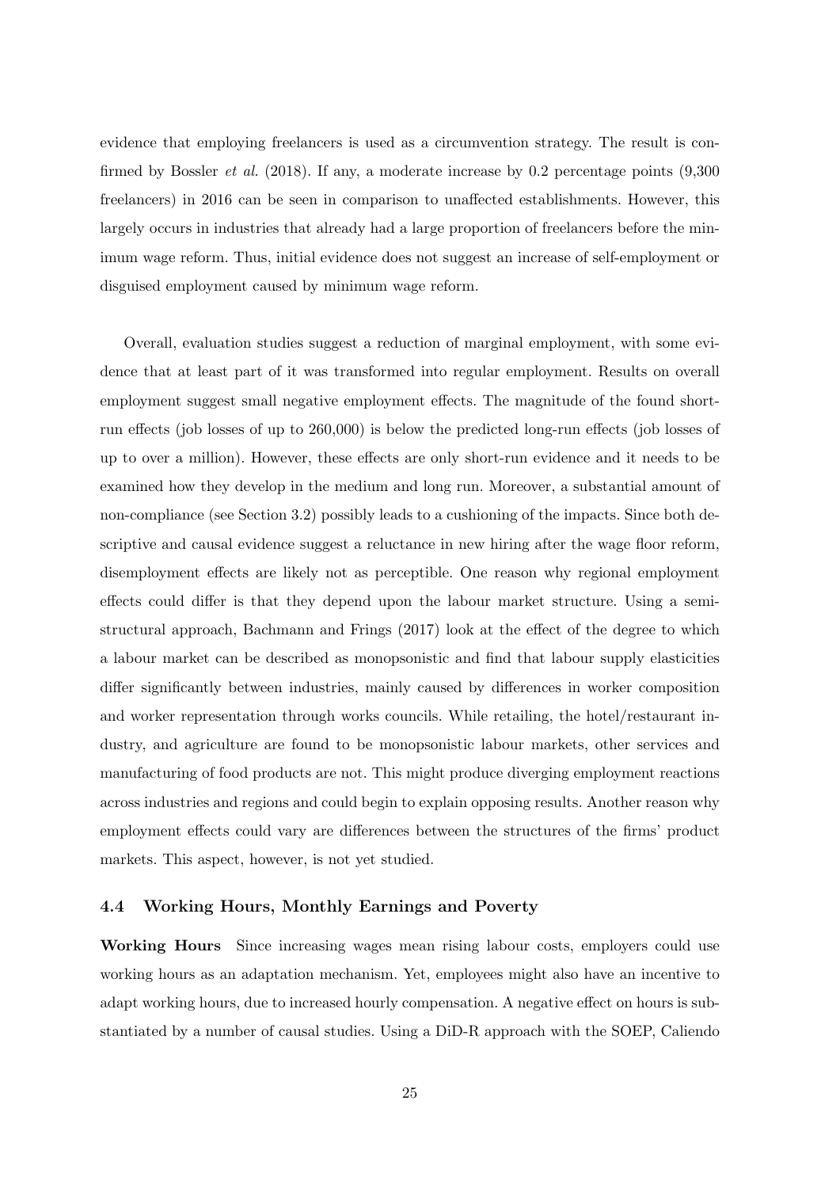evidence that employing freelancers is used as a circumvention strategy. The result is confirmed by Bossler *et al.* (2018). If any, a moderate increase by 0.2 percentage points (9,300 freelancers) in 2016 can be seen in comparison to unaffected establishments. However, this largely occurs in industries that already had a large proportion of freelancers before the minimum wage reform. Thus, initial evidence does not suggest an increase of self-employment or disguised employment caused by minimum wage reform.

Overall, evaluation studies suggest a reduction of marginal employment, with some evidence that at least part of it was transformed into regular employment. Results on overall employment suggest small negative employment effects. The magnitude of the found short-run effects (job losses of up to 260,000) is below the predicted long-run effects (job losses of up to over a million). However, these effects are only short-run evidence and it needs to be examined how they develop in the medium and long run. Moreover, a substantial amount of non-compliance (see Section 3.2) possibly leads to a cushioning of the impacts. Since both descriptive and causal evidence suggest a reluctance in new hiring after the wage floor reform, disemployment effects are likely not as perceptible. One reason why regional employment effects could differ is that they depend upon the labour market structure. Using a semi-structural approach, Bachmann and Frings (2017) look at the effect of the degree to which a labour market can be described as monopsonistic and find that labour supply elasticities differ significantly between industries, mainly caused by differences in worker composition and worker representation through works councils. While retailing, the hotel/restaurant industry, and agriculture are found to be monopsonistic labour markets, other services and manufacturing of food products are not. This might produce diverging employment reactions across industries and regions and could begin to explain opposing results. Another reason why employment effects could vary are differences between the structures of the firms' product markets. This aspect, however, is not yet studied.

### 4.4 Working Hours, Monthly Earnings and Poverty

**Working Hours** Since increasing wages mean rising labour costs, employers could use working hours as an adaptation mechanism. Yet, employees might also have an incentive to adapt working hours, due to increased hourly compensation. A negative effect on hours is substantiated by a number of causal studies. Using a DiD-R approach with the SOEP, Caliendo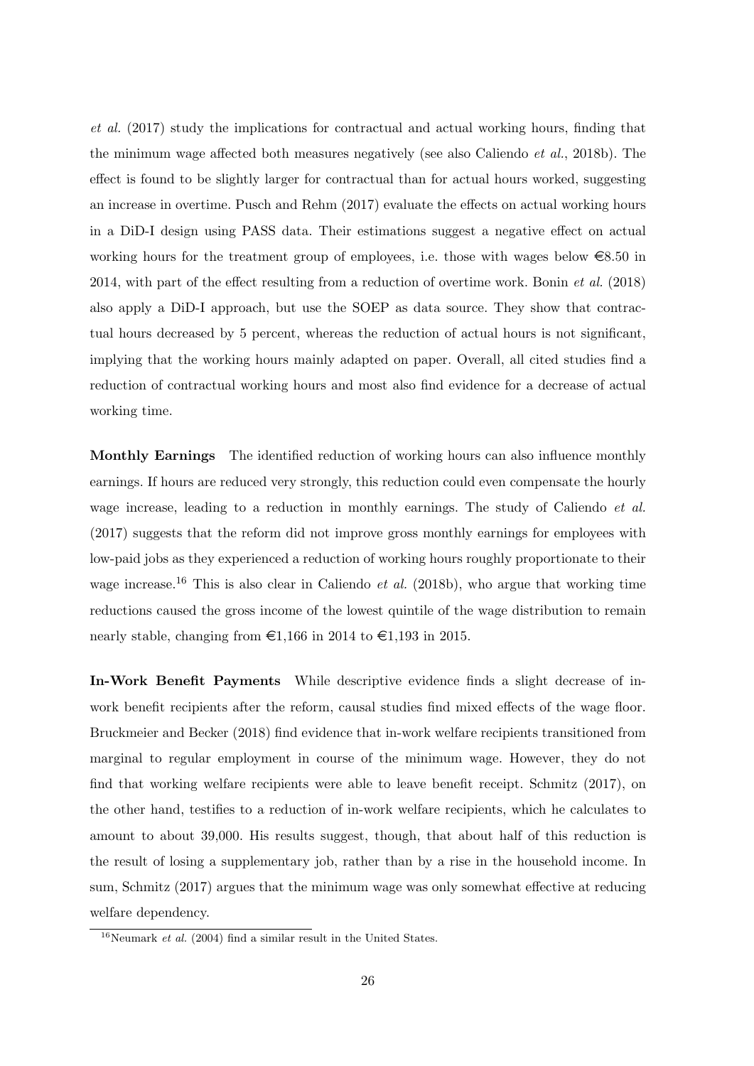*et al.* (2017) study the implications for contractual and actual working hours, finding that the minimum wage affected both measures negatively (see also Caliendo *et al.*, 2018b). The effect is found to be slightly larger for contractual than for actual hours worked, suggesting an increase in overtime. Pusch and Rehm (2017) evaluate the effects on actual working hours in a DiD-I design using PASS data. Their estimations suggest a negative effect on actual working hours for the treatment group of employees, i.e. those with wages below €8.50 in 2014, with part of the effect resulting from a reduction of overtime work. Bonin *et al.* (2018) also apply a DiD-I approach, but use the SOEP as data source. They show that contractual hours decreased by 5 percent, whereas the reduction of actual hours is not significant, implying that the working hours mainly adapted on paper. Overall, all cited studies find a reduction of contractual working hours and most also find evidence for a decrease of actual working time.

**Monthly Earnings** The identified reduction of working hours can also influence monthly earnings. If hours are reduced very strongly, this reduction could even compensate the hourly wage increase, leading to a reduction in monthly earnings. The study of Caliendo *et al.* (2017) suggests that the reform did not improve gross monthly earnings for employees with low-paid jobs as they experienced a reduction of working hours roughly proportionate to their wage increase.[16] This is also clear in Caliendo *et al.* (2018b), who argue that working time reductions caused the gross income of the lowest quintile of the wage distribution to remain nearly stable, changing from €1,166 in 2014 to €1,193 in 2015.

**In-Work Benefit Payments** While descriptive evidence finds a slight decrease of in-work benefit recipients after the reform, causal studies find mixed effects of the wage floor. Bruckmeier and Becker (2018) find evidence that in-work welfare recipients transitioned from marginal to regular employment in course of the minimum wage. However, they do not find that working welfare recipients were able to leave benefit receipt. Schmitz (2017), on the other hand, testifies to a reduction of in-work welfare recipients, which he calculates to amount to about 39,000. His results suggest, though, that about half of this reduction is the result of losing a supplementary job, rather than by a rise in the household income. In sum, Schmitz (2017) argues that the minimum wage was only somewhat effective at reducing welfare dependency.

[16] Neumark *et al.* (2004) find a similar result in the United States.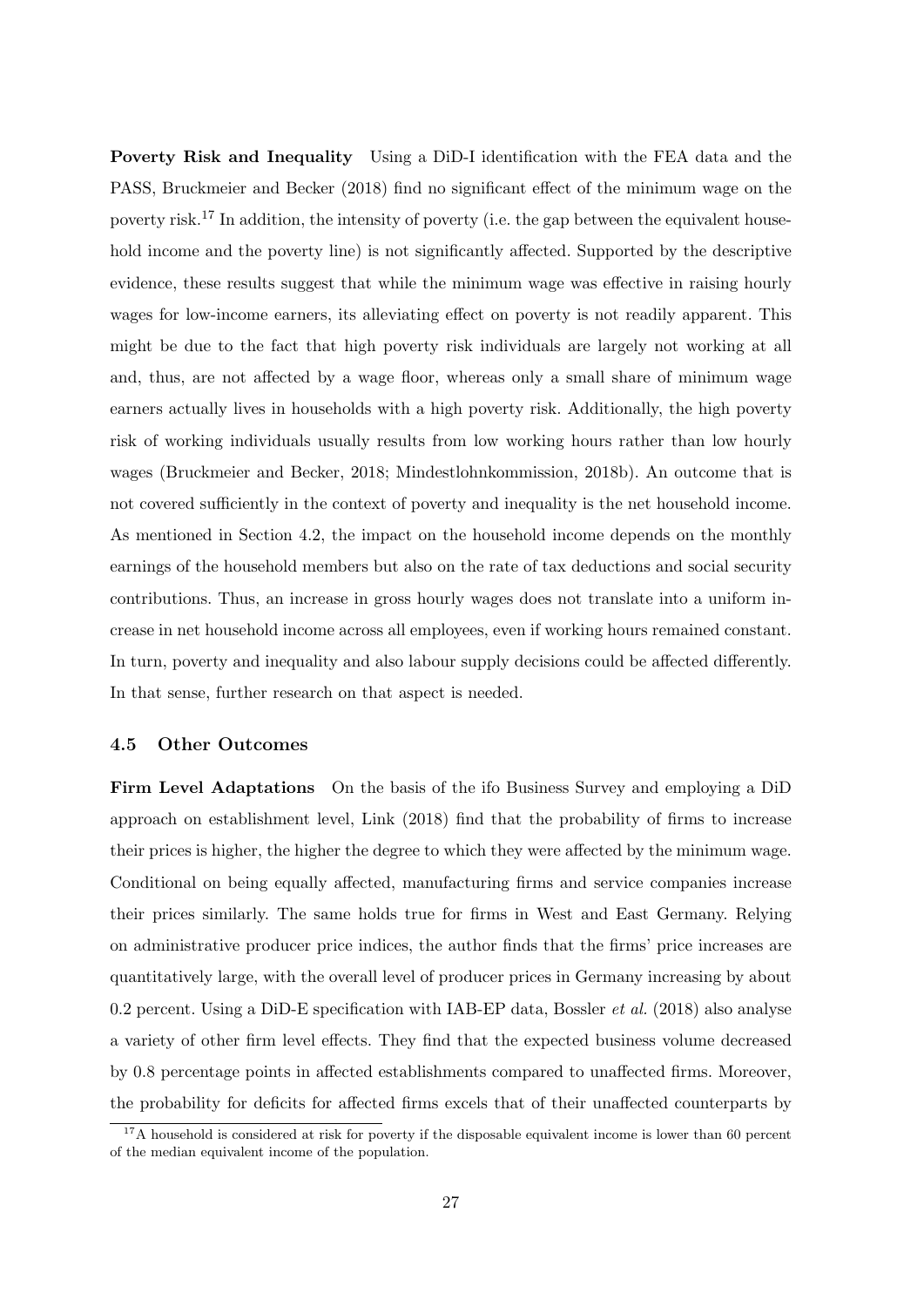**Poverty Risk and Inequality** Using a DiD-I identification with the FEA data and the PASS, Bruckmeier and Becker (2018) find no significant effect of the minimum wage on the poverty risk.[17] In addition, the intensity of poverty (i.e. the gap between the equivalent household income and the poverty line) is not significantly affected. Supported by the descriptive evidence, these results suggest that while the minimum wage was effective in raising hourly wages for low-income earners, its alleviating effect on poverty is not readily apparent. This might be due to the fact that high poverty risk individuals are largely not working at all and, thus, are not affected by a wage floor, whereas only a small share of minimum wage earners actually lives in households with a high poverty risk. Additionally, the high poverty risk of working individuals usually results from low working hours rather than low hourly wages (Bruckmeier and Becker, 2018; Mindestlohnkommission, 2018b). An outcome that is not covered sufficiently in the context of poverty and inequality is the net household income. As mentioned in Section 4.2, the impact on the household income depends on the monthly earnings of the household members but also on the rate of tax deductions and social security contributions. Thus, an increase in gross hourly wages does not translate into a uniform increase in net household income across all employees, even if working hours remained constant. In turn, poverty and inequality and also labour supply decisions could be affected differently. In that sense, further research on that aspect is needed.

### 4.5 Other Outcomes

**Firm Level Adaptations** On the basis of the ifo Business Survey and employing a DiD approach on establishment level, Link (2018) find that the probability of firms to increase their prices is higher, the higher the degree to which they were affected by the minimum wage. Conditional on being equally affected, manufacturing firms and service companies increase their prices similarly. The same holds true for firms in West and East Germany. Relying on administrative producer price indices, the author finds that the firms' price increases are quantitatively large, with the overall level of producer prices in Germany increasing by about 0.2 percent. Using a DiD-E specification with IAB-EP data, Bossler *et al.* (2018) also analyse a variety of other firm level effects. They find that the expected business volume decreased by 0.8 percentage points in affected establishments compared to unaffected firms. Moreover, the probability for deficits for affected firms excels that of their unaffected counterparts by

[17] A household is considered at risk for poverty if the disposable equivalent income is lower than 60 percent of the median equivalent income of the population.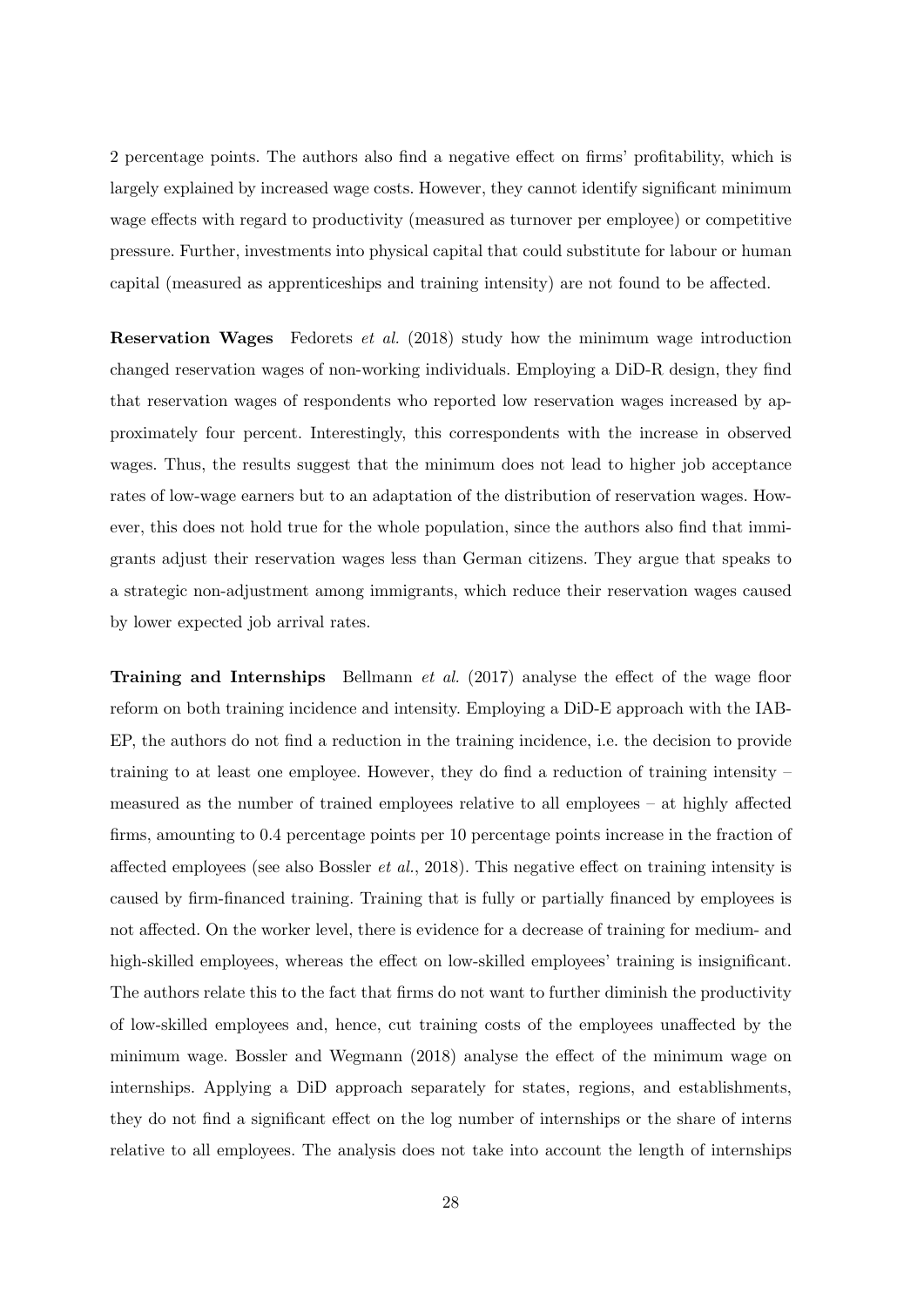2 percentage points. The authors also find a negative effect on firms' profitability, which is largely explained by increased wage costs. However, they cannot identify significant minimum wage effects with regard to productivity (measured as turnover per employee) or competitive pressure. Further, investments into physical capital that could substitute for labour or human capital (measured as apprenticeships and training intensity) are not found to be affected.

**Reservation Wages** Fedorets *et al.* (2018) study how the minimum wage introduction changed reservation wages of non-working individuals. Employing a DiD-R design, they find that reservation wages of respondents who reported low reservation wages increased by approximately four percent. Interestingly, this correspondents with the increase in observed wages. Thus, the results suggest that the minimum does not lead to higher job acceptance rates of low-wage earners but to an adaptation of the distribution of reservation wages. However, this does not hold true for the whole population, since the authors also find that immigrants adjust their reservation wages less than German citizens. They argue that speaks to a strategic non-adjustment among immigrants, which reduce their reservation wages caused by lower expected job arrival rates.

**Training and Internships** Bellmann *et al.* (2017) analyse the effect of the wage floor reform on both training incidence and intensity. Employing a DiD-E approach with the IAB-EP, the authors do not find a reduction in the training incidence, i.e. the decision to provide training to at least one employee. However, they do find a reduction of training intensity – measured as the number of trained employees relative to all employees – at highly affected firms, amounting to 0.4 percentage points per 10 percentage points increase in the fraction of affected employees (see also Bossler *et al.*, 2018). This negative effect on training intensity is caused by firm-financed training. Training that is fully or partially financed by employees is not affected. On the worker level, there is evidence for a decrease of training for medium- and high-skilled employees, whereas the effect on low-skilled employees' training is insignificant. The authors relate this to the fact that firms do not want to further diminish the productivity of low-skilled employees and, hence, cut training costs of the employees unaffected by the minimum wage. Bossler and Wegmann (2018) analyse the effect of the minimum wage on internships. Applying a DiD approach separately for states, regions, and establishments, they do not find a significant effect on the log number of internships or the share of interns relative to all employees. The analysis does not take into account the length of internships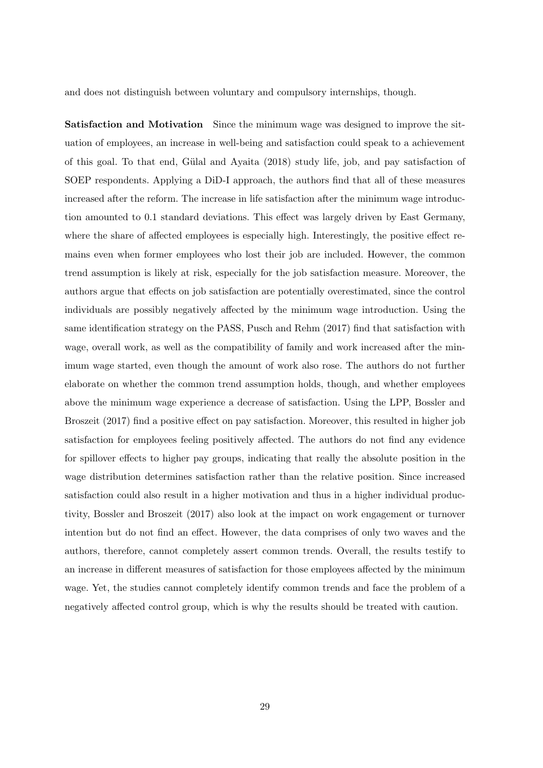and does not distinguish between voluntary and compulsory internships, though.

**Satisfaction and Motivation** Since the minimum wage was designed to improve the situation of employees, an increase in well-being and satisfaction could speak to a achievement of this goal. To that end, Gülal and Ayaita (2018) study life, job, and pay satisfaction of SOEP respondents. Applying a DiD-I approach, the authors find that all of these measures increased after the reform. The increase in life satisfaction after the minimum wage introduction amounted to 0.1 standard deviations. This effect was largely driven by East Germany, where the share of affected employees is especially high. Interestingly, the positive effect remains even when former employees who lost their job are included. However, the common trend assumption is likely at risk, especially for the job satisfaction measure. Moreover, the authors argue that effects on job satisfaction are potentially overestimated, since the control individuals are possibly negatively affected by the minimum wage introduction. Using the same identification strategy on the PASS, Pusch and Rehm (2017) find that satisfaction with wage, overall work, as well as the compatibility of family and work increased after the minimum wage started, even though the amount of work also rose. The authors do not further elaborate on whether the common trend assumption holds, though, and whether employees above the minimum wage experience a decrease of satisfaction. Using the LPP, Bossler and Broszeit (2017) find a positive effect on pay satisfaction. Moreover, this resulted in higher job satisfaction for employees feeling positively affected. The authors do not find any evidence for spillover effects to higher pay groups, indicating that really the absolute position in the wage distribution determines satisfaction rather than the relative position. Since increased satisfaction could also result in a higher motivation and thus in a higher individual productivity, Bossler and Broszeit (2017) also look at the impact on work engagement or turnover intention but do not find an effect. However, the data comprises of only two waves and the authors, therefore, cannot completely assert common trends. Overall, the results testify to an increase in different measures of satisfaction for those employees affected by the minimum wage. Yet, the studies cannot completely identify common trends and face the problem of a negatively affected control group, which is why the results should be treated with caution.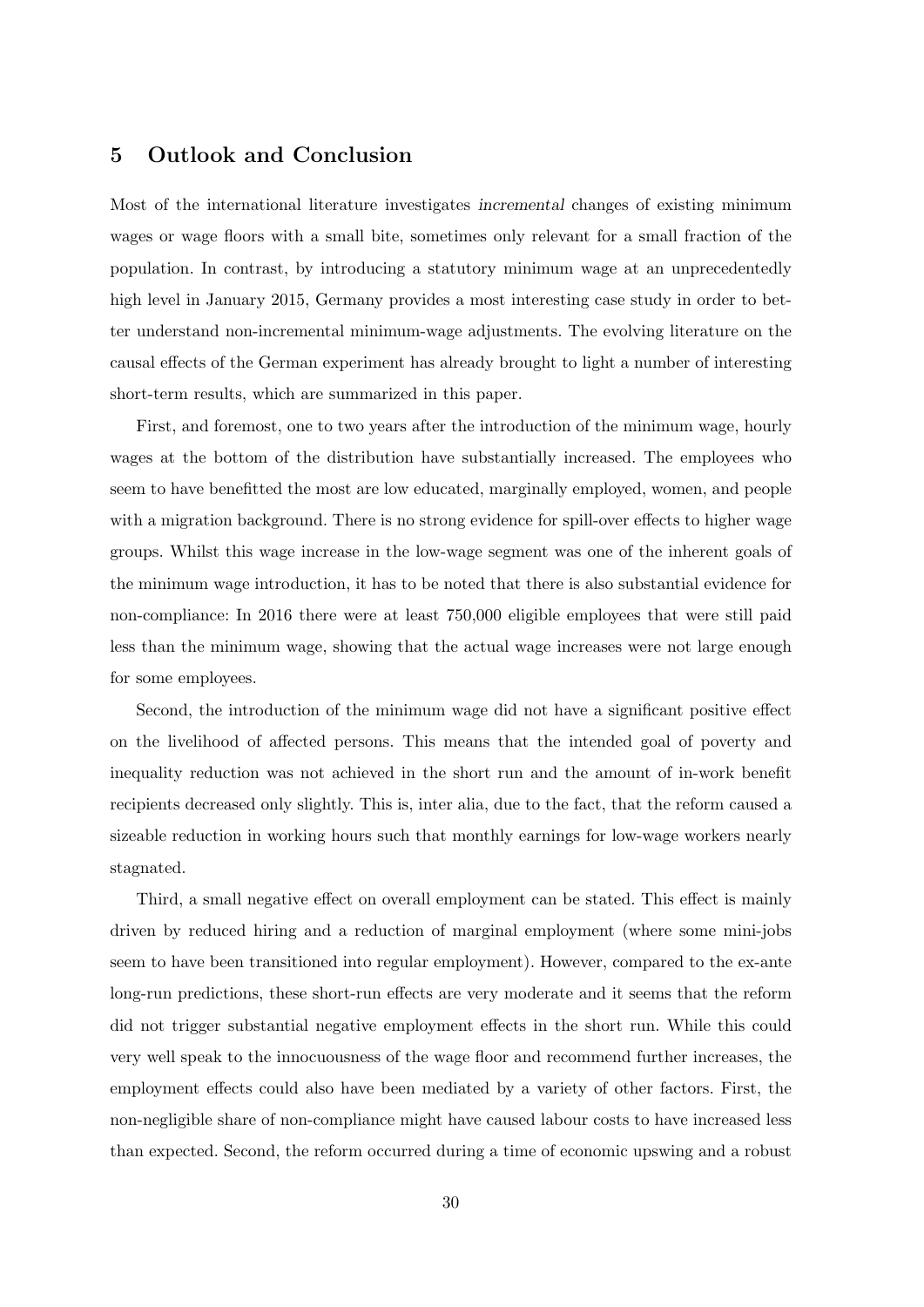## 5 Outlook and Conclusion

Most of the international literature investigates *incremental* changes of existing minimum wages or wage floors with a small bite, sometimes only relevant for a small fraction of the population. In contrast, by introducing a statutory minimum wage at an unprecedentedly high level in January 2015, Germany provides a most interesting case study in order to better understand non-incremental minimum-wage adjustments. The evolving literature on the causal effects of the German experiment has already brought to light a number of interesting short-term results, which are summarized in this paper.

First, and foremost, one to two years after the introduction of the minimum wage, hourly wages at the bottom of the distribution have substantially increased. The employees who seem to have benefitted the most are low educated, marginally employed, women, and people with a migration background. There is no strong evidence for spill-over effects to higher wage groups. Whilst this wage increase in the low-wage segment was one of the inherent goals of the minimum wage introduction, it has to be noted that there is also substantial evidence for non-compliance: In 2016 there were at least 750,000 eligible employees that were still paid less than the minimum wage, showing that the actual wage increases were not large enough for some employees.

Second, the introduction of the minimum wage did not have a significant positive effect on the livelihood of affected persons. This means that the intended goal of poverty and inequality reduction was not achieved in the short run and the amount of in-work benefit recipients decreased only slightly. This is, inter alia, due to the fact, that the reform caused a sizeable reduction in working hours such that monthly earnings for low-wage workers nearly stagnated.

Third, a small negative effect on overall employment can be stated. This effect is mainly driven by reduced hiring and a reduction of marginal employment (where some mini-jobs seem to have been transitioned into regular employment). However, compared to the ex-ante long-run predictions, these short-run effects are very moderate and it seems that the reform did not trigger substantial negative employment effects in the short run. While this could very well speak to the innocuousness of the wage floor and recommend further increases, the employment effects could also have been mediated by a variety of other factors. First, the non-negligible share of non-compliance might have caused labour costs to have increased less than expected. Second, the reform occurred during a time of economic upswing and a robust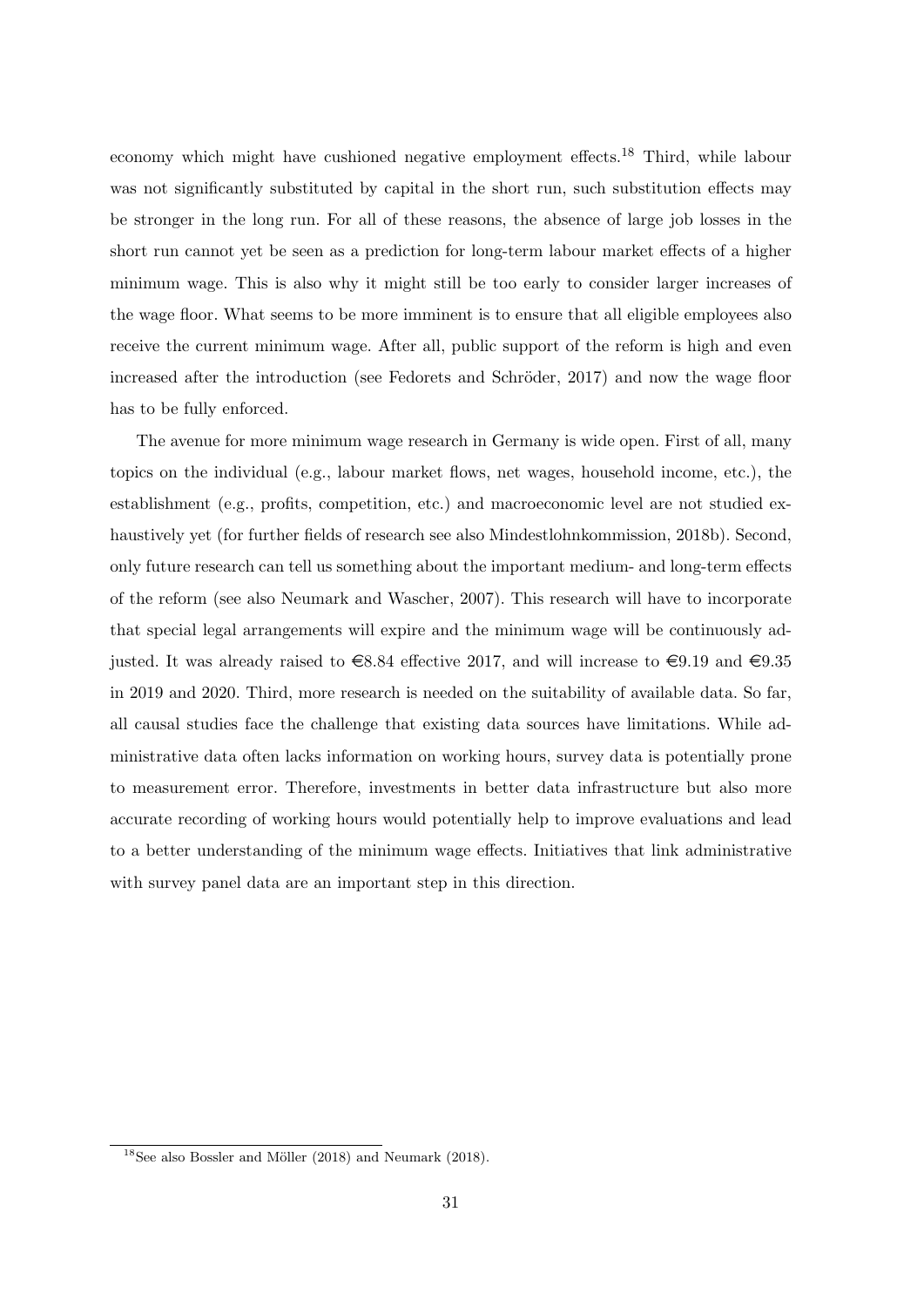economy which might have cushioned negative employment effects.[18] Third, while labour was not significantly substituted by capital in the short run, such substitution effects may be stronger in the long run. For all of these reasons, the absence of large job losses in the short run cannot yet be seen as a prediction for long-term labour market effects of a higher minimum wage. This is also why it might still be too early to consider larger increases of the wage floor. What seems to be more imminent is to ensure that all eligible employees also receive the current minimum wage. After all, public support of the reform is high and even increased after the introduction (see Fedorets and Schröder, 2017) and now the wage floor has to be fully enforced.

The avenue for more minimum wage research in Germany is wide open. First of all, many topics on the individual (e.g., labour market flows, net wages, household income, etc.), the establishment (e.g., profits, competition, etc.) and macroeconomic level are not studied exhaustively yet (for further fields of research see also Mindestlohnkommission, 2018b). Second, only future research can tell us something about the important medium- and long-term effects of the reform (see also Neumark and Wascher, 2007). This research will have to incorporate that special legal arrangements will expire and the minimum wage will be continuously adjusted. It was already raised to €8.84 effective 2017, and will increase to €9.19 and €9.35 in 2019 and 2020. Third, more research is needed on the suitability of available data. So far, all causal studies face the challenge that existing data sources have limitations. While administrative data often lacks information on working hours, survey data is potentially prone to measurement error. Therefore, investments in better data infrastructure but also more accurate recording of working hours would potentially help to improve evaluations and lead to a better understanding of the minimum wage effects. Initiatives that link administrative with survey panel data are an important step in this direction.

[18] See also Bossler and Möller (2018) and Neumark (2018).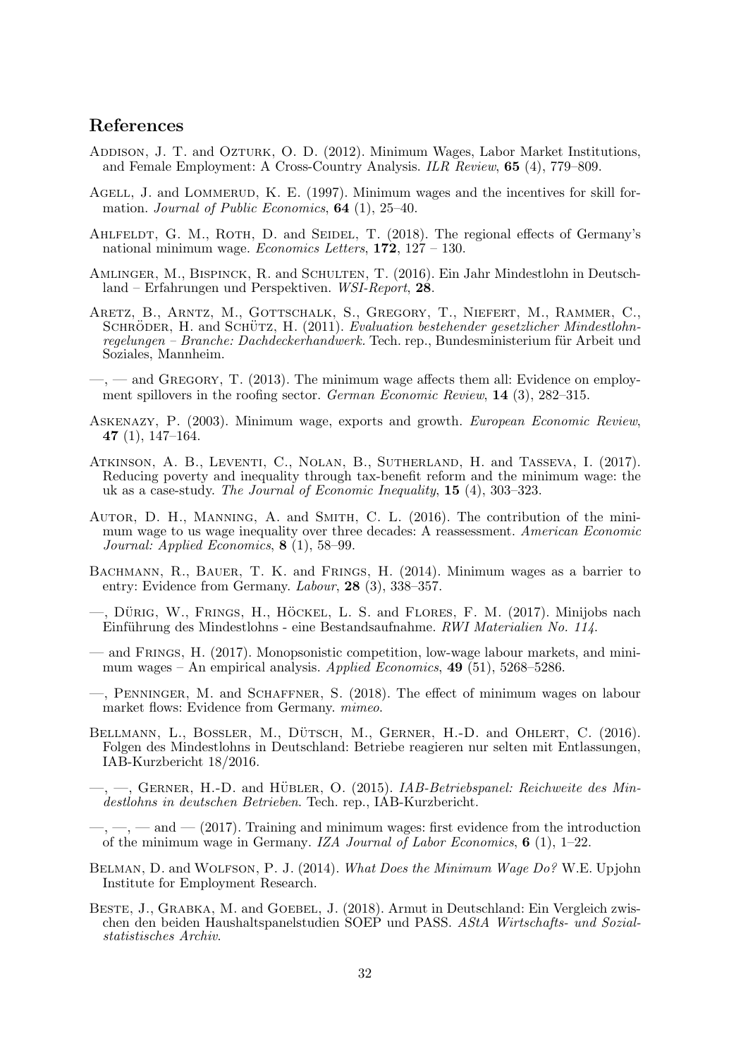## References

Addison, J. T. and Ozturk, O. D. (2012). Minimum Wages, Labor Market Institutions, and Female Employment: A Cross-Country Analysis. *ILR Review*, **65** (4), 779–809.

Agell, J. and Lommerud, K. E. (1997). Minimum wages and the incentives for skill formation. *Journal of Public Economics*, **64** (1), 25–40.

Ahlfeldt, G. M., Roth, D. and Seidel, T. (2018). The regional effects of Germany's national minimum wage. *Economics Letters*, **172**, 127 – 130.

Amlinger, M., Bispinck, R. and Schulten, T. (2016). Ein Jahr Mindestlohn in Deutschland – Erfahrungen und Perspektiven. *WSI-Report*, **28**.

Aretz, B., Arntz, M., Gottschalk, S., Gregory, T., Niefert, M., Rammer, C., Schröder, H. and Schütz, H. (2011). *Evaluation bestehender gesetzlicher Mindestlohnregelungen – Branche: Dachdeckerhandwerk.* Tech. rep., Bundesministerium für Arbeit und Soziales, Mannheim.

—, — and Gregory, T. (2013). The minimum wage affects them all: Evidence on employment spillovers in the roofing sector. *German Economic Review*, **14** (3), 282–315.

Askenazy, P. (2003). Minimum wage, exports and growth. *European Economic Review*, **47** (1), 147–164.

Atkinson, A. B., Leventi, C., Nolan, B., Sutherland, H. and Tasseva, I. (2017). Reducing poverty and inequality through tax-benefit reform and the minimum wage: the uk as a case-study. *The Journal of Economic Inequality*, **15** (4), 303–323.

Autor, D. H., Manning, A. and Smith, C. L. (2016). The contribution of the minimum wage to us wage inequality over three decades: A reassessment. *American Economic Journal: Applied Economics*, **8** (1), 58–99.

Bachmann, R., Bauer, T. K. and Frings, H. (2014). Minimum wages as a barrier to entry: Evidence from Germany. *Labour*, **28** (3), 338–357.

—, Dürig, W., Frings, H., Höckel, L. S. and Flores, F. M. (2017). Minijobs nach Einführung des Mindestlohns - eine Bestandsaufnahme. *RWI Materialien No. 114*.

— and Frings, H. (2017). Monopsonistic competition, low-wage labour markets, and minimum wages – An empirical analysis. *Applied Economics*, **49** (51), 5268–5286.

—, Penninger, M. and Schaffner, S. (2018). The effect of minimum wages on labour market flows: Evidence from Germany. *mimeo*.

Bellmann, L., Bossler, M., Dütsch, M., Gerner, H.-D. and Ohlert, C. (2016). Folgen des Mindestlohns in Deutschland: Betriebe reagieren nur selten mit Entlassungen, IAB-Kurzbericht 18/2016.

—, —, Gerner, H.-D. and Hübler, O. (2015). *IAB-Betriebspanel: Reichweite des Mindestlohns in deutschen Betrieben*. Tech. rep., IAB-Kurzbericht.

—, —, — and — (2017). Training and minimum wages: first evidence from the introduction of the minimum wage in Germany. *IZA Journal of Labor Economics*, **6** (1), 1–22.

Belman, D. and Wolfson, P. J. (2014). *What Does the Minimum Wage Do?* W.E. Upjohn Institute for Employment Research.

Beste, J., Grabka, M. and Goebel, J. (2018). Armut in Deutschland: Ein Vergleich zwischen den beiden Haushaltspanelstudien SOEP und PASS. *AStA Wirtschafts- und Sozialstatistisches Archiv*.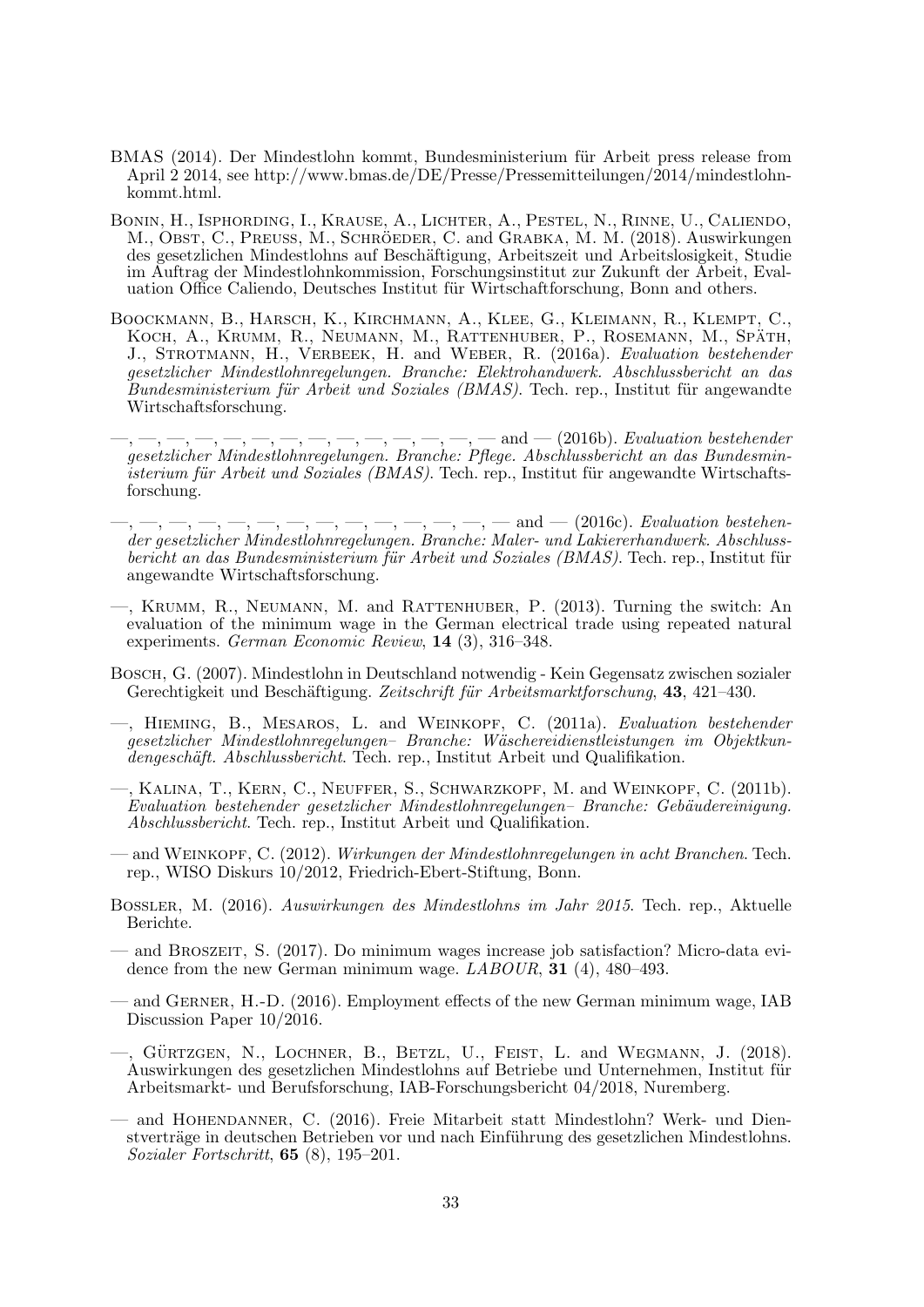BMAS (2014). Der Mindestlohn kommt, Bundesministerium für Arbeit press release from April 2 2014, see http://www.bmas.de/DE/Presse/Pressemitteilungen/2014/mindestlohn-kommt.html.

Bonin, H., Isphording, I., Krause, A., Lichter, A., Pestel, N., Rinne, U., Caliendo, M., Obst, C., Preuss, M., Schröeder, C. and Grabka, M. M. (2018). Auswirkungen des gesetzlichen Mindestlohns auf Beschäftigung, Arbeitszeit und Arbeitslosigkeit, Studie im Auftrag der Mindestlohnkommission, Forschungsinstitut zur Zukunft der Arbeit, Evaluation Office Caliendo, Deutsches Institut für Wirtschaftforschung, Bonn and others.

Boockmann, B., Harsch, K., Kirchmann, A., Klee, G., Kleimann, R., Klempt, C., Koch, A., Krumm, R., Neumann, M., Rattenhuber, P., Rosemann, M., Späth, J., Strotmann, H., Verbeek, H. and Weber, R. (2016a). *Evaluation bestehender gesetzlicher Mindestlohnregelungen. Branche: Elektrohandwerk. Abschlussbericht an das Bundesministerium für Arbeit und Soziales (BMAS)*. Tech. rep., Institut für angewandte Wirtschaftsforschung.

—, —, —, —, —, —, —, —, —, —, —, —, —, — and — (2016b). *Evaluation bestehender gesetzlicher Mindestlohnregelungen. Branche: Pflege. Abschlussbericht an das Bundesministerium für Arbeit und Soziales (BMAS)*. Tech. rep., Institut für angewandte Wirtschaftsforschung.

—, —, —, —, —, —, —, —, —, —, —, —, —, — and — (2016c). *Evaluation bestehender gesetzlicher Mindestlohnregelungen. Branche: Maler- und Lakiererhandwerk. Abschlussbericht an das Bundesministerium für Arbeit und Soziales (BMAS)*. Tech. rep., Institut für angewandte Wirtschaftsforschung.

—, Krumm, R., Neumann, M. and Rattenhuber, P. (2013). Turning the switch: An evaluation of the minimum wage in the German electrical trade using repeated natural experiments. *German Economic Review*, **14** (3), 316–348.

Bosch, G. (2007). Mindestlohn in Deutschland notwendig - Kein Gegensatz zwischen sozialer Gerechtigkeit und Beschäftigung. *Zeitschrift für Arbeitsmarktforschung*, **43**, 421–430.

—, Hieming, B., Mesaros, L. and Weinkopf, C. (2011a). *Evaluation bestehender gesetzlicher Mindestlohnregelungen– Branche: Wäschereidienstleistungen im Objektkundengeschäft. Abschlussbericht*. Tech. rep., Institut Arbeit und Qualifikation.

—, Kalina, T., Kern, C., Neuffer, S., Schwarzkopf, M. and Weinkopf, C. (2011b). *Evaluation bestehender gesetzlicher Mindestlohnregelungen– Branche: Gebäudereinigung. Abschlussbericht*. Tech. rep., Institut Arbeit und Qualifikation.

— and Weinkopf, C. (2012). *Wirkungen der Mindestlohnregelungen in acht Branchen*. Tech. rep., WISO Diskurs 10/2012, Friedrich-Ebert-Stiftung, Bonn.

Bossler, M. (2016). *Auswirkungen des Mindestlohns im Jahr 2015*. Tech. rep., Aktuelle Berichte.

— and Broszeit, S. (2017). Do minimum wages increase job satisfaction? Micro-data evidence from the new German minimum wage. *LABOUR*, **31** (4), 480–493.

— and Gerner, H.-D. (2016). Employment effects of the new German minimum wage, IAB Discussion Paper 10/2016.

—, Gürtzgen, N., Lochner, B., Betzl, U., Feist, L. and Wegmann, J. (2018). Auswirkungen des gesetzlichen Mindestlohns auf Betriebe und Unternehmen, Institut für Arbeitsmarkt- und Berufsforschung, IAB-Forschungsbericht 04/2018, Nuremberg.

— and Hohendanner, C. (2016). Freie Mitarbeit statt Mindestlohn? Werk- und Dienstverträge in deutschen Betrieben vor und nach Einführung des gesetzlichen Mindestlohns. *Sozialer Fortschritt*, **65** (8), 195–201.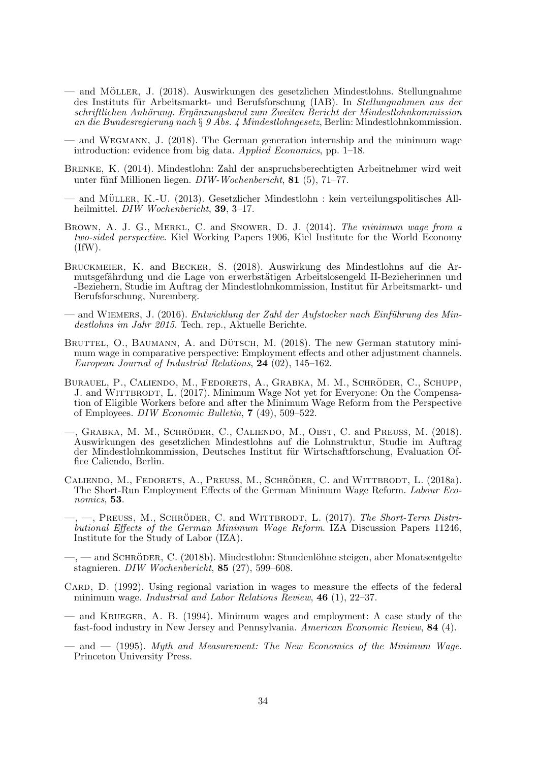— and Möller, J. (2018). Auswirkungen des gesetzlichen Mindestlohns. Stellungnahme des Instituts für Arbeitsmarkt- und Berufsforschung (IAB). In *Stellungnahmen aus der schriftlichen Anhörung. Ergänzungsband zum Zweiten Bericht der Mindestlohnkommission an die Bundesregierung nach § 9 Abs. 4 Mindestlohngesetz*, Berlin: Mindestlohnkommission.

— and Wegmann, J. (2018). The German generation internship and the minimum wage introduction: evidence from big data. *Applied Economics*, pp. 1–18.

Brenke, K. (2014). Mindestlohn: Zahl der anspruchsberechtigten Arbeitnehmer wird weit unter fünf Millionen liegen. *DIW-Wochenbericht*, **81** (5), 71–77.

— and Müller, K.-U. (2013). Gesetzlicher Mindestlohn : kein verteilungspolitisches Allheilmittel. *DIW Wochenbericht*, **39**, 3–17.

Brown, A. J. G., Merkl, C. and Snower, D. J. (2014). *The minimum wage from a two-sided perspective*. Kiel Working Papers 1906, Kiel Institute for the World Economy (IfW).

Bruckmeier, K. and Becker, S. (2018). Auswirkung des Mindestlohns auf die Armutsgefährdung und die Lage von erwerbstätigen Arbeitslosengeld II-Bezieherinnen und -Beziehern, Studie im Auftrag der Mindestlohnkommission, Institut für Arbeitsmarkt- und Berufsforschung, Nuremberg.

— and Wiemers, J. (2016). *Entwicklung der Zahl der Aufstocker nach Einführung des Mindestlohns im Jahr 2015*. Tech. rep., Aktuelle Berichte.

Bruttel, O., Baumann, A. and Dütsch, M. (2018). The new German statutory minimum wage in comparative perspective: Employment effects and other adjustment channels. *European Journal of Industrial Relations*, **24** (02), 145–162.

Burauel, P., Caliendo, M., Fedorets, A., Grabka, M. M., Schröder, C., Schupp, J. and Wittbrodt, L. (2017). Minimum Wage Not yet for Everyone: On the Compensation of Eligible Workers before and after the Minimum Wage Reform from the Perspective of Employees. *DIW Economic Bulletin*, **7** (49), 509–522.

—, Grabka, M. M., Schröder, C., Caliendo, M., Obst, C. and Preuss, M. (2018). Auswirkungen des gesetzlichen Mindestlohns auf die Lohnstruktur, Studie im Auftrag der Mindestlohnkommission, Deutsches Institut für Wirtschaftforschung, Evaluation Office Caliendo, Berlin.

Caliendo, M., Fedorets, A., Preuss, M., Schröder, C. and Wittbrodt, L. (2018a). The Short-Run Employment Effects of the German Minimum Wage Reform. *Labour Economics*, **53**.

—, —, Preuss, M., Schröder, C. and Wittbrodt, L. (2017). *The Short-Term Distributional Effects of the German Minimum Wage Reform*. IZA Discussion Papers 11246, Institute for the Study of Labor (IZA).

—, — and Schröder, C. (2018b). Mindestlohn: Stundenlöhne steigen, aber Monatsentgelte stagnieren. *DIW Wochenbericht*, **85** (27), 599–608.

Card, D. (1992). Using regional variation in wages to measure the effects of the federal minimum wage. *Industrial and Labor Relations Review*, **46** (1), 22–37.

— and Krueger, A. B. (1994). Minimum wages and employment: A case study of the fast-food industry in New Jersey and Pennsylvania. *American Economic Review*, **84** (4).

— and — (1995). *Myth and Measurement: The New Economics of the Minimum Wage*. Princeton University Press.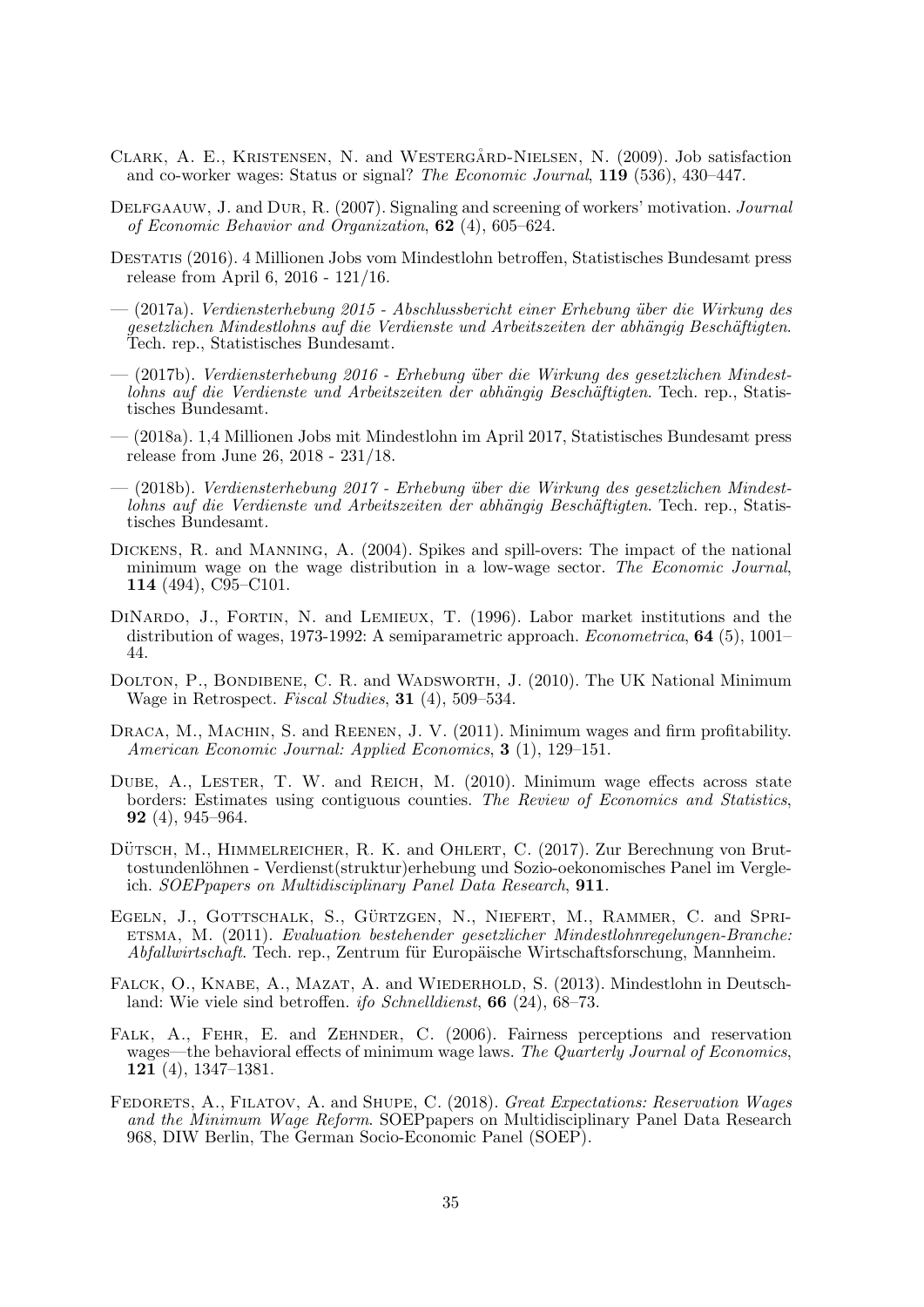Clark, A. E., Kristensen, N. and Westergård-Nielsen, N. (2009). Job satisfaction and co-worker wages: Status or signal? *The Economic Journal*, **119** (536), 430–447.

Delfgaauw, J. and Dur, R. (2007). Signaling and screening of workers' motivation. *Journal of Economic Behavior and Organization*, **62** (4), 605–624.

Destatis (2016). 4 Millionen Jobs vom Mindestlohn betroffen, Statistisches Bundesamt press release from April 6, 2016 - 121/16.

— (2017a). *Verdiensterhebung 2015 - Abschlussbericht einer Erhebung über die Wirkung des gesetzlichen Mindestlohns auf die Verdienste und Arbeitszeiten der abhängig Beschäftigten*. Tech. rep., Statistisches Bundesamt.

— (2017b). *Verdiensterhebung 2016 - Erhebung über die Wirkung des gesetzlichen Mindestlohns auf die Verdienste und Arbeitszeiten der abhängig Beschäftigten*. Tech. rep., Statistisches Bundesamt.

— (2018a). 1,4 Millionen Jobs mit Mindestlohn im April 2017, Statistisches Bundesamt press release from June 26, 2018 - 231/18.

— (2018b). *Verdiensterhebung 2017 - Erhebung über die Wirkung des gesetzlichen Mindestlohns auf die Verdienste und Arbeitszeiten der abhängig Beschäftigten*. Tech. rep., Statistisches Bundesamt.

Dickens, R. and Manning, A. (2004). Spikes and spill-overs: The impact of the national minimum wage on the wage distribution in a low-wage sector. *The Economic Journal*, **114** (494), C95–C101.

DiNardo, J., Fortin, N. and Lemieux, T. (1996). Labor market institutions and the distribution of wages, 1973-1992: A semiparametric approach. *Econometrica*, **64** (5), 1001–44.

Dolton, P., Bondibene, C. R. and Wadsworth, J. (2010). The UK National Minimum Wage in Retrospect. *Fiscal Studies*, **31** (4), 509–534.

Draca, M., Machin, S. and Reenen, J. V. (2011). Minimum wages and firm profitability. *American Economic Journal: Applied Economics*, **3** (1), 129–151.

Dube, A., Lester, T. W. and Reich, M. (2010). Minimum wage effects across state borders: Estimates using contiguous counties. *The Review of Economics and Statistics*, **92** (4), 945–964.

Dütsch, M., Himmelreicher, R. K. and Ohlert, C. (2017). Zur Berechnung von Bruttostundenlöhnen - Verdienst(struktur)erhebung und Sozio-oekonomisches Panel im Vergleich. *SOEPpapers on Multidisciplinary Panel Data Research*, **911**.

Egeln, J., Gottschalk, S., Gürtzgen, N., Niefert, M., Rammer, C. and Sprietsma, M. (2011). *Evaluation bestehender gesetzlicher Mindestlohnregelungen-Branche: Abfallwirtschaft*. Tech. rep., Zentrum für Europäische Wirtschaftsforschung, Mannheim.

Falck, O., Knabe, A., Mazat, A. and Wiederhold, S. (2013). Mindestlohn in Deutschland: Wie viele sind betroffen. *ifo Schnelldienst*, **66** (24), 68–73.

Falk, A., Fehr, E. and Zehnder, C. (2006). Fairness perceptions and reservation wages—the behavioral effects of minimum wage laws. *The Quarterly Journal of Economics*, **121** (4), 1347–1381.

Fedorets, A., Filatov, A. and Shupe, C. (2018). *Great Expectations: Reservation Wages and the Minimum Wage Reform*. SOEPpapers on Multidisciplinary Panel Data Research 968, DIW Berlin, The German Socio-Economic Panel (SOEP).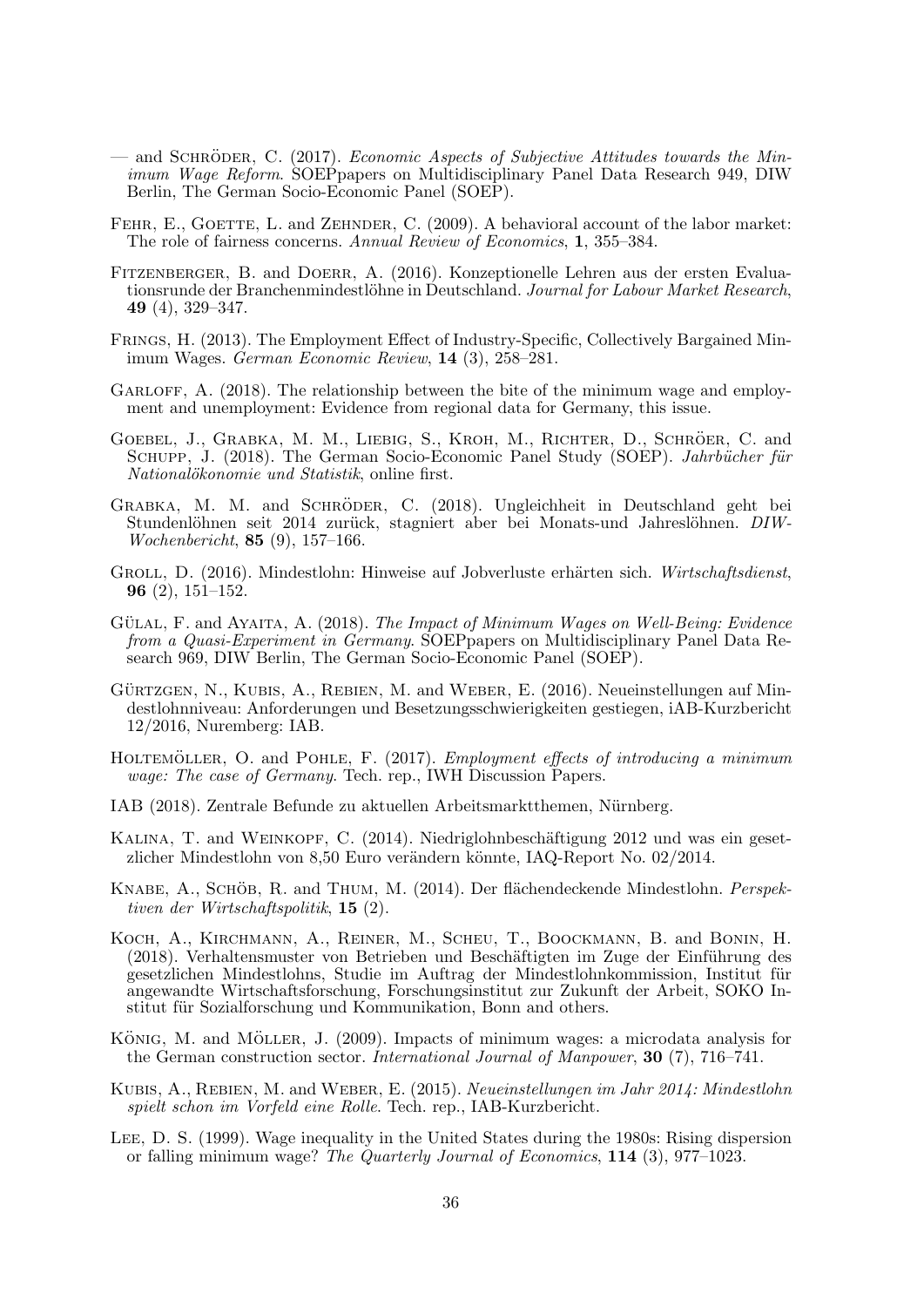— and Schröder, C. (2017). *Economic Aspects of Subjective Attitudes towards the Minimum Wage Reform*. SOEPpapers on Multidisciplinary Panel Data Research 949, DIW Berlin, The German Socio-Economic Panel (SOEP).

Fehr, E., Goette, L. and Zehnder, C. (2009). A behavioral account of the labor market: The role of fairness concerns. *Annual Review of Economics*, **1**, 355–384.

Fitzenberger, B. and Doerr, A. (2016). Konzeptionelle Lehren aus der ersten Evaluationsrunde der Branchenmindestlöhne in Deutschland. *Journal for Labour Market Research*, **49** (4), 329–347.

Frings, H. (2013). The Employment Effect of Industry-Specific, Collectively Bargained Minimum Wages. *German Economic Review*, **14** (3), 258–281.

Garloff, A. (2018). The relationship between the bite of the minimum wage and employment and unemployment: Evidence from regional data for Germany, this issue.

Goebel, J., Grabka, M. M., Liebig, S., Kroh, M., Richter, D., Schröer, C. and Schupp, J. (2018). The German Socio-Economic Panel Study (SOEP). *Jahrbücher für Nationalökonomie und Statistik*, online first.

Grabka, M. M. and Schröder, C. (2018). Ungleichheit in Deutschland geht bei Stundenlöhnen seit 2014 zurück, stagniert aber bei Monats-und Jahreslöhnen. *DIW-Wochenbericht*, **85** (9), 157–166.

Groll, D. (2016). Mindestlohn: Hinweise auf Jobverluste erhärten sich. *Wirtschaftsdienst*, **96** (2), 151–152.

Gülal, F. and Ayaita, A. (2018). *The Impact of Minimum Wages on Well-Being: Evidence from a Quasi-Experiment in Germany*. SOEPpapers on Multidisciplinary Panel Data Research 969, DIW Berlin, The German Socio-Economic Panel (SOEP).

Gürtzgen, N., Kubis, A., Rebien, M. and Weber, E. (2016). Neueinstellungen auf Mindestlohnniveau: Anforderungen und Besetzungsschwierigkeiten gestiegen, iAB-Kurzbericht 12/2016, Nuremberg: IAB.

Holtemöller, O. and Pohle, F. (2017). *Employment effects of introducing a minimum wage: The case of Germany*. Tech. rep., IWH Discussion Papers.

IAB (2018). Zentrale Befunde zu aktuellen Arbeitsmarktthemen, Nürnberg.

Kalina, T. and Weinkopf, C. (2014). Niedriglohnbeschäftigung 2012 und was ein gesetzlicher Mindestlohn von 8,50 Euro verändern könnte, IAQ-Report No. 02/2014.

Knabe, A., Schöb, R. and Thum, M. (2014). Der flächendeckende Mindestlohn. *Perspektiven der Wirtschaftspolitik*, **15** (2).

Koch, A., Kirchmann, A., Reiner, M., Scheu, T., Boockmann, B. and Bonin, H. (2018). Verhaltensmuster von Betrieben und Beschäftigten im Zuge der Einführung des gesetzlichen Mindestlohns, Studie im Auftrag der Mindestlohnkommission, Institut für angewandte Wirtschaftsforschung, Forschungsinstitut zur Zukunft der Arbeit, SOKO Institut für Sozialforschung und Kommunikation, Bonn and others.

König, M. and Möller, J. (2009). Impacts of minimum wages: a microdata analysis for the German construction sector. *International Journal of Manpower*, **30** (7), 716–741.

Kubis, A., Rebien, M. and Weber, E. (2015). *Neueinstellungen im Jahr 2014: Mindestlohn spielt schon im Vorfeld eine Rolle*. Tech. rep., IAB-Kurzbericht.

Lee, D. S. (1999). Wage inequality in the United States during the 1980s: Rising dispersion or falling minimum wage? *The Quarterly Journal of Economics*, **114** (3), 977–1023.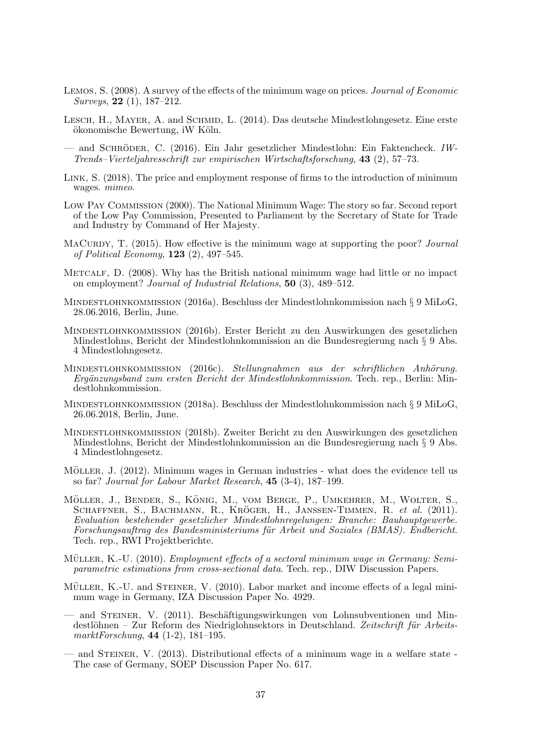Lemos, S. (2008). A survey of the effects of the minimum wage on prices. *Journal of Economic Surveys*, **22** (1), 187–212.

Lesch, H., Mayer, A. and Schmid, L. (2014). Das deutsche Mindestlohngesetz. Eine erste ökonomische Bewertung, iW Köln.

— and Schröder, C. (2016). Ein Jahr gesetzlicher Mindestlohn: Ein Faktencheck. *IW-Trends–Vierteljahresschrift zur empirischen Wirtschaftsforschung*, **43** (2), 57–73.

Link, S. (2018). The price and employment response of firms to the introduction of minimum wages. *mimeo*.

Low Pay Commission (2000). The National Minimum Wage: The story so far. Second report of the Low Pay Commission, Presented to Parliament by the Secretary of State for Trade and Industry by Command of Her Majesty.

MaCurdy, T. (2015). How effective is the minimum wage at supporting the poor? *Journal of Political Economy*, **123** (2), 497–545.

Metcalf, D. (2008). Why has the British national minimum wage had little or no impact on employment? *Journal of Industrial Relations*, **50** (3), 489–512.

Mindestlohnkommission (2016a). Beschluss der Mindestlohnkommission nach § 9 MiLoG, 28.06.2016, Berlin, June.

Mindestlohnkommission (2016b). Erster Bericht zu den Auswirkungen des gesetzlichen Mindestlohns, Bericht der Mindestlohnkommission an die Bundesregierung nach § 9 Abs. 4 Mindestlohngesetz.

Mindestlohnkommission (2016c). *Stellungnahmen aus der schriftlichen Anhörung. Ergänzungsband zum ersten Bericht der Mindestlohnkommission*. Tech. rep., Berlin: Mindestlohnkommission.

Mindestlohnkommission (2018a). Beschluss der Mindestlohnkommission nach § 9 MiLoG, 26.06.2018, Berlin, June.

Mindestlohnkommission (2018b). Zweiter Bericht zu den Auswirkungen des gesetzlichen Mindestlohns, Bericht der Mindestlohnkommission an die Bundesregierung nach § 9 Abs. 4 Mindestlohngesetz.

Möller, J. (2012). Minimum wages in German industries - what does the evidence tell us so far? *Journal for Labour Market Research*, **45** (3-4), 187–199.

Möller, J., Bender, S., König, M., vom Berge, P., Umkehrer, M., Wolter, S., Schaffner, S., Bachmann, R., Kröger, H., Janssen-Timmen, R. *et al.* (2011). *Evaluation bestehender gesetzlicher Mindestlohnregelungen: Branche: Bauhauptgewerbe. Forschungsauftrag des Bundesministeriums für Arbeit und Soziales (BMAS). Endbericht*. Tech. rep., RWI Projektberichte.

Müller, K.-U. (2010). *Employment effects of a sectoral minimum wage in Germany: Semiparametric estimations from cross-sectional data*. Tech. rep., DIW Discussion Papers.

Müller, K.-U. and Steiner, V. (2010). Labor market and income effects of a legal minimum wage in Germany, IZA Discussion Paper No. 4929.

— and Steiner, V. (2011). Beschäftigungswirkungen von Lohnsubventionen und Mindestlöhnen – Zur Reform des Niedriglohnsektors in Deutschland. *Zeitschrift für ArbeitsmarktForschung*, **44** (1-2), 181–195.

— and Steiner, V. (2013). Distributional effects of a minimum wage in a welfare state - The case of Germany, SOEP Discussion Paper No. 617.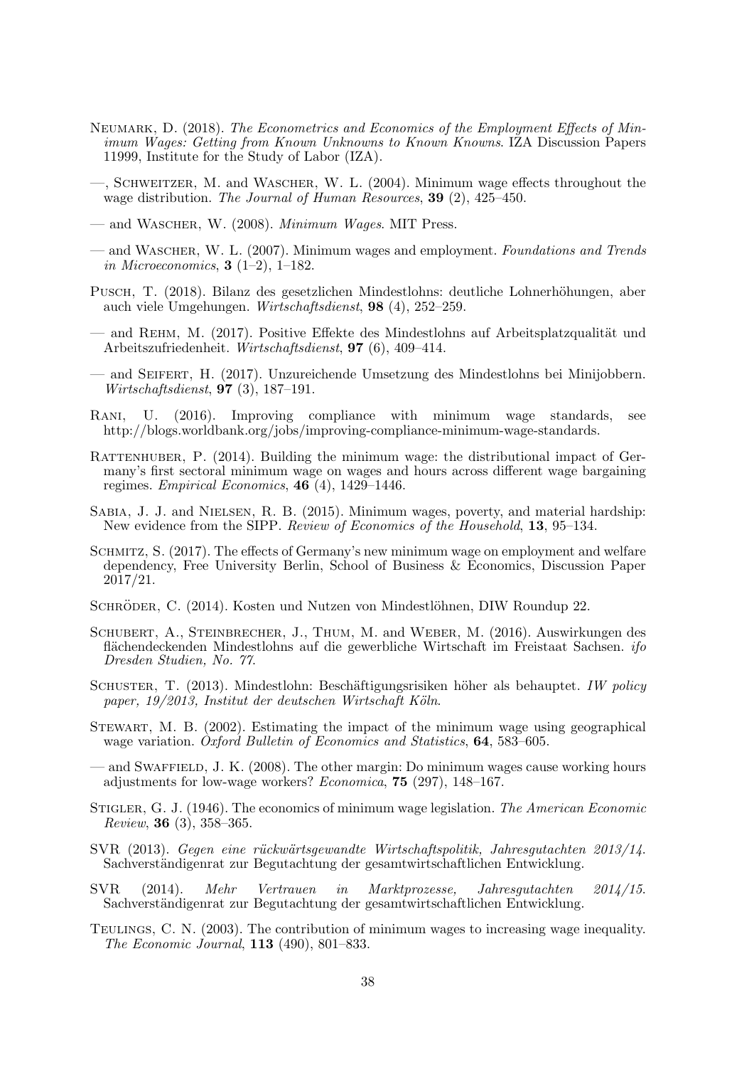Neumark, D. (2018). *The Econometrics and Economics of the Employment Effects of Minimum Wages: Getting from Known Unknowns to Known Knowns*. IZA Discussion Papers 11999, Institute for the Study of Labor (IZA).

—, Schweitzer, M. and Wascher, W. L. (2004). Minimum wage effects throughout the wage distribution. *The Journal of Human Resources*, **39** (2), 425–450.

— and Wascher, W. (2008). *Minimum Wages*. MIT Press.

— and Wascher, W. L. (2007). Minimum wages and employment. *Foundations and Trends in Microeconomics*, **3** (1–2), 1–182.

Pusch, T. (2018). Bilanz des gesetzlichen Mindestlohns: deutliche Lohnerhöhungen, aber auch viele Umgehungen. *Wirtschaftsdienst*, **98** (4), 252–259.

— and Rehm, M. (2017). Positive Effekte des Mindestlohns auf Arbeitsplatzqualität und Arbeitszufriedenheit. *Wirtschaftsdienst*, **97** (6), 409–414.

— and Seifert, H. (2017). Unzureichende Umsetzung des Mindestlohns bei Minijobbern. *Wirtschaftsdienst*, **97** (3), 187–191.

Rani, U. (2016). Improving compliance with minimum wage standards, see http://blogs.worldbank.org/jobs/improving-compliance-minimum-wage-standards.

Rattenhuber, P. (2014). Building the minimum wage: the distributional impact of Germany's first sectoral minimum wage on wages and hours across different wage bargaining regimes. *Empirical Economics*, **46** (4), 1429–1446.

Sabia, J. J. and Nielsen, R. B. (2015). Minimum wages, poverty, and material hardship: New evidence from the SIPP. *Review of Economics of the Household*, **13**, 95–134.

Schmitz, S. (2017). The effects of Germany's new minimum wage on employment and welfare dependency, Free University Berlin, School of Business & Economics, Discussion Paper 2017/21.

Schröder, C. (2014). Kosten und Nutzen von Mindestlöhnen, DIW Roundup 22.

Schubert, A., Steinbrecher, J., Thum, M. and Weber, M. (2016). Auswirkungen des flächendeckenden Mindestlohns auf die gewerbliche Wirtschaft im Freistaat Sachsen. *ifo Dresden Studien, No. 77*.

Schuster, T. (2013). Mindestlohn: Beschäftigungsrisiken höher als behauptet. *IW policy paper, 19/2013, Institut der deutschen Wirtschaft Köln*.

Stewart, M. B. (2002). Estimating the impact of the minimum wage using geographical wage variation. *Oxford Bulletin of Economics and Statistics*, **64**, 583–605.

— and Swaffield, J. K. (2008). The other margin: Do minimum wages cause working hours adjustments for low-wage workers? *Economica*, **75** (297), 148–167.

Stigler, G. J. (1946). The economics of minimum wage legislation. *The American Economic Review*, **36** (3), 358–365.

SVR (2013). *Gegen eine rückwärtsgewandte Wirtschaftspolitik, Jahresgutachten 2013/14*. Sachverständigenrat zur Begutachtung der gesamtwirtschaftlichen Entwicklung.

SVR (2014). *Mehr Vertrauen in Marktprozesse, Jahresgutachten 2014/15*. Sachverständigenrat zur Begutachtung der gesamtwirtschaftlichen Entwicklung.

Teulings, C. N. (2003). The contribution of minimum wages to increasing wage inequality. *The Economic Journal*, **113** (490), 801–833.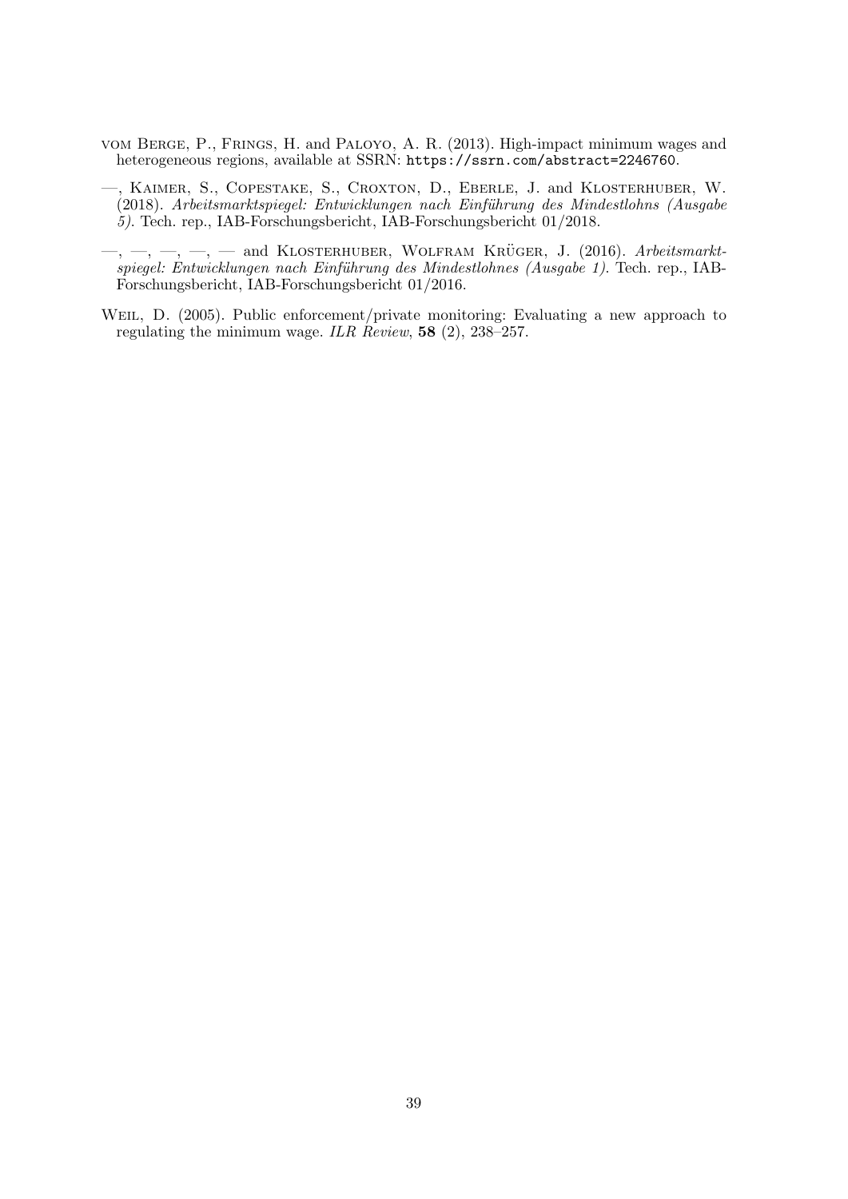vom Berge, P., Frings, H. and Paloyo, A. R. (2013). High-impact minimum wages and heterogeneous regions, available at SSRN: https://ssrn.com/abstract=2246760.

—, Kaimer, S., Copestake, S., Croxton, D., Eberle, J. and Klosterhuber, W. (2018). *Arbeitsmarktspiegel: Entwicklungen nach Einführung des Mindestlohns (Ausgabe 5)*. Tech. rep., IAB-Forschungsbericht, IAB-Forschungsbericht 01/2018.

—, —, —, —, — and Klosterhuber, Wolfram Krüger, J. (2016). *Arbeitsmarktspiegel: Entwicklungen nach Einführung des Mindestlohnes (Ausgabe 1)*. Tech. rep., IAB-Forschungsbericht, IAB-Forschungsbericht 01/2016.

Weil, D. (2005). Public enforcement/private monitoring: Evaluating a new approach to regulating the minimum wage. *ILR Review*, **58** (2), 238–257.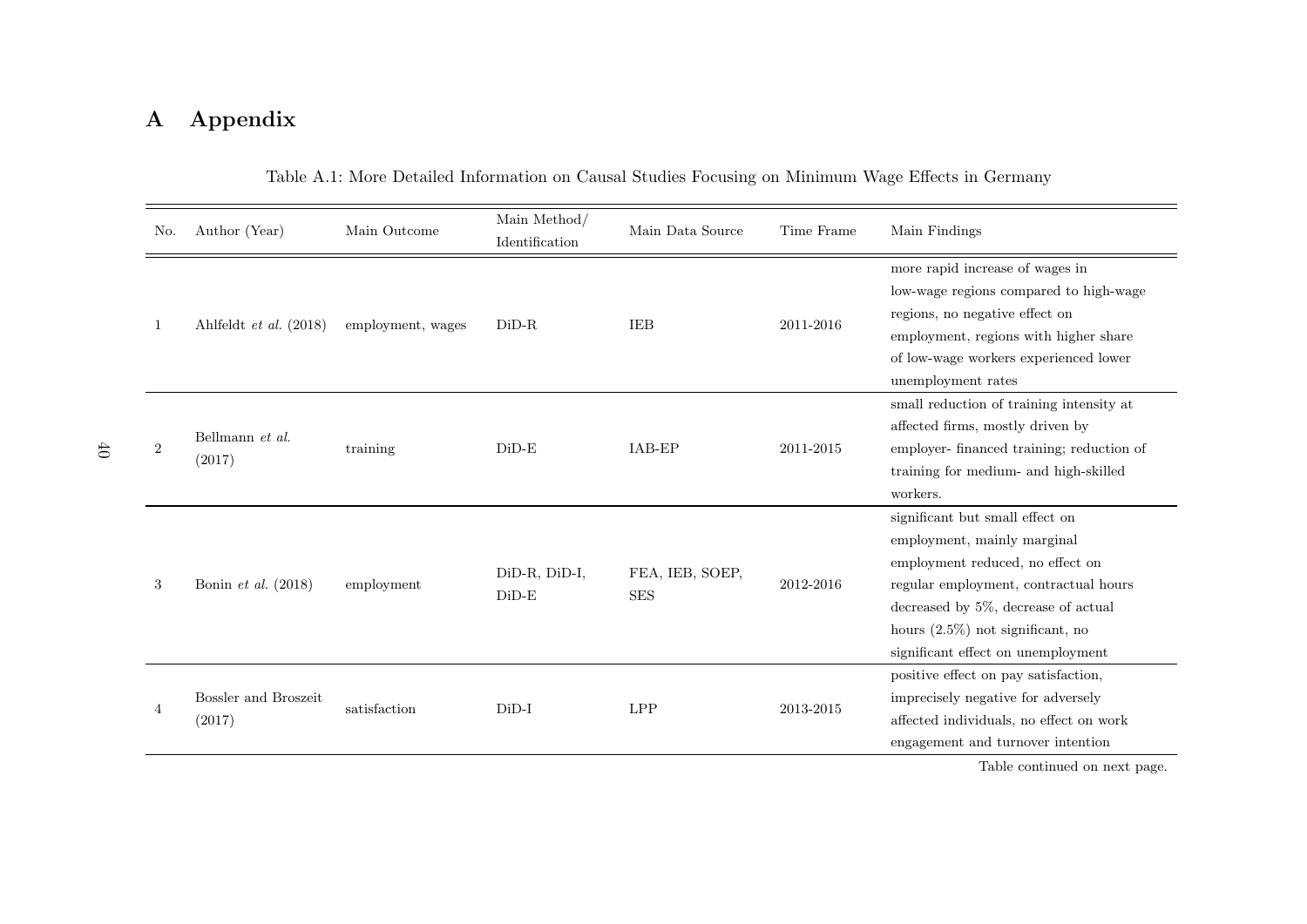# A Appendix

Table A.1: More Detailed Information on Causal Studies Focusing on Minimum Wage Effects in Germany

| No. | Author (Year) | Main Outcome | Main Method/ Identification | Main Data Source | Time Frame | Main Findings |
|---|---|---|---|---|---|---|
| 1 | Ahlfeldt *et al.* (2018) | employment, wages | DiD-R | IEB | 2011-2016 | more rapid increase of wages in low-wage regions compared to high-wage regions, no negative effect on employment, regions with higher share of low-wage workers experienced lower unemployment rates |
| 2 | Bellmann *et al.* (2017) | training | DiD-E | IAB-EP | 2011-2015 | small reduction of training intensity at affected firms, mostly driven by employer- financed training; reduction of training for medium- and high-skilled workers. |
| 3 | Bonin *et al.* (2018) | employment | DiD-R, DiD-I, DiD-E | FEA, IEB, SOEP, SES | 2012-2016 | significant but small effect on employment, mainly marginal employment reduced, no effect on regular employment, contractual hours decreased by 5%, decrease of actual hours (2.5%) not significant, no significant effect on unemployment |
| 4 | Bossler and Broszeit (2017) | satisfaction | DiD-I | LPP | 2013-2015 | positive effect on pay satisfaction, imprecisely negative for adversely affected individuals, no effect on work engagement and turnover intention |

Table continued on next page.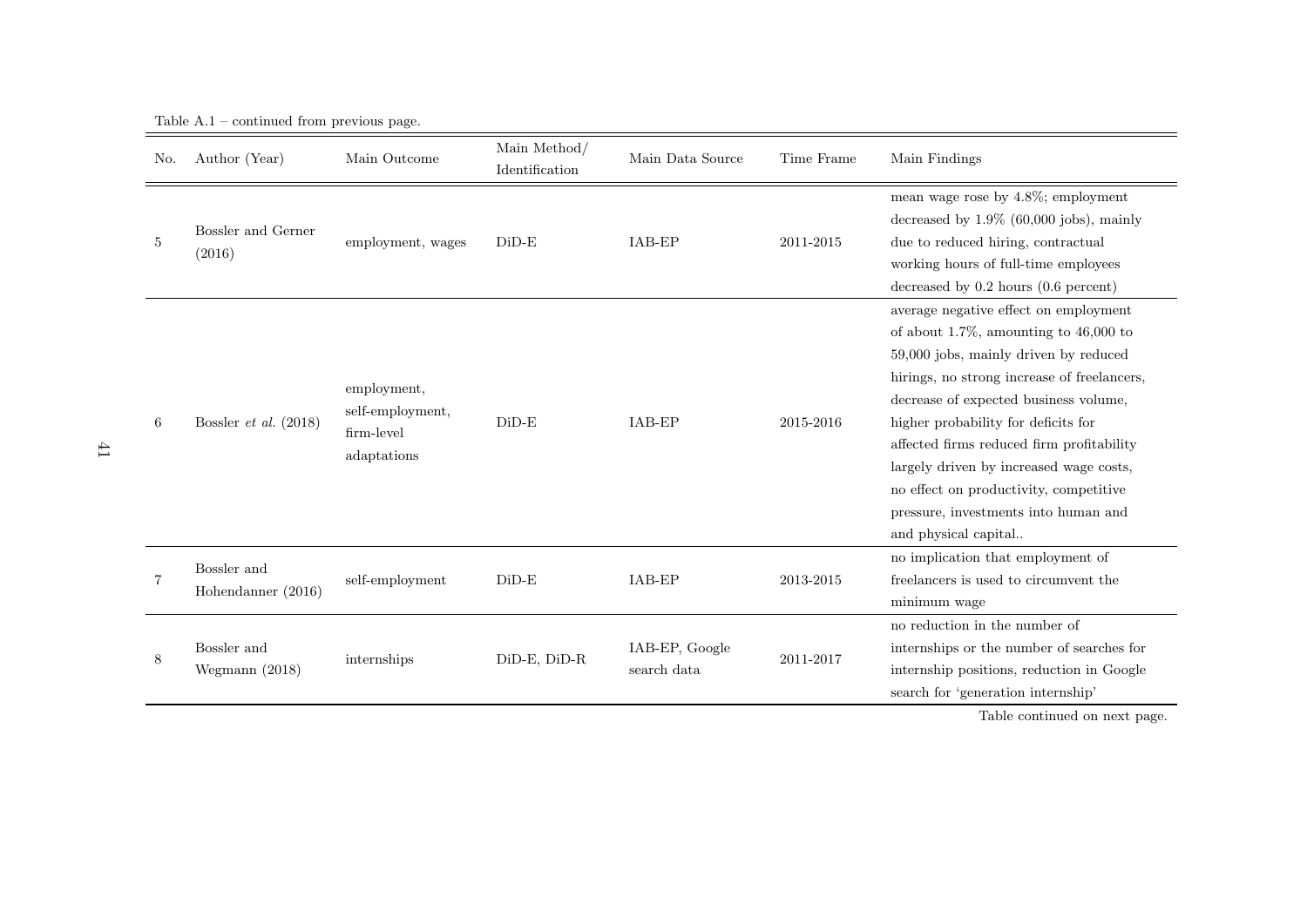Table A.1 – continued from previous page.

| No. | Author (Year) | Main Outcome | Main Method/ Identification | Main Data Source | Time Frame | Main Findings |
|---|---|---|---|---|---|---|
| 5 | Bossler and Gerner (2016) | employment, wages | DiD-E | IAB-EP | 2011-2015 | mean wage rose by 4.8%; employment decreased by 1.9% (60,000 jobs), mainly due to reduced hiring, contractual working hours of full-time employees decreased by 0.2 hours (0.6 percent) |
| 6 | Bossler *et al.* (2018) | employment, self-employment, firm-level adaptations | DiD-E | IAB-EP | 2015-2016 | average negative effect on employment of about 1.7%, amounting to 46,000 to 59,000 jobs, mainly driven by reduced hirings, no strong increase of freelancers, decrease of expected business volume, higher probability for deficits for affected firms reduced firm profitability largely driven by increased wage costs, no effect on productivity, competitive pressure, investments into human and and physical capital.. |
| 7 | Bossler and Hohendanner (2016) | self-employment | DiD-E | IAB-EP | 2013-2015 | no implication that employment of freelancers is used to circumvent the minimum wage |
| 8 | Bossler and Wegmann (2018) | internships | DiD-E, DiD-R | IAB-EP, Google search data | 2011-2017 | no reduction in the number of internships or the number of searches for internship positions, reduction in Google search for 'generation internship' |

Table continued on next page.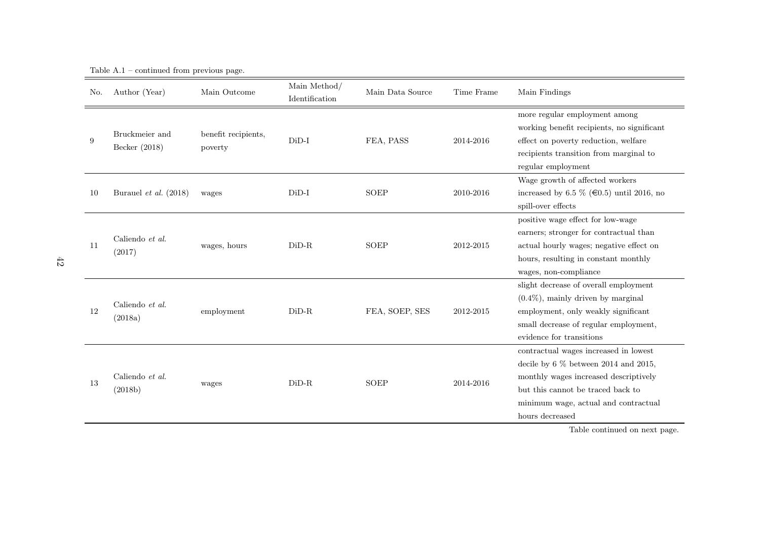Table A.1 – continued from previous page.

| No. | Author (Year) | Main Outcome | Main Method/ Identification | Main Data Source | Time Frame | Main Findings |
|---|---|---|---|---|---|---|
| 9 | Bruckmeier and Becker (2018) | benefit recipients, poverty | DiD-I | FEA, PASS | 2014-2016 | more regular employment among working benefit recipients, no significant effect on poverty reduction, welfare recipients transition from marginal to regular employment |
| 10 | Burauel *et al.* (2018) | wages | DiD-I | SOEP | 2010-2016 | Wage growth of affected workers increased by 6.5 % (€0.5) until 2016, no spill-over effects |
| 11 | Caliendo *et al.* (2017) | wages, hours | DiD-R | SOEP | 2012-2015 | positive wage effect for low-wage earners; stronger for contractual than actual hourly wages; negative effect on hours, resulting in constant monthly wages, non-compliance |
| 12 | Caliendo *et al.* (2018a) | employment | DiD-R | FEA, SOEP, SES | 2012-2015 | slight decrease of overall employment (0.4%), mainly driven by marginal employment, only weakly significant small decrease of regular employment, evidence for transitions |
| 13 | Caliendo *et al.* (2018b) | wages | DiD-R | SOEP | 2014-2016 | contractual wages increased in lowest decile by 6 % between 2014 and 2015, monthly wages increased descriptively but this cannot be traced back to minimum wage, actual and contractual hours decreased |

Table continued on next page.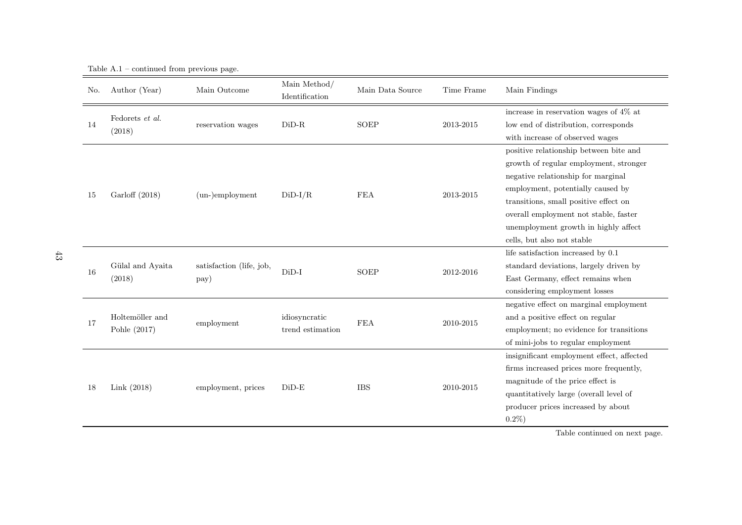Table A.1 – continued from previous page.

| No. | Author (Year) | Main Outcome | Main Method/ Identification | Main Data Source | Time Frame | Main Findings |
|---|---|---|---|---|---|---|
| 14 | Fedorets *et al.* (2018) | reservation wages | DiD-R | SOEP | 2013-2015 | increase in reservation wages of 4% at low end of distribution, corresponds with increase of observed wages |
| 15 | Garloff (2018) | (un-)employment | DiD-I/R | FEA | 2013-2015 | positive relationship between bite and growth of regular employment, stronger negative relationship for marginal employment, potentially caused by transitions, small positive effect on overall employment not stable, faster unemployment growth in highly affect cells, but also not stable |
| 16 | Gülal and Ayaita (2018) | satisfaction (life, job, pay) | DiD-I | SOEP | 2012-2016 | life satisfaction increased by 0.1 standard deviations, largely driven by East Germany, effect remains when considering employment losses |
| 17 | Holtemöller and Pohle (2017) | employment | idiosyncratic trend estimation | FEA | 2010-2015 | negative effect on marginal employment and a positive effect on regular employment; no evidence for transitions of mini-jobs to regular employment |
| 18 | Link (2018) | employment, prices | DiD-E | IBS | 2010-2015 | insignificant employment effect, affected firms increased prices more frequently, magnitude of the price effect is quantitatively large (overall level of producer prices increased by about 0.2%) |

Table continued on next page.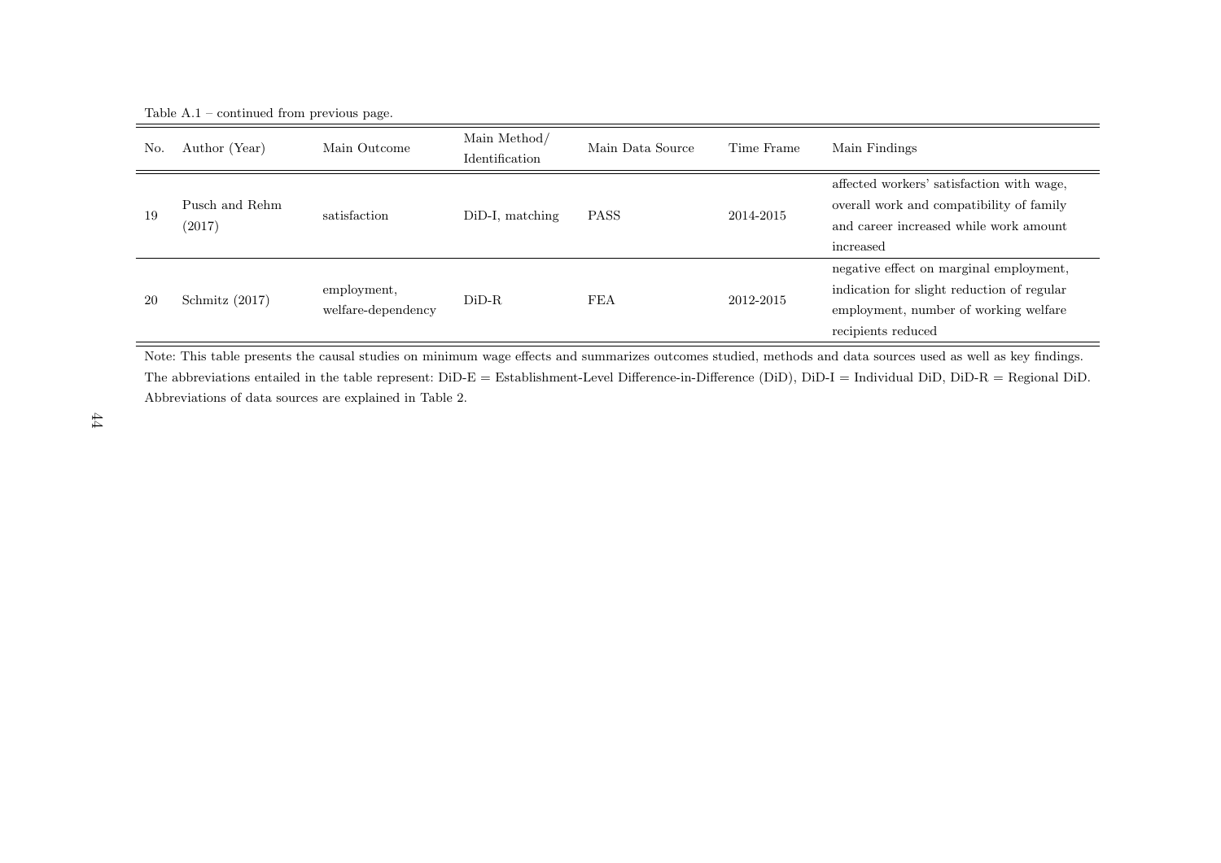Table A.1 – continued from previous page.

| No. | Author (Year) | Main Outcome | Main Method/ Identification | Main Data Source | Time Frame | Main Findings |
|---|---|---|---|---|---|---|
| 19 | Pusch and Rehm (2017) | satisfaction | DiD-I, matching | PASS | 2014-2015 | affected workers' satisfaction with wage, overall work and compatibility of family and career increased while work amount increased |
| 20 | Schmitz (2017) | employment, welfare-dependency | DiD-R | FEA | 2012-2015 | negative effect on marginal employment, indication for slight reduction of regular employment, number of working welfare recipients reduced |

Note: This table presents the causal studies on minimum wage effects and summarizes outcomes studied, methods and data sources used as well as key findings. The abbreviations entailed in the table represent: DiD-E = Establishment-Level Difference-in-Difference (DiD), DiD-I = Individual DiD, DiD-R = Regional DiD. Abbreviations of data sources are explained in Table 2.